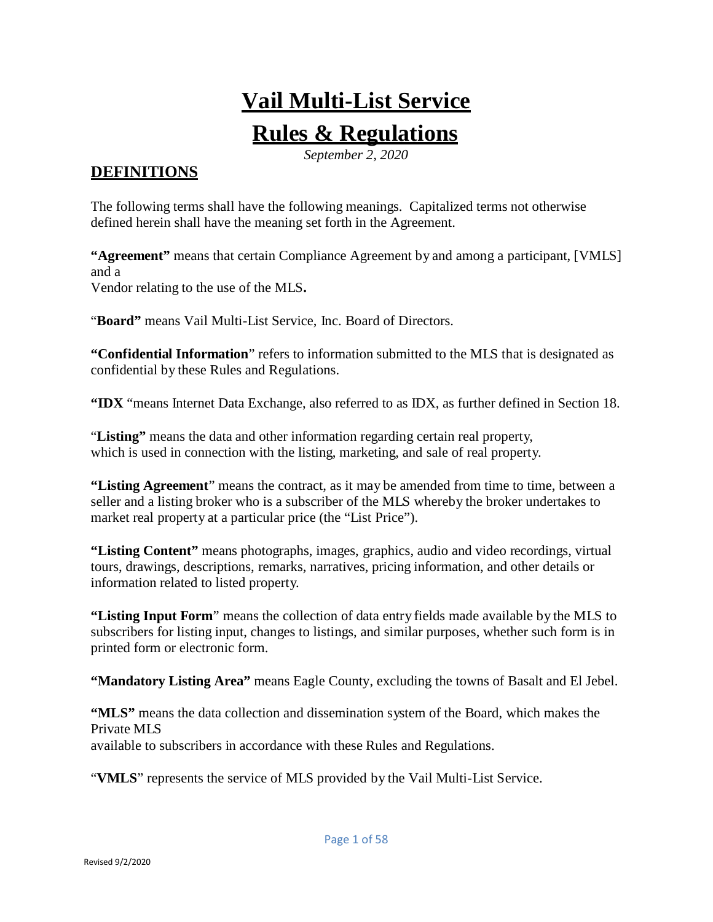# Vail Multi-List Service

# Rules & Regulations

*September 2, 2020*

## DEFINITIONS

The following terms shall have the following meanings. Capitalized terms not otherwise defined herein shall have the meaning set forth in the Agreement.

**"Agreement"** means that certain Compliance Agreement by and among a participant, [VMLS] and a Vendor relating to the use of the MLS**.**

"**Board"** means Vail Multi-List Service, Inc. Board of Directors.

**"Confidential Information**" refers to information submitted to the MLS that is designated as confidential by these Rules and Regulations.

**"IDX** "means Internet Data Exchange, also referred to as IDX, as further defined in Section 18.

"**Listing"** means the data and other information regarding certain real property, which is used in connection with the listing, marketing, and sale of real property.

**"Listing Agreement**" means the contract, as it may be amended from time to time, between a seller and a listing broker who is a subscriber of the MLS whereby the broker undertakes to market real property at a particular price (the "List Price").

**"Listing Content"** means photographs, images, graphics, audio and video recordings, virtual tours, drawings, descriptions, remarks, narratives, pricing information, and other details or information related to listed property.

**"Listing Input Form**" means the collection of data entry fields made available by the MLS to subscribers for listing input, changes to listings, and similar purposes, whether such form is in printed form or electronic form.

**"Mandatory Listing Area"** means Eagle County, excluding the towns of Basalt and El Jebel.

**"MLS"** means the data collection and dissemination system of the Board, which makes the Private MLS available to subscribers in accordance with these Rules and Regulations.

"**VMLS**" represents the service of MLS provided by the Vail Multi-List Service.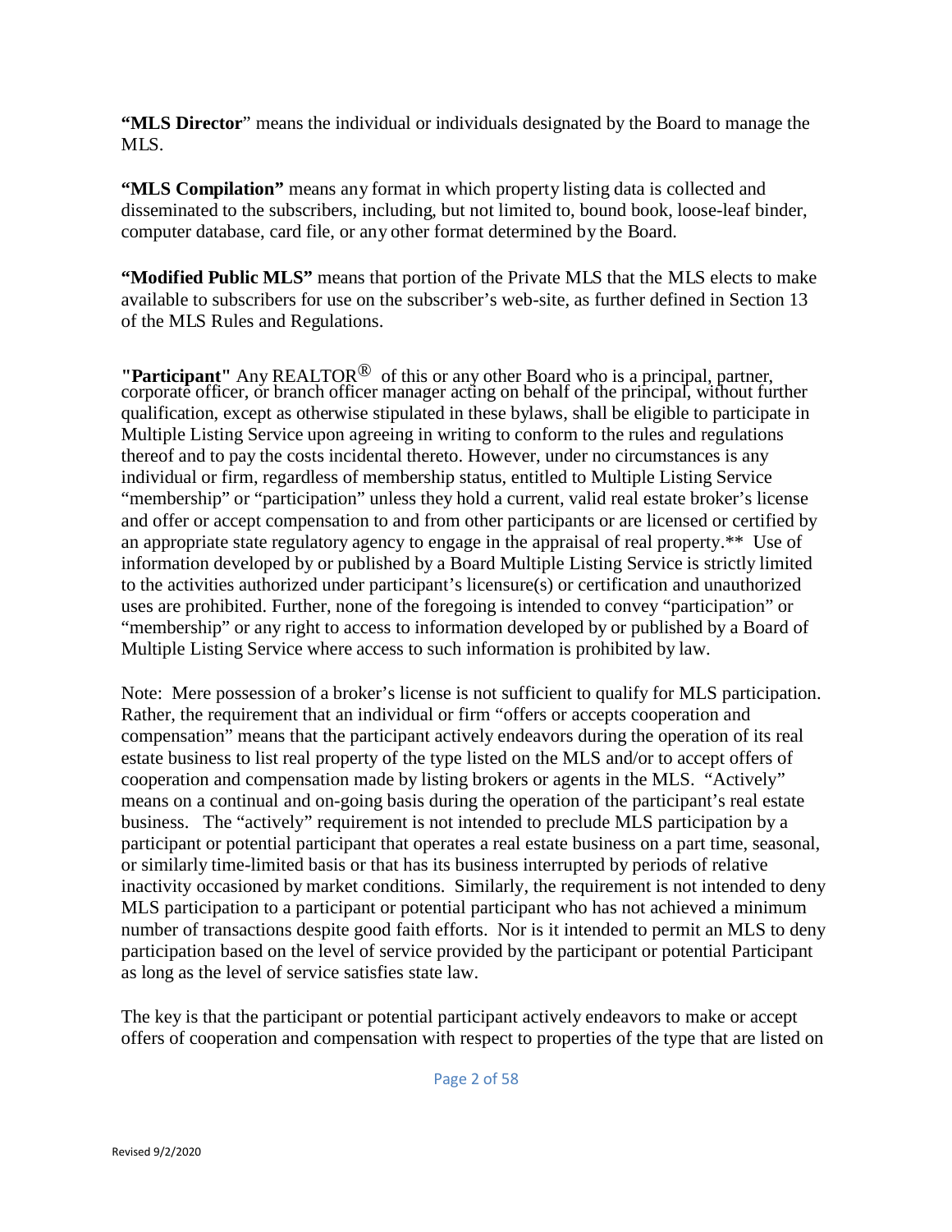**"MLS Director**" means the individual or individuals designated by the Board to manage the MLS.

**"MLS Compilation"** means any format in which property listing data is collected and disseminated to the subscribers, including, but not limited to, bound book, loose-leaf binder, computer database, card file, or any other format determined by the Board.

**"Modified Public MLS"** means that portion of the Private MLS that the MLS elects to make available to subscribers for use on the subscriber's web-site, as further defined in Section 13 of the MLS Rules and Regulations.

**"Participant"** Any REALTOR® of this or any other Board who is a principal, partner, corporate officer, or branch officer manager acting on behalf of the principal, without further qualification, except as otherwise stipulated in these bylaws, shall be eligible to participate in Multiple Listing Service upon agreeing in writing to conform to the rules and regulations thereof and to pay the costs incidental thereto. However, under no circumstances is any individual or firm, regardless of membership status, entitled to Multiple Listing Service "membership" or "participation" unless they hold a current, valid real estate broker's license and offer or accept compensation to and from other participants or are licensed or certified by an appropriate state regulatory agency to engage in the appraisal of real property.** Use of information developed by or published by a Board Multiple Listing Service is strictly limited to the activities authorized under participant's licensure(s) or certification and unauthorized uses are prohibited. Further, none of the foregoing is intended to convey "participation" or "membership" or any right to access to information developed by or published by a Board of Multiple Listing Service where access to such information is prohibited by law.

Note: Mere possession of a broker's license is not sufficient to qualify for MLS participation. Rather, the requirement that an individual or firm "offers or accepts cooperation and compensation" means that the participant actively endeavors during the operation of its real estate business to list real property of the type listed on the MLS and/or to accept offers of cooperation and compensation made by listing brokers or agents in the MLS. "Actively" means on a continual and on-going basis during the operation of the participant's real estate business. The "actively" requirement is not intended to preclude MLS participation by a participant or potential participant that operates a real estate business on a part time, seasonal, or similarly time-limited basis or that has its business interrupted by periods of relative inactivity occasioned by market conditions. Similarly, the requirement is not intended to deny MLS participation to a participant or potential participant who has not achieved a minimum number of transactions despite good faith efforts. Nor is it intended to permit an MLS to deny participation based on the level of service provided by the participant or potential Participant as long as the level of service satisfies state law.

The key is that the participant or potential participant actively endeavors to make or accept offers of cooperation and compensation with respect to properties of the type that are listed on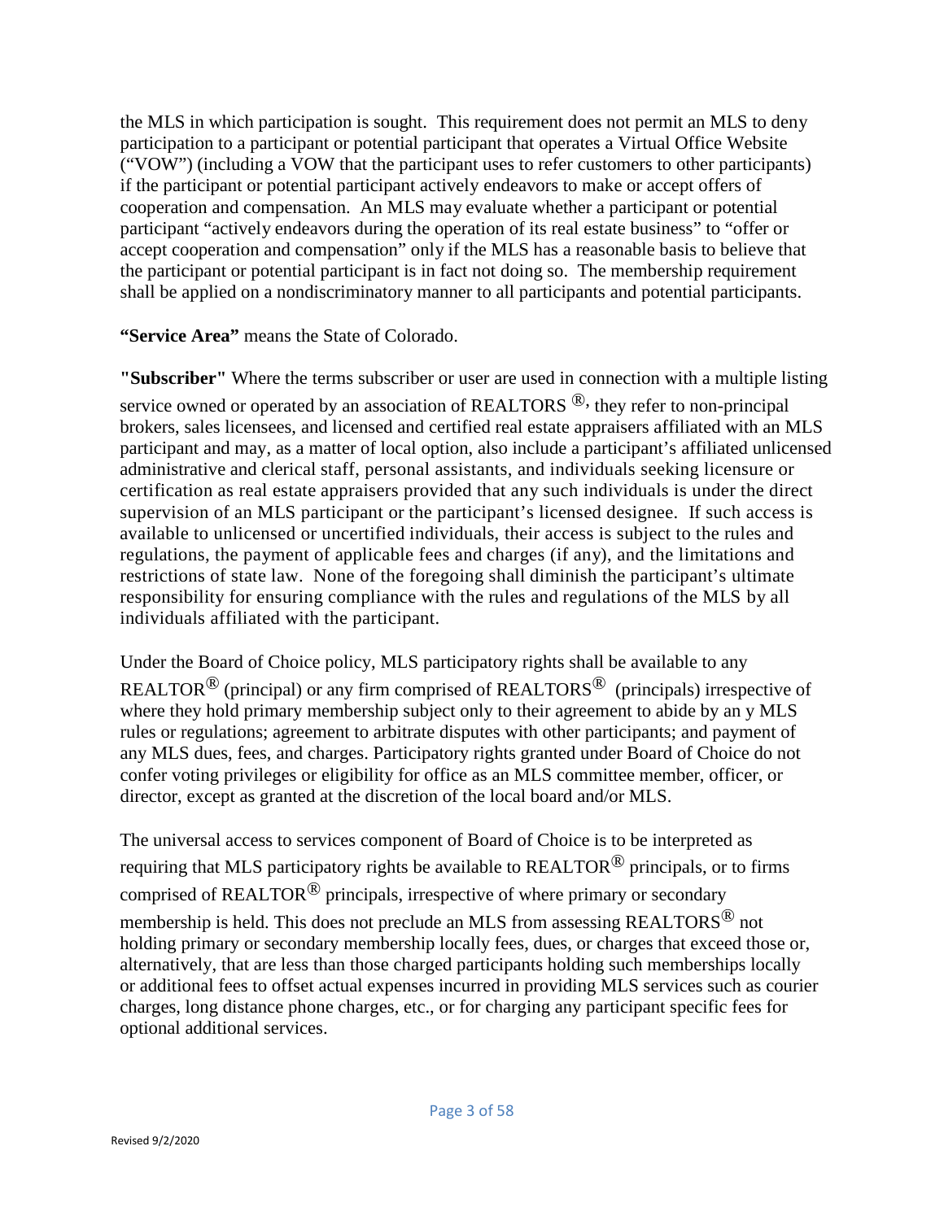the MLS in which participation is sought. This requirement does not permit an MLS to deny participation to a participant or potential participant that operates a Virtual Office Website ("VOW") (including a VOW that the participant uses to refer customers to other participants) if the participant or potential participant actively endeavors to make or accept offers of cooperation and compensation. An MLS may evaluate whether a participant or potential participant "actively endeavors during the operation of its real estate business" to "offer or accept cooperation and compensation" only if the MLS has a reasonable basis to believe that the participant or potential participant is in fact not doing so. The membership requirement shall be applied on a nondiscriminatory manner to all participants and potential participants.

**"Service Area"** means the State of Colorado.

**"Subscriber"** Where the terms subscriber or user are used in connection with a multiple listing service owned or operated by an association of REALTORS ®, they refer to non-principal brokers, sales licensees, and licensed and certified real estate appraisers affiliated with an MLS participant and may, as a matter of local option, also include a participant's affiliated unlicensed administrative and clerical staff, personal assistants, and individuals seeking licensure or certification as real estate appraisers provided that any such individuals is under the direct supervision of an MLS participant or the participant's licensed designee. If such access is available to unlicensed or uncertified individuals, their access is subject to the rules and regulations, the payment of applicable fees and charges (if any), and the limitations and restrictions of state law. None of the foregoing shall diminish the participant's ultimate responsibility for ensuring compliance with the rules and regulations of the MLS by all individuals affiliated with the participant.

Under the Board of Choice policy, MLS participatory rights shall be available to any REALTOR® (principal) or any firm comprised of REALTORS® (principals) irrespective of where they hold primary membership subject only to their agreement to abide by an y MLS rules or regulations; agreement to arbitrate disputes with other participants; and payment of any MLS dues, fees, and charges. Participatory rights granted under Board of Choice do not confer voting privileges or eligibility for office as an MLS committee member, officer, or director, except as granted at the discretion of the local board and/or MLS.

The universal access to services component of Board of Choice is to be interpreted as requiring that MLS participatory rights be available to REALTOR® principals, or to firms comprised of REALTOR® principals, irrespective of where primary or secondary membership is held. This does not preclude an MLS from assessing REALTORS® not holding primary or secondary membership locally fees, dues, or charges that exceed those or, alternatively, that are less than those charged participants holding such memberships locally or additional fees to offset actual expenses incurred in providing MLS services such as courier charges, long distance phone charges, etc., or for charging any participant specific fees for optional additional services.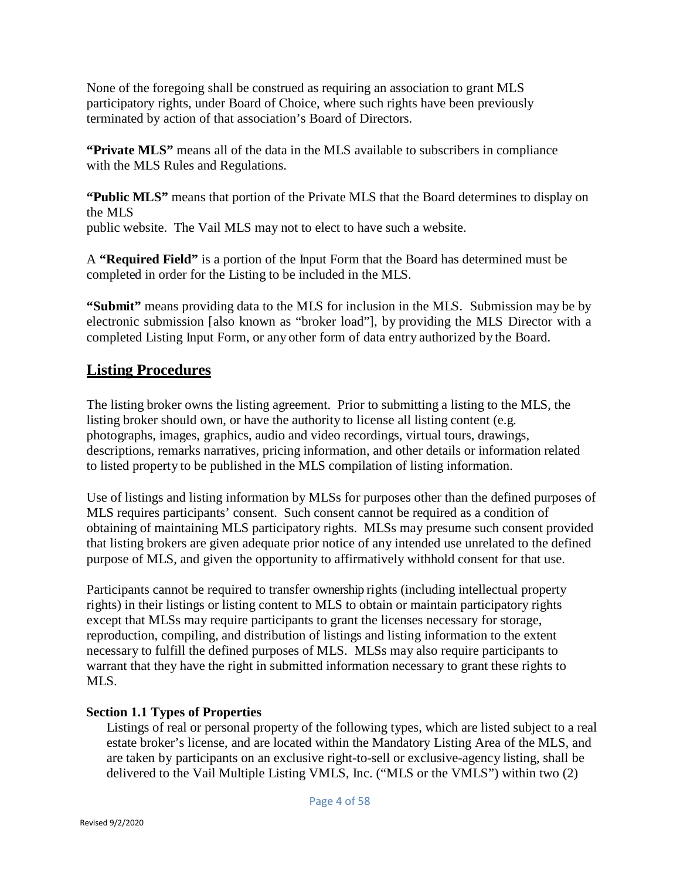None of the foregoing shall be construed as requiring an association to grant MLS participatory rights, under Board of Choice, where such rights have been previously terminated by action of that association's Board of Directors.

**"Private MLS"** means all of the data in the MLS available to subscribers in compliance with the MLS Rules and Regulations.

**"Public MLS"** means that portion of the Private MLS that the Board determines to display on the MLS public website. The Vail MLS may not to elect to have such a website.

A **"Required Field"** is a portion of the Input Form that the Board has determined must be completed in order for the Listing to be included in the MLS.

**"Submit"** means providing data to the MLS for inclusion in the MLS. Submission may be by electronic submission [also known as "broker load"], by providing the MLS Director with a completed Listing Input Form, or any other form of data entry authorized by the Board.

## Listing Procedures

The listing broker owns the listing agreement. Prior to submitting a listing to the MLS, the listing broker should own, or have the authority to license all listing content (e.g. photographs, images, graphics, audio and video recordings, virtual tours, drawings, descriptions, remarks narratives, pricing information, and other details or information related to listed property to be published in the MLS compilation of listing information.

Use of listings and listing information by MLSs for purposes other than the defined purposes of MLS requires participants' consent. Such consent cannot be required as a condition of obtaining of maintaining MLS participatory rights. MLSs may presume such consent provided that listing brokers are given adequate prior notice of any intended use unrelated to the defined purpose of MLS, and given the opportunity to affirmatively withhold consent for that use.

Participants cannot be required to transfer ownership rights (including intellectual property rights) in their listings or listing content to MLS to obtain or maintain participatory rights except that MLSs may require participants to grant the licenses necessary for storage, reproduction, compiling, and distribution of listings and listing information to the extent necessary to fulfill the defined purposes of MLS. MLSs may also require participants to warrant that they have the right in submitted information necessary to grant these rights to MLS.

### Section 1.1 Types of Properties

Listings of real or personal property of the following types, which are listed subject to a real estate broker's license, and are located within the Mandatory Listing Area of the MLS, and are taken by participants on an exclusive right-to-sell or exclusive-agency listing, shall be delivered to the Vail Multiple Listing VMLS, Inc. ("MLS or the VMLS") within two (2)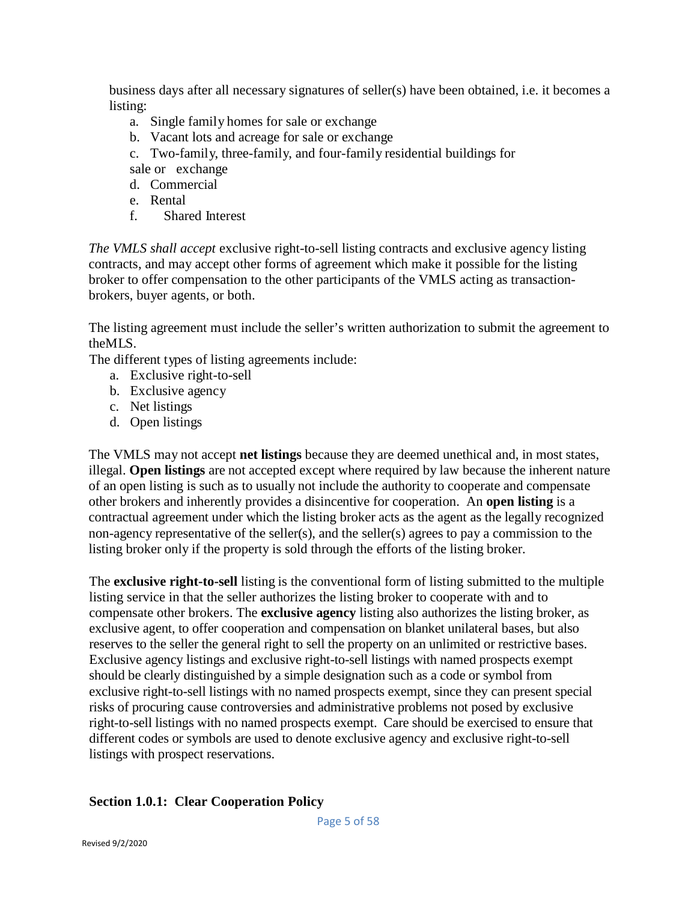business days after all necessary signatures of seller(s) have been obtained, i.e. it becomes a listing:

a. Single family homes for sale or exchange
b. Vacant lots and acreage for sale or exchange
c. Two-family, three-family, and four-family residential buildings for sale or exchange
d. Commercial
e. Rental
f. Shared Interest

*The VMLS shall accept* exclusive right-to-sell listing contracts and exclusive agency listing contracts, and may accept other forms of agreement which make it possible for the listing broker to offer compensation to the other participants of the VMLS acting as transaction-brokers, buyer agents, or both.

The listing agreement must include the seller's written authorization to submit the agreement to theMLS.

The different types of listing agreements include:

a. Exclusive right-to-sell
b. Exclusive agency
c. Net listings
d. Open listings

The VMLS may not accept **net listings** because they are deemed unethical and, in most states, illegal. **Open listings** are not accepted except where required by law because the inherent nature of an open listing is such as to usually not include the authority to cooperate and compensate other brokers and inherently provides a disincentive for cooperation. An **open listing** is a contractual agreement under which the listing broker acts as the agent as the legally recognized non-agency representative of the seller(s), and the seller(s) agrees to pay a commission to the listing broker only if the property is sold through the efforts of the listing broker.

The **exclusive right-to-sell** listing is the conventional form of listing submitted to the multiple listing service in that the seller authorizes the listing broker to cooperate with and to compensate other brokers. The **exclusive agency** listing also authorizes the listing broker, as exclusive agent, to offer cooperation and compensation on blanket unilateral bases, but also reserves to the seller the general right to sell the property on an unlimited or restrictive bases. Exclusive agency listings and exclusive right-to-sell listings with named prospects exempt should be clearly distinguished by a simple designation such as a code or symbol from exclusive right-to-sell listings with no named prospects exempt, since they can present special risks of procuring cause controversies and administrative problems not posed by exclusive right-to-sell listings with no named prospects exempt. Care should be exercised to ensure that different codes or symbols are used to denote exclusive agency and exclusive right-to-sell listings with prospect reservations.

### Section 1.0.1: Clear Cooperation Policy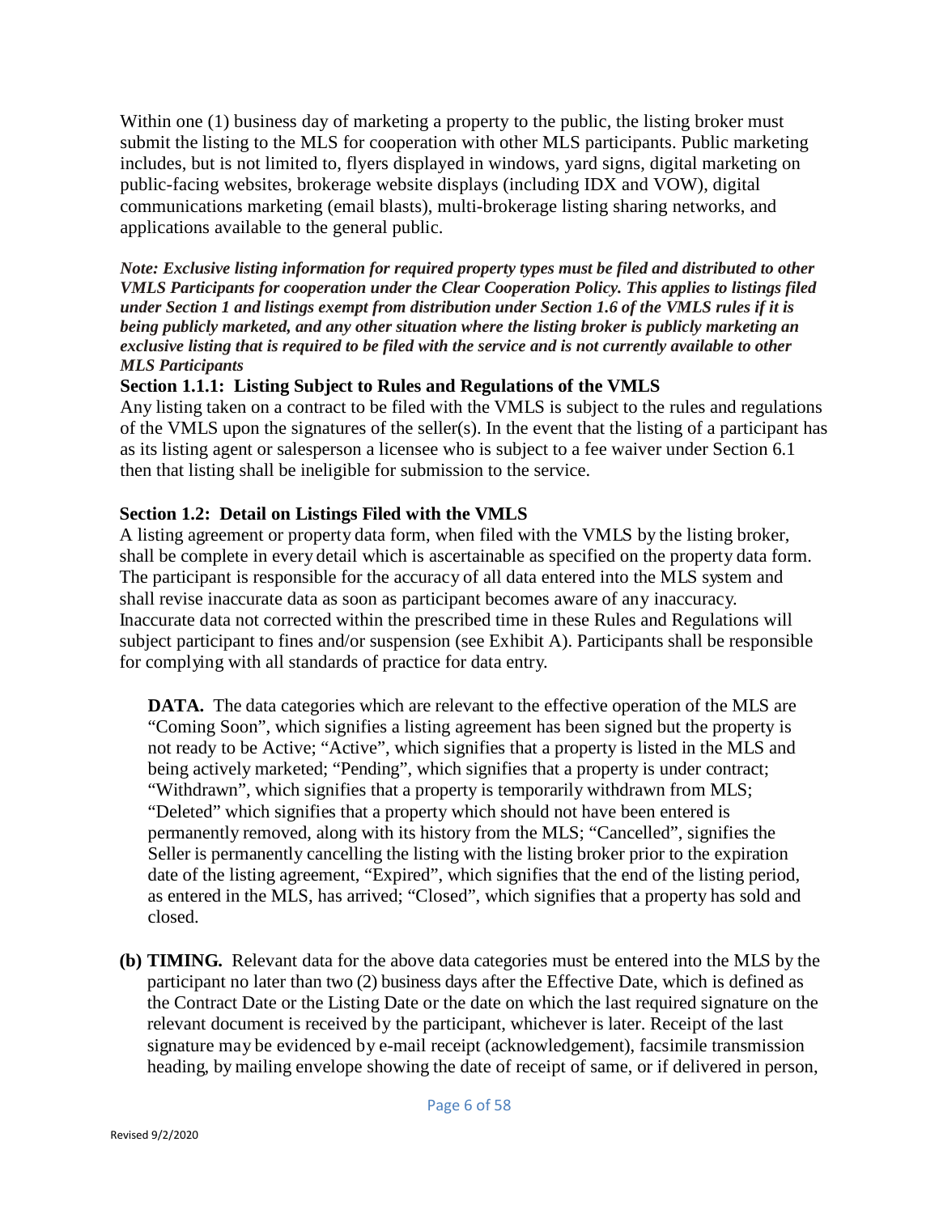Within one (1) business day of marketing a property to the public, the listing broker must submit the listing to the MLS for cooperation with other MLS participants. Public marketing includes, but is not limited to, flyers displayed in windows, yard signs, digital marketing on public-facing websites, brokerage website displays (including IDX and VOW), digital communications marketing (email blasts), multi-brokerage listing sharing networks, and applications available to the general public.

***Note: Exclusive listing information for required property types must be filed and distributed to other VMLS Participants for cooperation under the Clear Cooperation Policy. This applies to listings filed under Section 1 and listings exempt from distribution under Section 1.6 of the VMLS rules if it is being publicly marketed, and any other situation where the listing broker is publicly marketing an exclusive listing that is required to be filed with the service and is not currently available to other MLS Participants***

**Section 1.1.1: Listing Subject to Rules and Regulations of the VMLS**

Any listing taken on a contract to be filed with the VMLS is subject to the rules and regulations of the VMLS upon the signatures of the seller(s). In the event that the listing of a participant has as its listing agent or salesperson a licensee who is subject to a fee waiver under Section 6.1 then that listing shall be ineligible for submission to the service.

**Section 1.2: Detail on Listings Filed with the VMLS**

A listing agreement or property data form, when filed with the VMLS by the listing broker, shall be complete in every detail which is ascertainable as specified on the property data form. The participant is responsible for the accuracy of all data entered into the MLS system and shall revise inaccurate data as soon as participant becomes aware of any inaccuracy. Inaccurate data not corrected within the prescribed time in these Rules and Regulations will subject participant to fines and/or suspension (see Exhibit A). Participants shall be responsible for complying with all standards of practice for data entry.

**DATA.** The data categories which are relevant to the effective operation of the MLS are "Coming Soon", which signifies a listing agreement has been signed but the property is not ready to be Active; "Active", which signifies that a property is listed in the MLS and being actively marketed; "Pending", which signifies that a property is under contract; "Withdrawn", which signifies that a property is temporarily withdrawn from MLS; "Deleted" which signifies that a property which should not have been entered is permanently removed, along with its history from the MLS; "Cancelled", signifies the Seller is permanently cancelling the listing with the listing broker prior to the expiration date of the listing agreement, "Expired", which signifies that the end of the listing period, as entered in the MLS, has arrived; "Closed", which signifies that a property has sold and closed.

**(b) TIMING.** Relevant data for the above data categories must be entered into the MLS by the participant no later than two (2) business days after the Effective Date, which is defined as the Contract Date or the Listing Date or the date on which the last required signature on the relevant document is received by the participant, whichever is later. Receipt of the last signature may be evidenced by e-mail receipt (acknowledgement), facsimile transmission heading, by mailing envelope showing the date of receipt of same, or if delivered in person,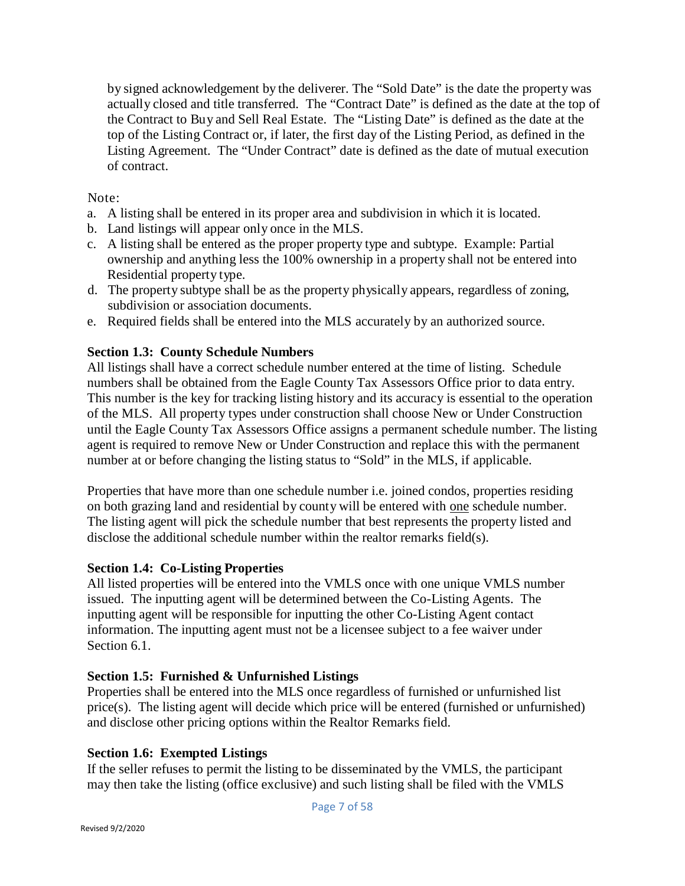by signed acknowledgement by the deliverer. The "Sold Date" is the date the property was actually closed and title transferred. The "Contract Date" is defined as the date at the top of the Contract to Buy and Sell Real Estate. The "Listing Date" is defined as the date at the top of the Listing Contract or, if later, the first day of the Listing Period, as defined in the Listing Agreement. The "Under Contract" date is defined as the date of mutual execution of contract.

Note:

a. A listing shall be entered in its proper area and subdivision in which it is located.
b. Land listings will appear only once in the MLS.
c. A listing shall be entered as the proper property type and subtype. Example: Partial ownership and anything less the 100% ownership in a property shall not be entered into Residential property type.
d. The property subtype shall be as the property physically appears, regardless of zoning, subdivision or association documents.
e. Required fields shall be entered into the MLS accurately by an authorized source.

**Section 1.3: County Schedule Numbers**

All listings shall have a correct schedule number entered at the time of listing. Schedule numbers shall be obtained from the Eagle County Tax Assessors Office prior to data entry. This number is the key for tracking listing history and its accuracy is essential to the operation of the MLS. All property types under construction shall choose New or Under Construction until the Eagle County Tax Assessors Office assigns a permanent schedule number. The listing agent is required to remove New or Under Construction and replace this with the permanent number at or before changing the listing status to "Sold" in the MLS, if applicable.

Properties that have more than one schedule number i.e. joined condos, properties residing on both grazing land and residential by county will be entered with one schedule number. The listing agent will pick the schedule number that best represents the property listed and disclose the additional schedule number within the realtor remarks field(s).

**Section 1.4: Co-Listing Properties**

All listed properties will be entered into the VMLS once with one unique VMLS number issued. The inputting agent will be determined between the Co-Listing Agents. The inputting agent will be responsible for inputting the other Co-Listing Agent contact information. The inputting agent must not be a licensee subject to a fee waiver under Section 6.1.

**Section 1.5: Furnished & Unfurnished Listings**

Properties shall be entered into the MLS once regardless of furnished or unfurnished list price(s). The listing agent will decide which price will be entered (furnished or unfurnished) and disclose other pricing options within the Realtor Remarks field.

**Section 1.6: Exempted Listings**

If the seller refuses to permit the listing to be disseminated by the VMLS, the participant may then take the listing (office exclusive) and such listing shall be filed with the VMLS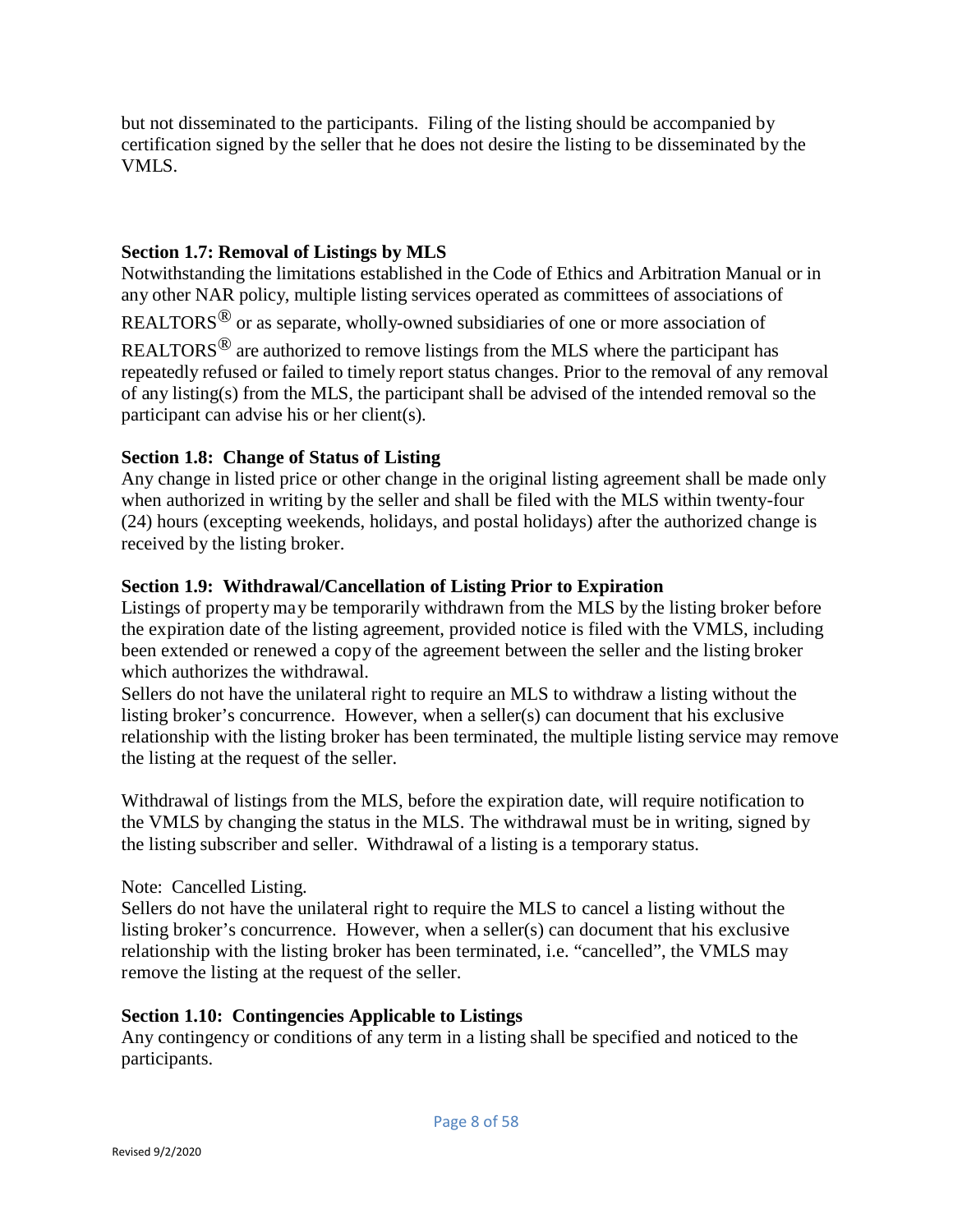but not disseminated to the participants. Filing of the listing should be accompanied by certification signed by the seller that he does not desire the listing to be disseminated by the VMLS.

**Section 1.7: Removal of Listings by MLS**

Notwithstanding the limitations established in the Code of Ethics and Arbitration Manual or in any other NAR policy, multiple listing services operated as committees of associations of REALTORS® or as separate, wholly-owned subsidiaries of one or more association of REALTORS® are authorized to remove listings from the MLS where the participant has repeatedly refused or failed to timely report status changes. Prior to the removal of any removal of any listing(s) from the MLS, the participant shall be advised of the intended removal so the participant can advise his or her client(s).

**Section 1.8: Change of Status of Listing**

Any change in listed price or other change in the original listing agreement shall be made only when authorized in writing by the seller and shall be filed with the MLS within twenty-four (24) hours (excepting weekends, holidays, and postal holidays) after the authorized change is received by the listing broker.

**Section 1.9: Withdrawal/Cancellation of Listing Prior to Expiration**

Listings of property may be temporarily withdrawn from the MLS by the listing broker before the expiration date of the listing agreement, provided notice is filed with the VMLS, including been extended or renewed a copy of the agreement between the seller and the listing broker which authorizes the withdrawal.

Sellers do not have the unilateral right to require an MLS to withdraw a listing without the listing broker's concurrence. However, when a seller(s) can document that his exclusive relationship with the listing broker has been terminated, the multiple listing service may remove the listing at the request of the seller.

Withdrawal of listings from the MLS, before the expiration date, will require notification to the VMLS by changing the status in the MLS. The withdrawal must be in writing, signed by the listing subscriber and seller. Withdrawal of a listing is a temporary status.

Note: Cancelled Listing.

Sellers do not have the unilateral right to require the MLS to cancel a listing without the listing broker's concurrence. However, when a seller(s) can document that his exclusive relationship with the listing broker has been terminated, i.e. "cancelled", the VMLS may remove the listing at the request of the seller.

**Section 1.10: Contingencies Applicable to Listings**

Any contingency or conditions of any term in a listing shall be specified and noticed to the participants.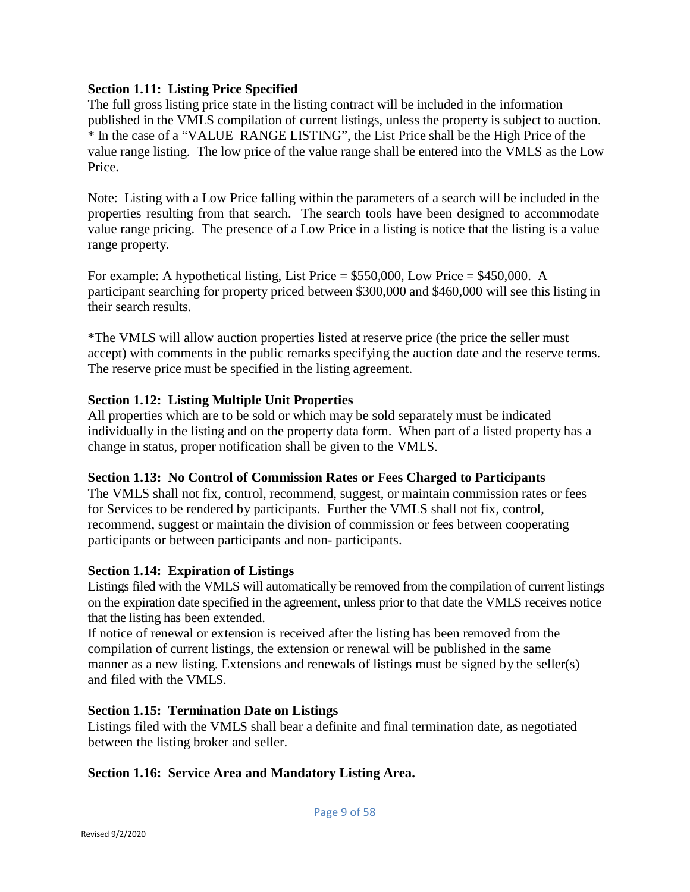**Section 1.11: Listing Price Specified**

The full gross listing price state in the listing contract will be included in the information published in the VMLS compilation of current listings, unless the property is subject to auction. * In the case of a "VALUE RANGE LISTING", the List Price shall be the High Price of the value range listing. The low price of the value range shall be entered into the VMLS as the Low Price.

Note: Listing with a Low Price falling within the parameters of a search will be included in the properties resulting from that search. The search tools have been designed to accommodate value range pricing. The presence of a Low Price in a listing is notice that the listing is a value range property.

For example: A hypothetical listing, List Price = $550,000, Low Price = $450,000. A participant searching for property priced between $300,000 and $460,000 will see this listing in their search results.

*The VMLS will allow auction properties listed at reserve price (the price the seller must accept) with comments in the public remarks specifying the auction date and the reserve terms. The reserve price must be specified in the listing agreement.

**Section 1.12: Listing Multiple Unit Properties**

All properties which are to be sold or which may be sold separately must be indicated individually in the listing and on the property data form. When part of a listed property has a change in status, proper notification shall be given to the VMLS.

**Section 1.13: No Control of Commission Rates or Fees Charged to Participants**

The VMLS shall not fix, control, recommend, suggest, or maintain commission rates or fees for Services to be rendered by participants. Further the VMLS shall not fix, control, recommend, suggest or maintain the division of commission or fees between cooperating participants or between participants and non- participants.

**Section 1.14: Expiration of Listings**

Listings filed with the VMLS will automatically be removed from the compilation of current listings on the expiration date specified in the agreement, unless prior to that date the VMLS receives notice that the listing has been extended.

If notice of renewal or extension is received after the listing has been removed from the compilation of current listings, the extension or renewal will be published in the same manner as a new listing. Extensions and renewals of listings must be signed by the seller(s) and filed with the VMLS.

**Section 1.15: Termination Date on Listings**

Listings filed with the VMLS shall bear a definite and final termination date, as negotiated between the listing broker and seller.

**Section 1.16: Service Area and Mandatory Listing Area.**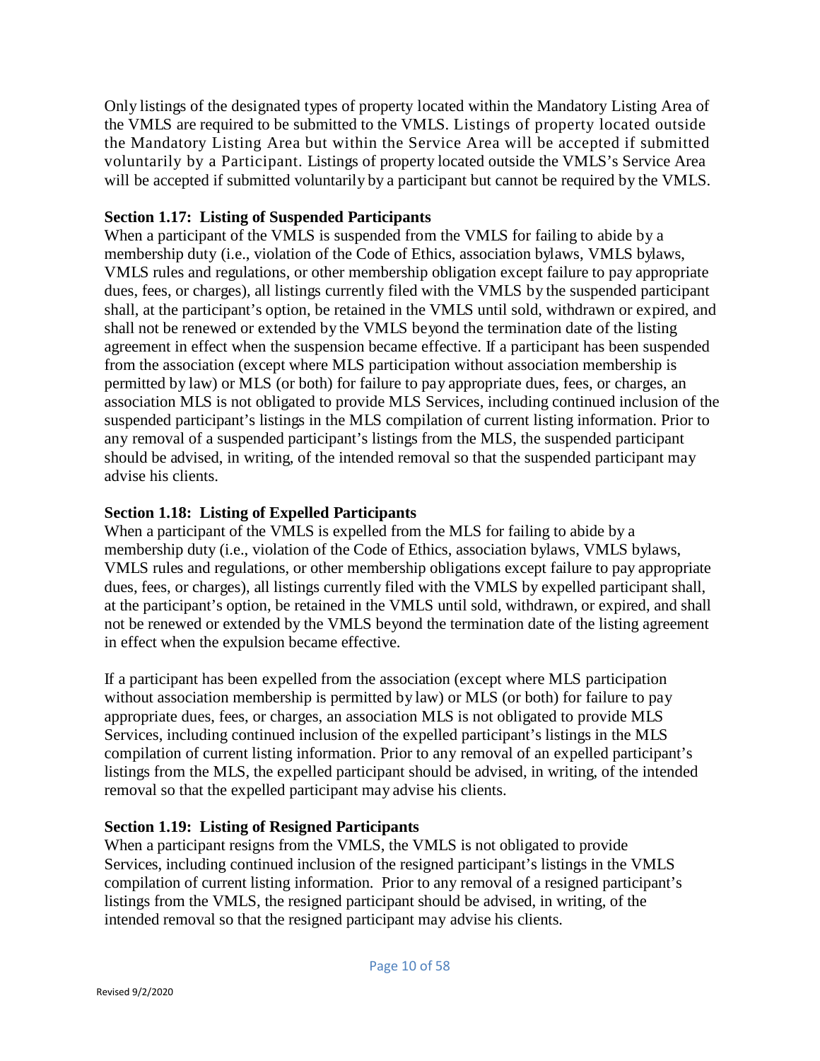Only listings of the designated types of property located within the Mandatory Listing Area of the VMLS are required to be submitted to the VMLS. Listings of property located outside the Mandatory Listing Area but within the Service Area will be accepted if submitted voluntarily by a Participant. Listings of property located outside the VMLS's Service Area will be accepted if submitted voluntarily by a participant but cannot be required by the VMLS.

**Section 1.17: Listing of Suspended Participants**

When a participant of the VMLS is suspended from the VMLS for failing to abide by a membership duty (i.e., violation of the Code of Ethics, association bylaws, VMLS bylaws, VMLS rules and regulations, or other membership obligation except failure to pay appropriate dues, fees, or charges), all listings currently filed with the VMLS by the suspended participant shall, at the participant's option, be retained in the VMLS until sold, withdrawn or expired, and shall not be renewed or extended by the VMLS beyond the termination date of the listing agreement in effect when the suspension became effective. If a participant has been suspended from the association (except where MLS participation without association membership is permitted by law) or MLS (or both) for failure to pay appropriate dues, fees, or charges, an association MLS is not obligated to provide MLS Services, including continued inclusion of the suspended participant's listings in the MLS compilation of current listing information. Prior to any removal of a suspended participant's listings from the MLS, the suspended participant should be advised, in writing, of the intended removal so that the suspended participant may advise his clients.

**Section 1.18: Listing of Expelled Participants**

When a participant of the VMLS is expelled from the MLS for failing to abide by a membership duty (i.e., violation of the Code of Ethics, association bylaws, VMLS bylaws, VMLS rules and regulations, or other membership obligations except failure to pay appropriate dues, fees, or charges), all listings currently filed with the VMLS by expelled participant shall, at the participant's option, be retained in the VMLS until sold, withdrawn, or expired, and shall not be renewed or extended by the VMLS beyond the termination date of the listing agreement in effect when the expulsion became effective.

If a participant has been expelled from the association (except where MLS participation without association membership is permitted by law) or MLS (or both) for failure to pay appropriate dues, fees, or charges, an association MLS is not obligated to provide MLS Services, including continued inclusion of the expelled participant's listings in the MLS compilation of current listing information. Prior to any removal of an expelled participant's listings from the MLS, the expelled participant should be advised, in writing, of the intended removal so that the expelled participant may advise his clients.

**Section 1.19: Listing of Resigned Participants**

When a participant resigns from the VMLS, the VMLS is not obligated to provide Services, including continued inclusion of the resigned participant's listings in the VMLS compilation of current listing information. Prior to any removal of a resigned participant's listings from the VMLS, the resigned participant should be advised, in writing, of the intended removal so that the resigned participant may advise his clients.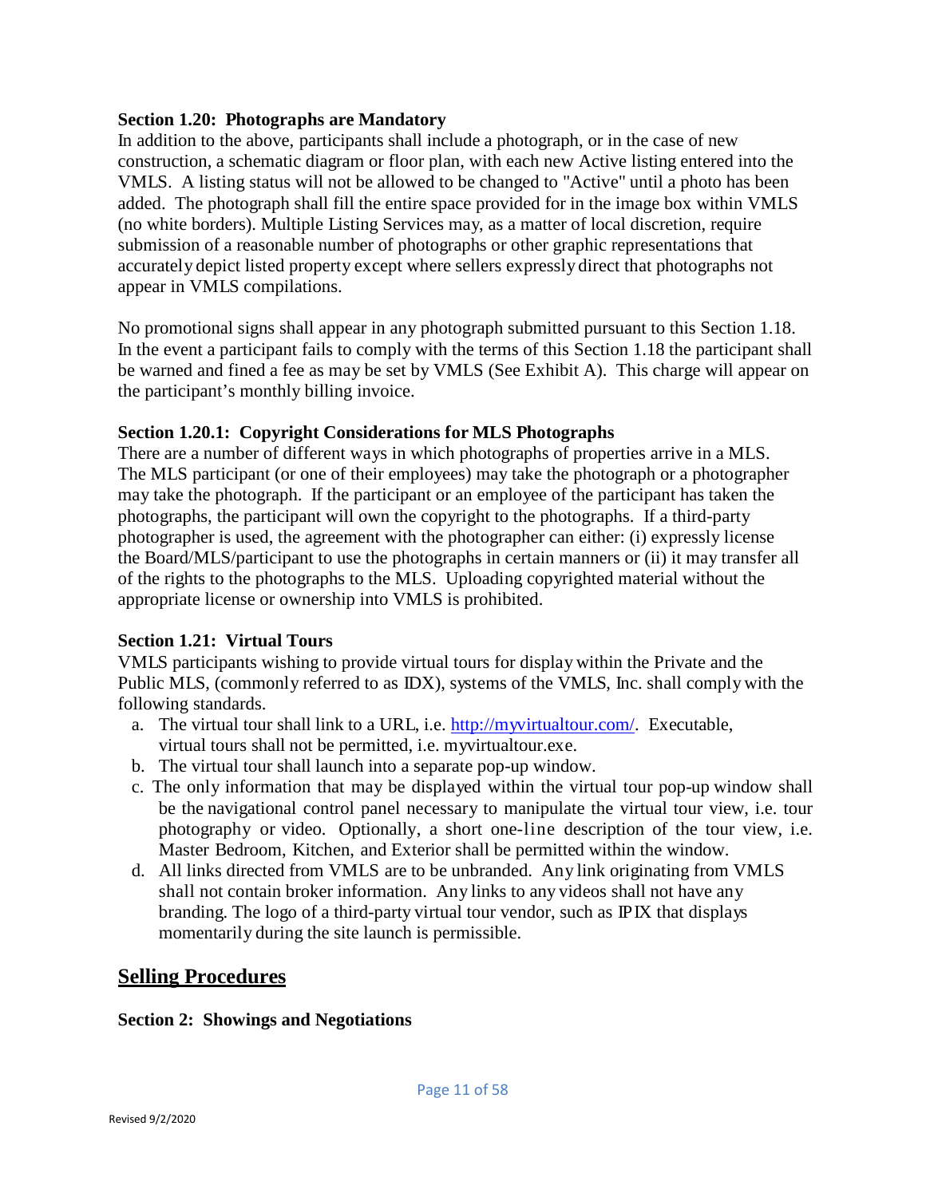**Section 1.20: Photographs are Mandatory**

In addition to the above, participants shall include a photograph, or in the case of new construction, a schematic diagram or floor plan, with each new Active listing entered into the VMLS. A listing status will not be allowed to be changed to "Active" until a photo has been added. The photograph shall fill the entire space provided for in the image box within VMLS (no white borders). Multiple Listing Services may, as a matter of local discretion, require submission of a reasonable number of photographs or other graphic representations that accurately depict listed property except where sellers expressly direct that photographs not appear in VMLS compilations.

No promotional signs shall appear in any photograph submitted pursuant to this Section 1.18. In the event a participant fails to comply with the terms of this Section 1.18 the participant shall be warned and fined a fee as may be set by VMLS (See Exhibit A). This charge will appear on the participant's monthly billing invoice.

**Section 1.20.1: Copyright Considerations for MLS Photographs**

There are a number of different ways in which photographs of properties arrive in a MLS. The MLS participant (or one of their employees) may take the photograph or a photographer may take the photograph. If the participant or an employee of the participant has taken the photographs, the participant will own the copyright to the photographs. If a third-party photographer is used, the agreement with the photographer can either: (i) expressly license the Board/MLS/participant to use the photographs in certain manners or (ii) it may transfer all of the rights to the photographs to the MLS. Uploading copyrighted material without the appropriate license or ownership into VMLS is prohibited.

**Section 1.21: Virtual Tours**

VMLS participants wishing to provide virtual tours for display within the Private and the Public MLS, (commonly referred to as IDX), systems of the VMLS, Inc. shall comply with the following standards.

a. The virtual tour shall link to a URL, i.e. http://myvirtualtour.com/. Executable, virtual tours shall not be permitted, i.e. myvirtualtour.exe.
b. The virtual tour shall launch into a separate pop-up window.
c. The only information that may be displayed within the virtual tour pop-up window shall be the navigational control panel necessary to manipulate the virtual tour view, i.e. tour photography or video. Optionally, a short one-line description of the tour view, i.e. Master Bedroom, Kitchen, and Exterior shall be permitted within the window.
d. All links directed from VMLS are to be unbranded. Any link originating from VMLS shall not contain broker information. Any links to any videos shall not have any branding. The logo of a third-party virtual tour vendor, such as IPIX that displays momentarily during the site launch is permissible.

## Selling Procedures

**Section 2: Showings and Negotiations**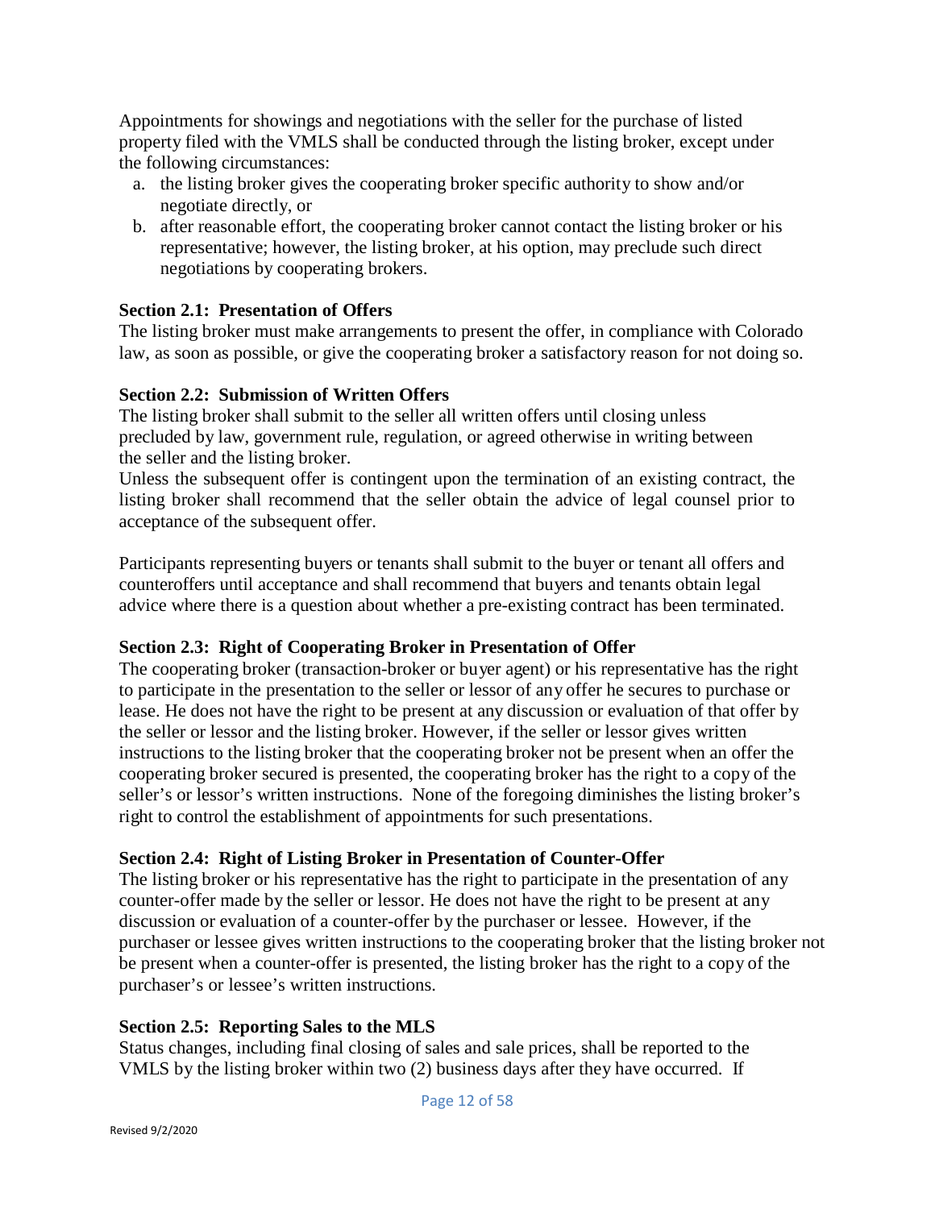Appointments for showings and negotiations with the seller for the purchase of listed property filed with the VMLS shall be conducted through the listing broker, except under the following circumstances:

a. the listing broker gives the cooperating broker specific authority to show and/or negotiate directly, or
b. after reasonable effort, the cooperating broker cannot contact the listing broker or his representative; however, the listing broker, at his option, may preclude such direct negotiations by cooperating brokers.

**Section 2.1: Presentation of Offers**

The listing broker must make arrangements to present the offer, in compliance with Colorado law, as soon as possible, or give the cooperating broker a satisfactory reason for not doing so.

**Section 2.2: Submission of Written Offers**

The listing broker shall submit to the seller all written offers until closing unless precluded by law, government rule, regulation, or agreed otherwise in writing between the seller and the listing broker.

Unless the subsequent offer is contingent upon the termination of an existing contract, the listing broker shall recommend that the seller obtain the advice of legal counsel prior to acceptance of the subsequent offer.

Participants representing buyers or tenants shall submit to the buyer or tenant all offers and counteroffers until acceptance and shall recommend that buyers and tenants obtain legal advice where there is a question about whether a pre-existing contract has been terminated.

**Section 2.3: Right of Cooperating Broker in Presentation of Offer**

The cooperating broker (transaction-broker or buyer agent) or his representative has the right to participate in the presentation to the seller or lessor of any offer he secures to purchase or lease. He does not have the right to be present at any discussion or evaluation of that offer by the seller or lessor and the listing broker. However, if the seller or lessor gives written instructions to the listing broker that the cooperating broker not be present when an offer the cooperating broker secured is presented, the cooperating broker has the right to a copy of the seller's or lessor's written instructions. None of the foregoing diminishes the listing broker's right to control the establishment of appointments for such presentations.

**Section 2.4: Right of Listing Broker in Presentation of Counter-Offer**

The listing broker or his representative has the right to participate in the presentation of any counter-offer made by the seller or lessor. He does not have the right to be present at any discussion or evaluation of a counter-offer by the purchaser or lessee. However, if the purchaser or lessee gives written instructions to the cooperating broker that the listing broker not be present when a counter-offer is presented, the listing broker has the right to a copy of the purchaser's or lessee's written instructions.

**Section 2.5: Reporting Sales to the MLS**

Status changes, including final closing of sales and sale prices, shall be reported to the VMLS by the listing broker within two (2) business days after they have occurred. If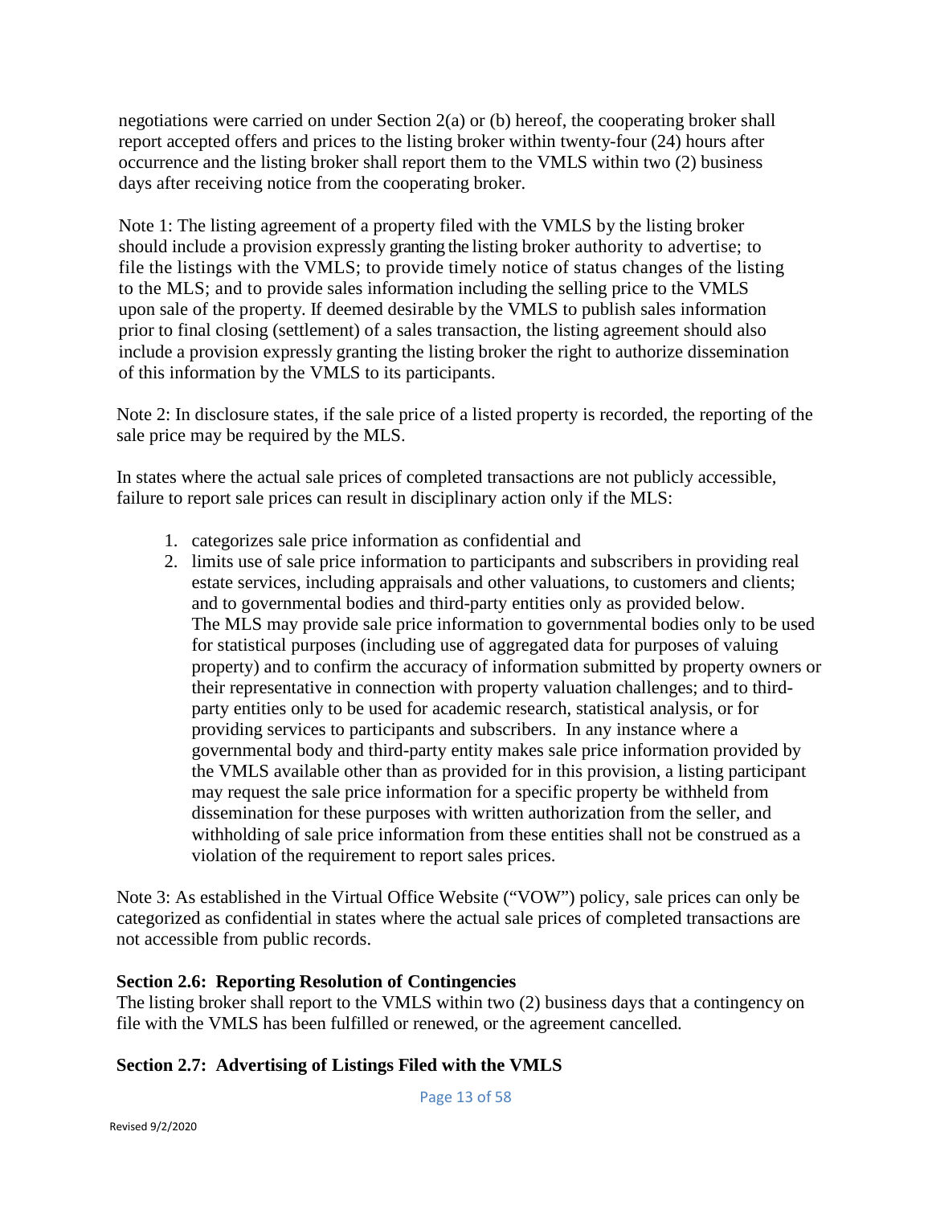negotiations were carried on under Section 2(a) or (b) hereof, the cooperating broker shall report accepted offers and prices to the listing broker within twenty-four (24) hours after occurrence and the listing broker shall report them to the VMLS within two (2) business days after receiving notice from the cooperating broker.

Note 1: The listing agreement of a property filed with the VMLS by the listing broker should include a provision expressly granting the listing broker authority to advertise; to file the listings with the VMLS; to provide timely notice of status changes of the listing to the MLS; and to provide sales information including the selling price to the VMLS upon sale of the property. If deemed desirable by the VMLS to publish sales information prior to final closing (settlement) of a sales transaction, the listing agreement should also include a provision expressly granting the listing broker the right to authorize dissemination of this information by the VMLS to its participants.

Note 2: In disclosure states, if the sale price of a listed property is recorded, the reporting of the sale price may be required by the MLS.

In states where the actual sale prices of completed transactions are not publicly accessible, failure to report sale prices can result in disciplinary action only if the MLS:

1. categorizes sale price information as confidential and
2. limits use of sale price information to participants and subscribers in providing real estate services, including appraisals and other valuations, to customers and clients; and to governmental bodies and third-party entities only as provided below. The MLS may provide sale price information to governmental bodies only to be used for statistical purposes (including use of aggregated data for purposes of valuing property) and to confirm the accuracy of information submitted by property owners or their representative in connection with property valuation challenges; and to third-party entities only to be used for academic research, statistical analysis, or for providing services to participants and subscribers. In any instance where a governmental body and third-party entity makes sale price information provided by the VMLS available other than as provided for in this provision, a listing participant may request the sale price information for a specific property be withheld from dissemination for these purposes with written authorization from the seller, and withholding of sale price information from these entities shall not be construed as a violation of the requirement to report sales prices.

Note 3: As established in the Virtual Office Website ("VOW") policy, sale prices can only be categorized as confidential in states where the actual sale prices of completed transactions are not accessible from public records.

**Section 2.6: Reporting Resolution of Contingencies**

The listing broker shall report to the VMLS within two (2) business days that a contingency on file with the VMLS has been fulfilled or renewed, or the agreement cancelled.

**Section 2.7: Advertising of Listings Filed with the VMLS**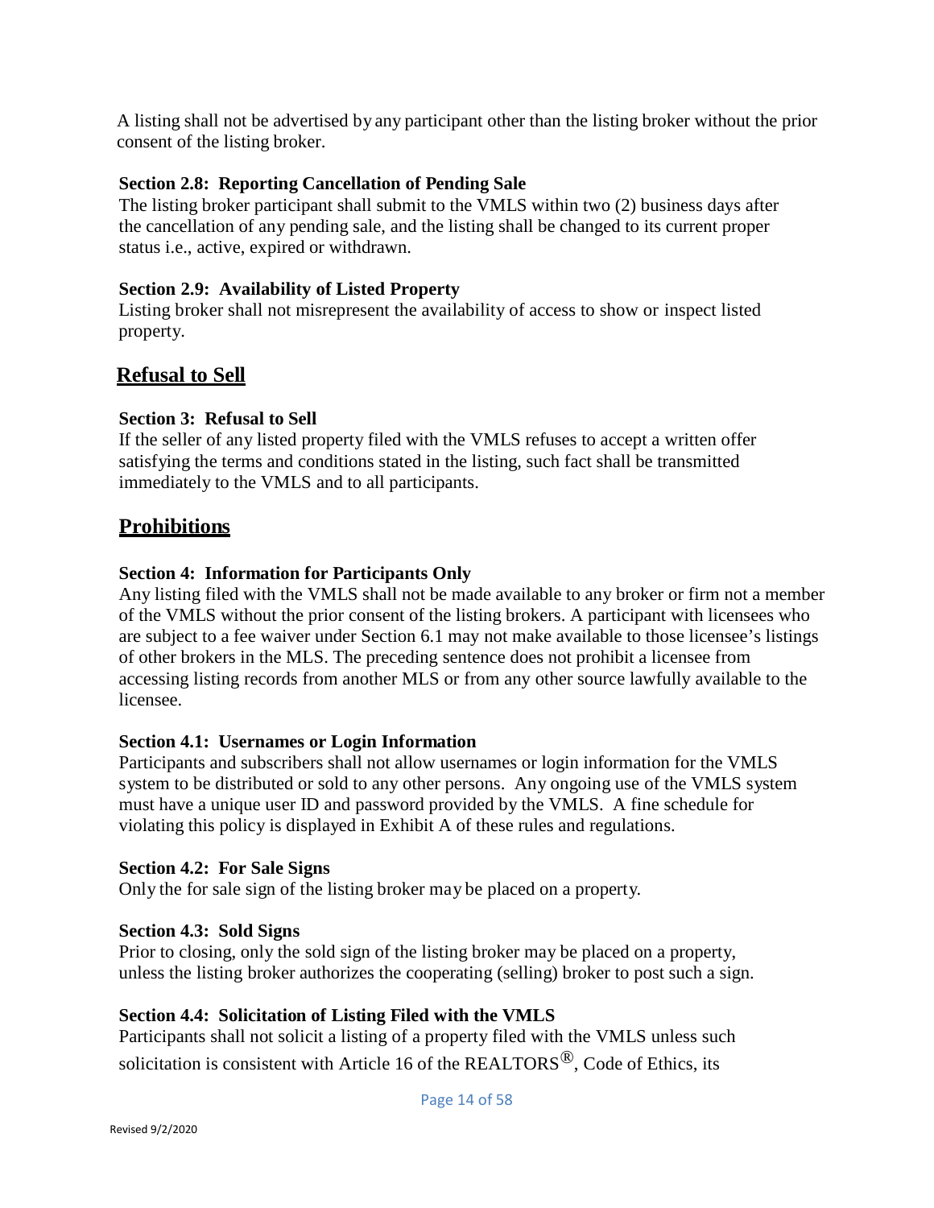A listing shall not be advertised by any participant other than the listing broker without the prior consent of the listing broker.

**Section 2.8: Reporting Cancellation of Pending Sale**
The listing broker participant shall submit to the VMLS within two (2) business days after the cancellation of any pending sale, and the listing shall be changed to its current proper status i.e., active, expired or withdrawn.

**Section 2.9: Availability of Listed Property**
Listing broker shall not misrepresent the availability of access to show or inspect listed property.

## Refusal to Sell

**Section 3: Refusal to Sell**
If the seller of any listed property filed with the VMLS refuses to accept a written offer satisfying the terms and conditions stated in the listing, such fact shall be transmitted immediately to the VMLS and to all participants.

## Prohibitions

**Section 4: Information for Participants Only**
Any listing filed with the VMLS shall not be made available to any broker or firm not a member of the VMLS without the prior consent of the listing brokers. A participant with licensees who are subject to a fee waiver under Section 6.1 may not make available to those licensee's listings of other brokers in the MLS. The preceding sentence does not prohibit a licensee from accessing listing records from another MLS or from any other source lawfully available to the licensee.

**Section 4.1: Usernames or Login Information**
Participants and subscribers shall not allow usernames or login information for the VMLS system to be distributed or sold to any other persons. Any ongoing use of the VMLS system must have a unique user ID and password provided by the VMLS. A fine schedule for violating this policy is displayed in Exhibit A of these rules and regulations.

**Section 4.2: For Sale Signs**
Only the for sale sign of the listing broker may be placed on a property.

**Section 4.3: Sold Signs**
Prior to closing, only the sold sign of the listing broker may be placed on a property, unless the listing broker authorizes the cooperating (selling) broker to post such a sign.

**Section 4.4: Solicitation of Listing Filed with the VMLS**
Participants shall not solicit a listing of a property filed with the VMLS unless such solicitation is consistent with Article 16 of the REALTORS®, Code of Ethics, its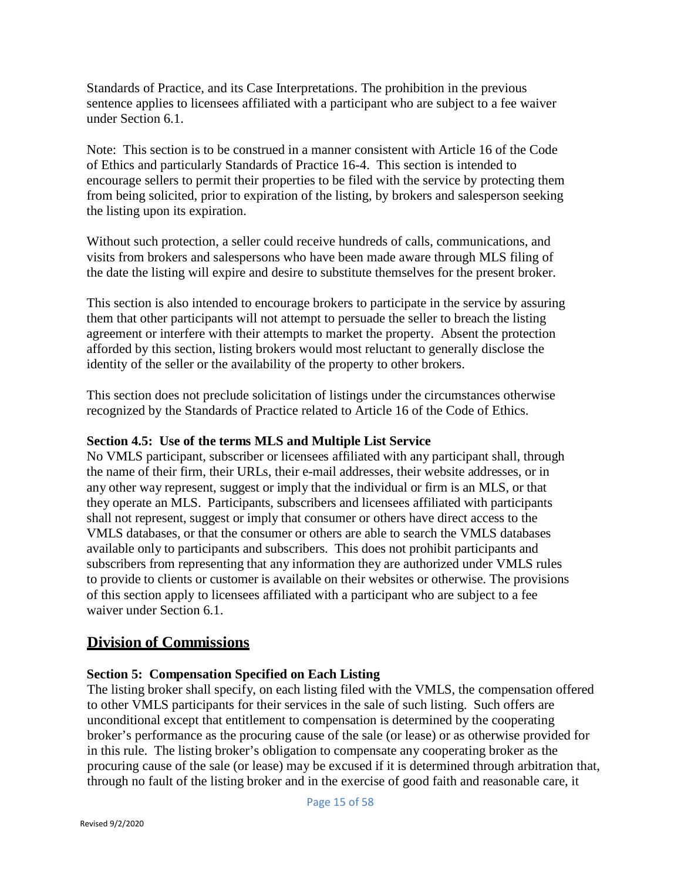Standards of Practice, and its Case Interpretations. The prohibition in the previous sentence applies to licensees affiliated with a participant who are subject to a fee waiver under Section 6.1.

Note: This section is to be construed in a manner consistent with Article 16 of the Code of Ethics and particularly Standards of Practice 16-4. This section is intended to encourage sellers to permit their properties to be filed with the service by protecting them from being solicited, prior to expiration of the listing, by brokers and salesperson seeking the listing upon its expiration.

Without such protection, a seller could receive hundreds of calls, communications, and visits from brokers and salespersons who have been made aware through MLS filing of the date the listing will expire and desire to substitute themselves for the present broker.

This section is also intended to encourage brokers to participate in the service by assuring them that other participants will not attempt to persuade the seller to breach the listing agreement or interfere with their attempts to market the property. Absent the protection afforded by this section, listing brokers would most reluctant to generally disclose the identity of the seller or the availability of the property to other brokers.

This section does not preclude solicitation of listings under the circumstances otherwise recognized by the Standards of Practice related to Article 16 of the Code of Ethics.

**Section 4.5: Use of the terms MLS and Multiple List Service**

No VMLS participant, subscriber or licensees affiliated with any participant shall, through the name of their firm, their URLs, their e-mail addresses, their website addresses, or in any other way represent, suggest or imply that the individual or firm is an MLS, or that they operate an MLS. Participants, subscribers and licensees affiliated with participants shall not represent, suggest or imply that consumer or others have direct access to the VMLS databases, or that the consumer or others are able to search the VMLS databases available only to participants and subscribers. This does not prohibit participants and subscribers from representing that any information they are authorized under VMLS rules to provide to clients or customer is available on their websites or otherwise. The provisions of this section apply to licensees affiliated with a participant who are subject to a fee waiver under Section 6.1.

## Division of Commissions

**Section 5: Compensation Specified on Each Listing**

The listing broker shall specify, on each listing filed with the VMLS, the compensation offered to other VMLS participants for their services in the sale of such listing. Such offers are unconditional except that entitlement to compensation is determined by the cooperating broker's performance as the procuring cause of the sale (or lease) or as otherwise provided for in this rule. The listing broker's obligation to compensate any cooperating broker as the procuring cause of the sale (or lease) may be excused if it is determined through arbitration that, through no fault of the listing broker and in the exercise of good faith and reasonable care, it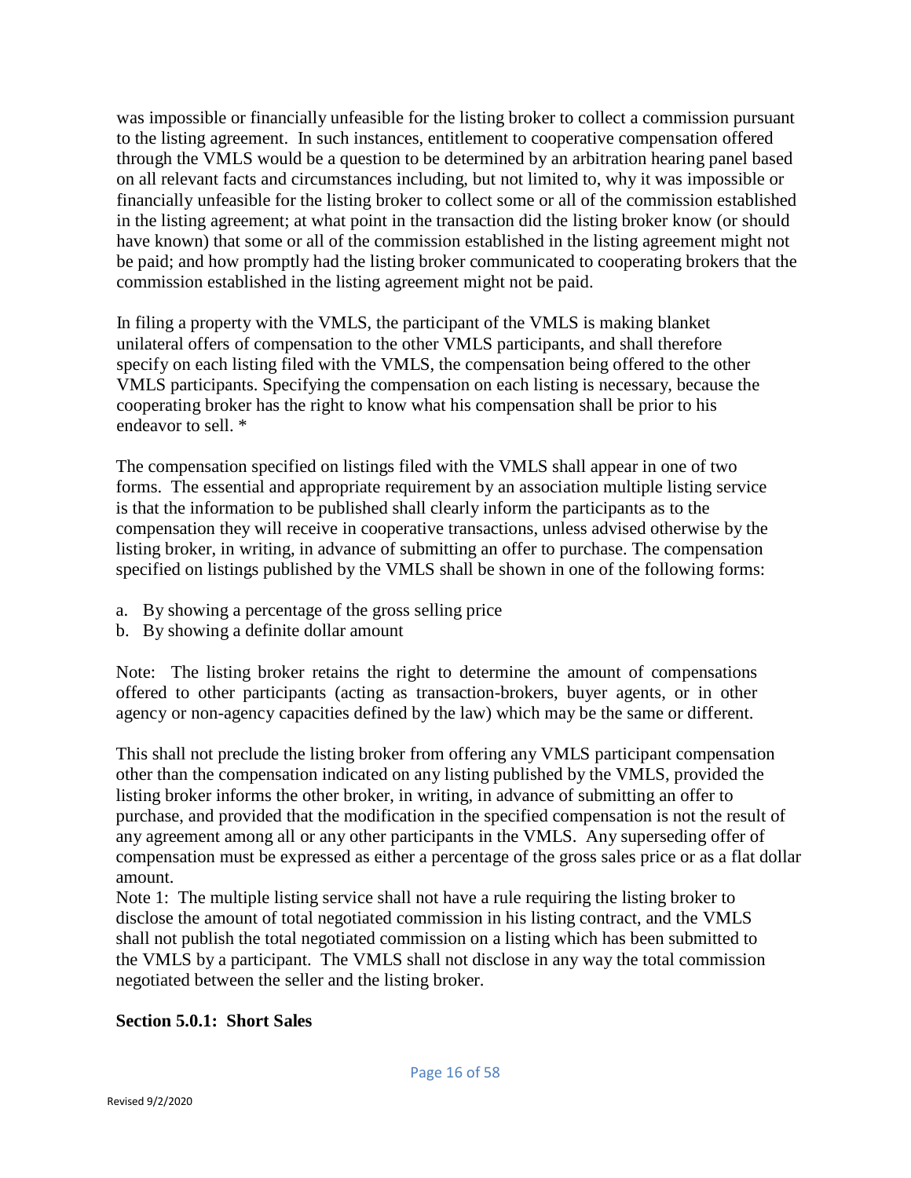was impossible or financially unfeasible for the listing broker to collect a commission pursuant to the listing agreement. In such instances, entitlement to cooperative compensation offered through the VMLS would be a question to be determined by an arbitration hearing panel based on all relevant facts and circumstances including, but not limited to, why it was impossible or financially unfeasible for the listing broker to collect some or all of the commission established in the listing agreement; at what point in the transaction did the listing broker know (or should have known) that some or all of the commission established in the listing agreement might not be paid; and how promptly had the listing broker communicated to cooperating brokers that the commission established in the listing agreement might not be paid.

In filing a property with the VMLS, the participant of the VMLS is making blanket unilateral offers of compensation to the other VMLS participants, and shall therefore specify on each listing filed with the VMLS, the compensation being offered to the other VMLS participants. Specifying the compensation on each listing is necessary, because the cooperating broker has the right to know what his compensation shall be prior to his endeavor to sell. *

The compensation specified on listings filed with the VMLS shall appear in one of two forms. The essential and appropriate requirement by an association multiple listing service is that the information to be published shall clearly inform the participants as to the compensation they will receive in cooperative transactions, unless advised otherwise by the listing broker, in writing, in advance of submitting an offer to purchase. The compensation specified on listings published by the VMLS shall be shown in one of the following forms:

a. By showing a percentage of the gross selling price
b. By showing a definite dollar amount

Note: The listing broker retains the right to determine the amount of compensations offered to other participants (acting as transaction-brokers, buyer agents, or in other agency or non-agency capacities defined by the law) which may be the same or different.

This shall not preclude the listing broker from offering any VMLS participant compensation other than the compensation indicated on any listing published by the VMLS, provided the listing broker informs the other broker, in writing, in advance of submitting an offer to purchase, and provided that the modification in the specified compensation is not the result of any agreement among all or any other participants in the VMLS. Any superseding offer of compensation must be expressed as either a percentage of the gross sales price or as a flat dollar amount.

Note 1: The multiple listing service shall not have a rule requiring the listing broker to disclose the amount of total negotiated commission in his listing contract, and the VMLS shall not publish the total negotiated commission on a listing which has been submitted to the VMLS by a participant. The VMLS shall not disclose in any way the total commission negotiated between the seller and the listing broker.

**Section 5.0.1: Short Sales**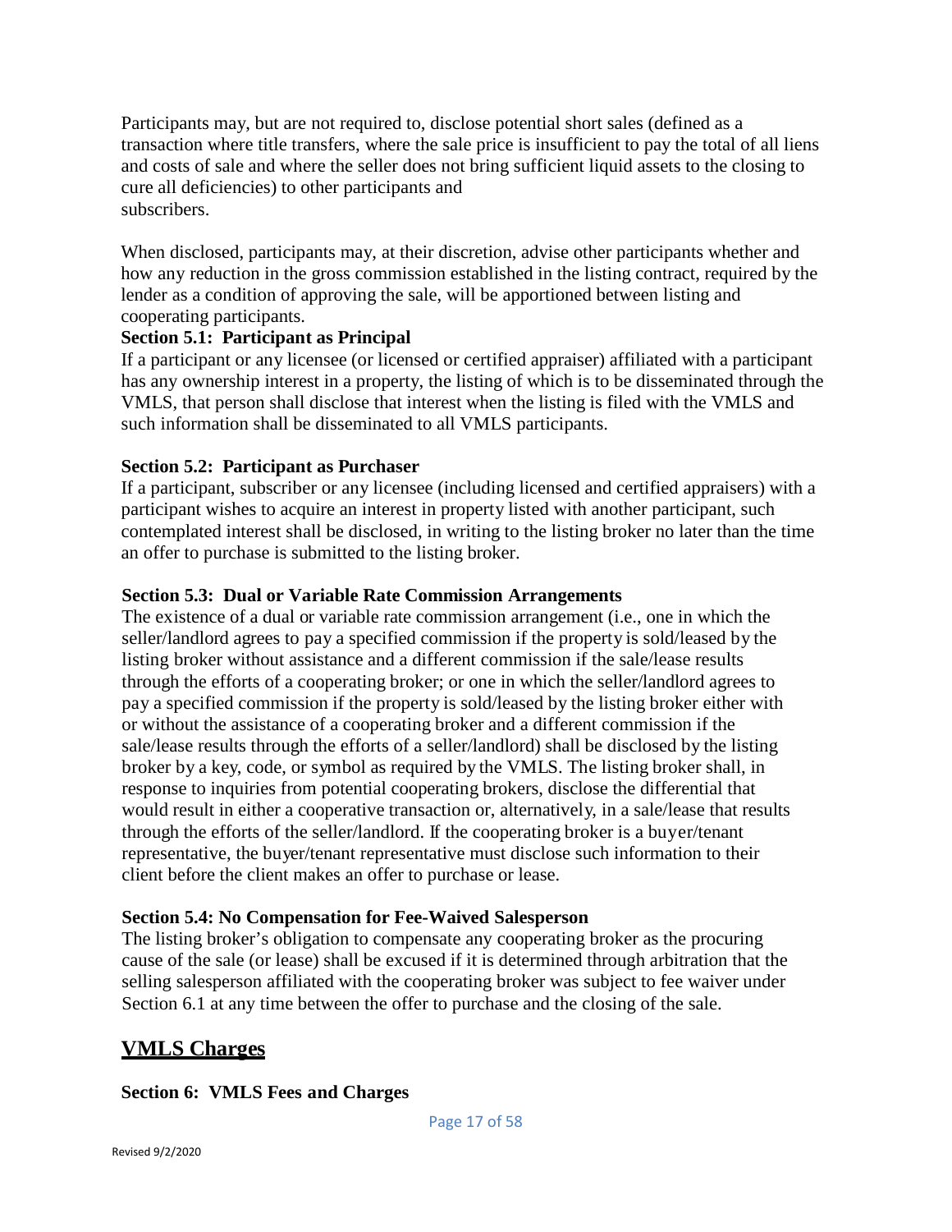Participants may, but are not required to, disclose potential short sales (defined as a transaction where title transfers, where the sale price is insufficient to pay the total of all liens and costs of sale and where the seller does not bring sufficient liquid assets to the closing to cure all deficiencies) to other participants and subscribers.

When disclosed, participants may, at their discretion, advise other participants whether and how any reduction in the gross commission established in the listing contract, required by the lender as a condition of approving the sale, will be apportioned between listing and cooperating participants.

**Section 5.1: Participant as Principal**

If a participant or any licensee (or licensed or certified appraiser) affiliated with a participant has any ownership interest in a property, the listing of which is to be disseminated through the VMLS, that person shall disclose that interest when the listing is filed with the VMLS and such information shall be disseminated to all VMLS participants.

**Section 5.2: Participant as Purchaser**

If a participant, subscriber or any licensee (including licensed and certified appraisers) with a participant wishes to acquire an interest in property listed with another participant, such contemplated interest shall be disclosed, in writing to the listing broker no later than the time an offer to purchase is submitted to the listing broker.

**Section 5.3: Dual or Variable Rate Commission Arrangements**

The existence of a dual or variable rate commission arrangement (i.e., one in which the seller/landlord agrees to pay a specified commission if the property is sold/leased by the listing broker without assistance and a different commission if the sale/lease results through the efforts of a cooperating broker; or one in which the seller/landlord agrees to pay a specified commission if the property is sold/leased by the listing broker either with or without the assistance of a cooperating broker and a different commission if the sale/lease results through the efforts of a seller/landlord) shall be disclosed by the listing broker by a key, code, or symbol as required by the VMLS. The listing broker shall, in response to inquiries from potential cooperating brokers, disclose the differential that would result in either a cooperative transaction or, alternatively, in a sale/lease that results through the efforts of the seller/landlord. If the cooperating broker is a buyer/tenant representative, the buyer/tenant representative must disclose such information to their client before the client makes an offer to purchase or lease.

**Section 5.4: No Compensation for Fee-Waived Salesperson**

The listing broker's obligation to compensate any cooperating broker as the procuring cause of the sale (or lease) shall be excused if it is determined through arbitration that the selling salesperson affiliated with the cooperating broker was subject to fee waiver under Section 6.1 at any time between the offer to purchase and the closing of the sale.

## VMLS Charges

**Section 6: VMLS Fees and Charges**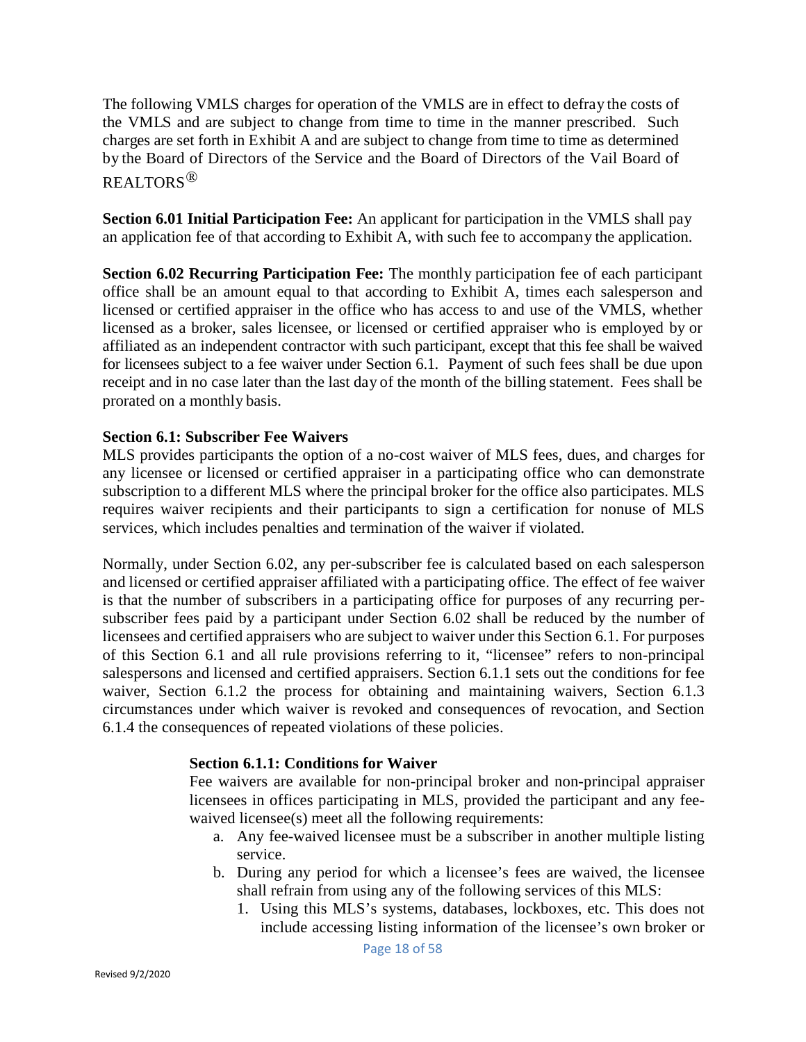The following VMLS charges for operation of the VMLS are in effect to defray the costs of the VMLS and are subject to change from time to time in the manner prescribed. Such charges are set forth in Exhibit A and are subject to change from time to time as determined by the Board of Directors of the Service and the Board of Directors of the Vail Board of REALTORS®

**Section 6.01 Initial Participation Fee:** An applicant for participation in the VMLS shall pay an application fee of that according to Exhibit A, with such fee to accompany the application.

**Section 6.02 Recurring Participation Fee:** The monthly participation fee of each participant office shall be an amount equal to that according to Exhibit A, times each salesperson and licensed or certified appraiser in the office who has access to and use of the VMLS, whether licensed as a broker, sales licensee, or licensed or certified appraiser who is employed by or affiliated as an independent contractor with such participant, except that this fee shall be waived for licensees subject to a fee waiver under Section 6.1. Payment of such fees shall be due upon receipt and in no case later than the last day of the month of the billing statement. Fees shall be prorated on a monthly basis.

**Section 6.1: Subscriber Fee Waivers**

MLS provides participants the option of a no-cost waiver of MLS fees, dues, and charges for any licensee or licensed or certified appraiser in a participating office who can demonstrate subscription to a different MLS where the principal broker for the office also participates. MLS requires waiver recipients and their participants to sign a certification for nonuse of MLS services, which includes penalties and termination of the waiver if violated.

Normally, under Section 6.02, any per-subscriber fee is calculated based on each salesperson and licensed or certified appraiser affiliated with a participating office. The effect of fee waiver is that the number of subscribers in a participating office for purposes of any recurring per-subscriber fees paid by a participant under Section 6.02 shall be reduced by the number of licensees and certified appraisers who are subject to waiver under this Section 6.1. For purposes of this Section 6.1 and all rule provisions referring to it, "licensee" refers to non-principal salespersons and licensed and certified appraisers. Section 6.1.1 sets out the conditions for fee waiver, Section 6.1.2 the process for obtaining and maintaining waivers, Section 6.1.3 circumstances under which waiver is revoked and consequences of revocation, and Section 6.1.4 the consequences of repeated violations of these policies.

**Section 6.1.1: Conditions for Waiver**

Fee waivers are available for non-principal broker and non-principal appraiser licensees in offices participating in MLS, provided the participant and any fee-waived licensee(s) meet all the following requirements:

a. Any fee-waived licensee must be a subscriber in another multiple listing service.
b. During any period for which a licensee's fees are waived, the licensee shall refrain from using any of the following services of this MLS:
   1. Using this MLS's systems, databases, lockboxes, etc. This does not include accessing listing information of the licensee's own broker or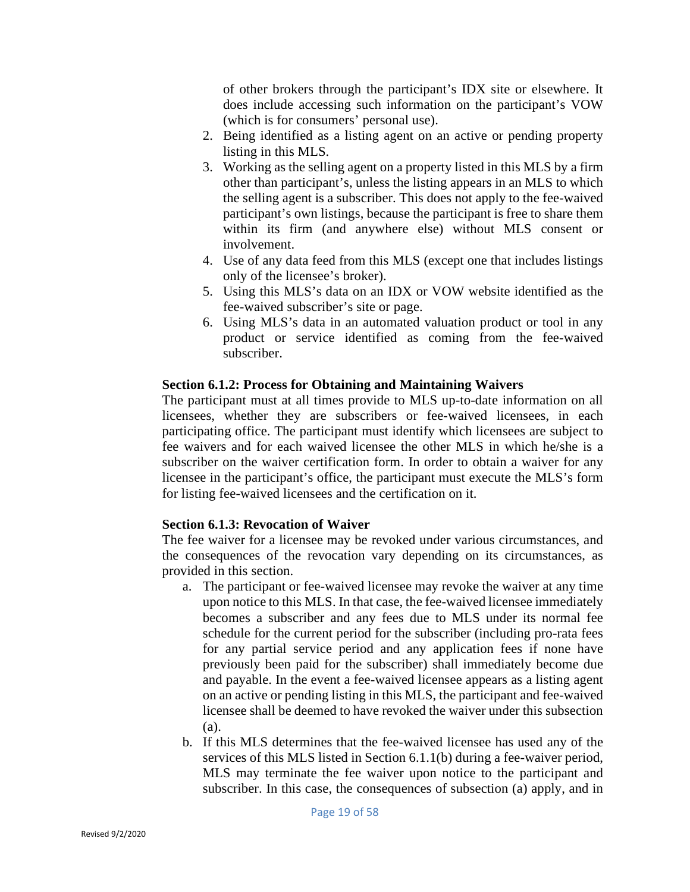of other brokers through the participant's IDX site or elsewhere. It does include accessing such information on the participant's VOW (which is for consumers' personal use).

2. Being identified as a listing agent on an active or pending property listing in this MLS.
3. Working as the selling agent on a property listed in this MLS by a firm other than participant's, unless the listing appears in an MLS to which the selling agent is a subscriber. This does not apply to the fee-waived participant's own listings, because the participant is free to share them within its firm (and anywhere else) without MLS consent or involvement.
4. Use of any data feed from this MLS (except one that includes listings only of the licensee's broker).
5. Using this MLS's data on an IDX or VOW website identified as the fee-waived subscriber's site or page.
6. Using MLS's data in an automated valuation product or tool in any product or service identified as coming from the fee-waived subscriber.

**Section 6.1.2: Process for Obtaining and Maintaining Waivers**

The participant must at all times provide to MLS up-to-date information on all licensees, whether they are subscribers or fee-waived licensees, in each participating office. The participant must identify which licensees are subject to fee waivers and for each waived licensee the other MLS in which he/she is a subscriber on the waiver certification form. In order to obtain a waiver for any licensee in the participant's office, the participant must execute the MLS's form for listing fee-waived licensees and the certification on it.

**Section 6.1.3: Revocation of Waiver**

The fee waiver for a licensee may be revoked under various circumstances, and the consequences of the revocation vary depending on its circumstances, as provided in this section.

a. The participant or fee-waived licensee may revoke the waiver at any time upon notice to this MLS. In that case, the fee-waived licensee immediately becomes a subscriber and any fees due to MLS under its normal fee schedule for the current period for the subscriber (including pro-rata fees for any partial service period and any application fees if none have previously been paid for the subscriber) shall immediately become due and payable. In the event a fee-waived licensee appears as a listing agent on an active or pending listing in this MLS, the participant and fee-waived licensee shall be deemed to have revoked the waiver under this subsection (a).
b. If this MLS determines that the fee-waived licensee has used any of the services of this MLS listed in Section 6.1.1(b) during a fee-waiver period, MLS may terminate the fee waiver upon notice to the participant and subscriber. In this case, the consequences of subsection (a) apply, and in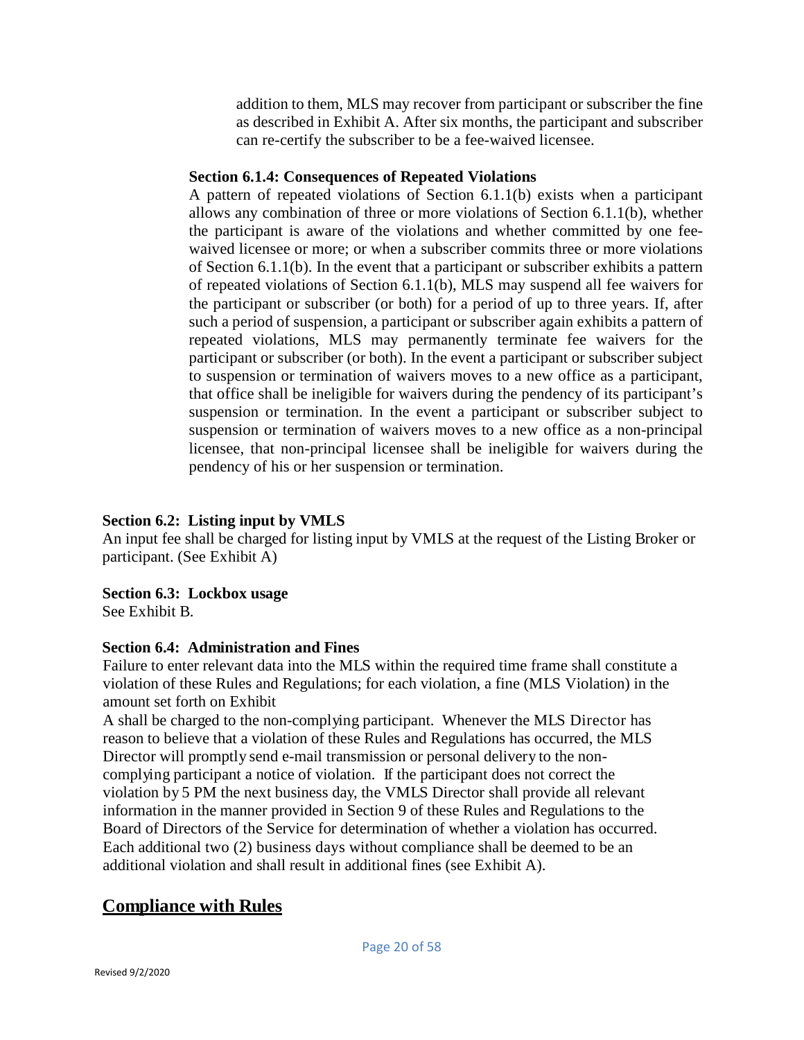addition to them, MLS may recover from participant or subscriber the fine as described in Exhibit A. After six months, the participant and subscriber can re-certify the subscriber to be a fee-waived licensee.

**Section 6.1.4: Consequences of Repeated Violations**

A pattern of repeated violations of Section 6.1.1(b) exists when a participant allows any combination of three or more violations of Section 6.1.1(b), whether the participant is aware of the violations and whether committed by one fee-waived licensee or more; or when a subscriber commits three or more violations of Section 6.1.1(b). In the event that a participant or subscriber exhibits a pattern of repeated violations of Section 6.1.1(b), MLS may suspend all fee waivers for the participant or subscriber (or both) for a period of up to three years. If, after such a period of suspension, a participant or subscriber again exhibits a pattern of repeated violations, MLS may permanently terminate fee waivers for the participant or subscriber (or both). In the event a participant or subscriber subject to suspension or termination of waivers moves to a new office as a participant, that office shall be ineligible for waivers during the pendency of its participant's suspension or termination. In the event a participant or subscriber subject to suspension or termination of waivers moves to a new office as a non-principal licensee, that non-principal licensee shall be ineligible for waivers during the pendency of his or her suspension or termination.

**Section 6.2: Listing input by VMLS**

An input fee shall be charged for listing input by VMLS at the request of the Listing Broker or participant. (See Exhibit A)

**Section 6.3: Lockbox usage**

See Exhibit B.

**Section 6.4: Administration and Fines**

Failure to enter relevant data into the MLS within the required time frame shall constitute a violation of these Rules and Regulations; for each violation, a fine (MLS Violation) in the amount set forth on Exhibit

A shall be charged to the non-complying participant. Whenever the MLS Director has reason to believe that a violation of these Rules and Regulations has occurred, the MLS Director will promptly send e-mail transmission or personal delivery to the non-complying participant a notice of violation. If the participant does not correct the violation by 5 PM the next business day, the VMLS Director shall provide all relevant information in the manner provided in Section 9 of these Rules and Regulations to the Board of Directors of the Service for determination of whether a violation has occurred. Each additional two (2) business days without compliance shall be deemed to be an additional violation and shall result in additional fines (see Exhibit A).

## **Compliance with Rules**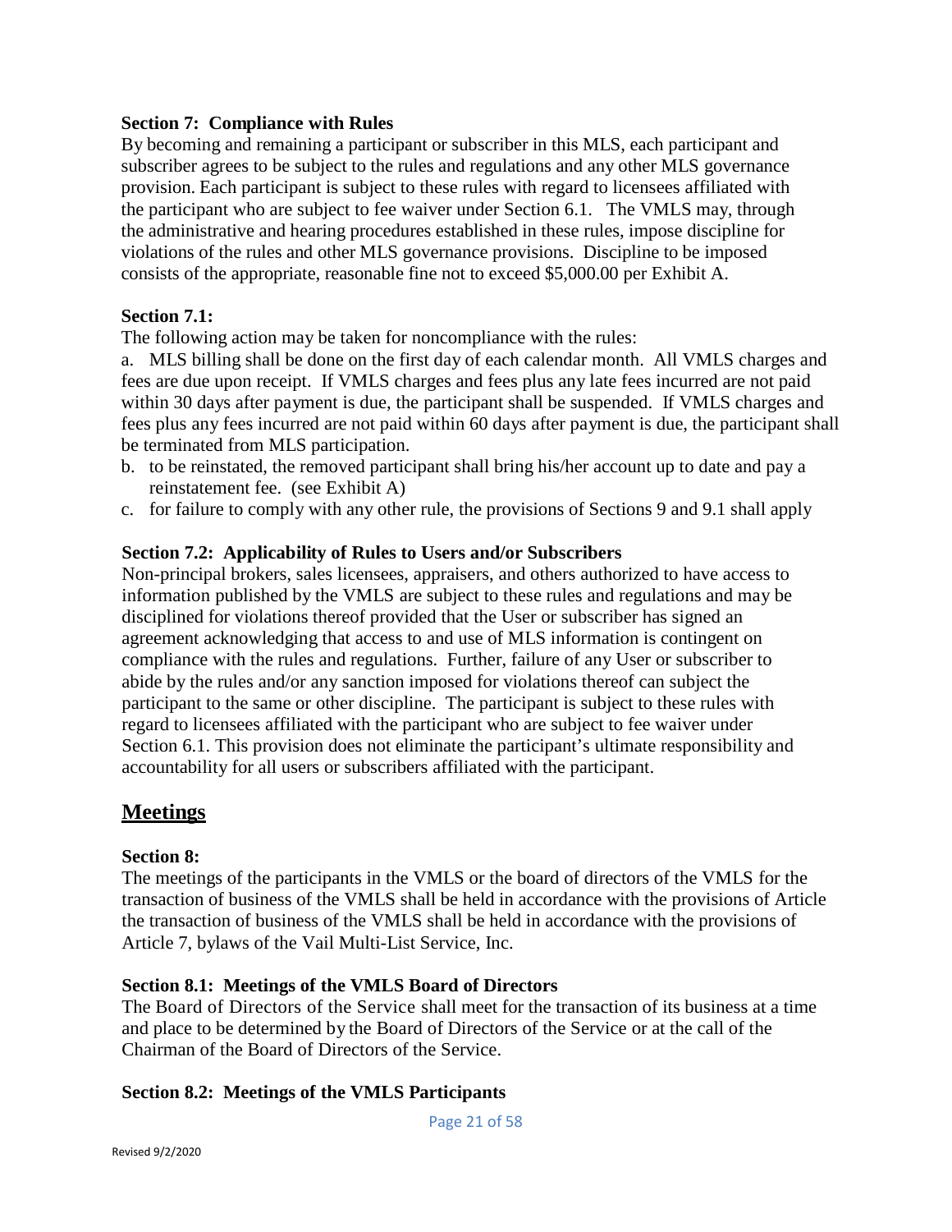**Section 7: Compliance with Rules**

By becoming and remaining a participant or subscriber in this MLS, each participant and subscriber agrees to be subject to the rules and regulations and any other MLS governance provision. Each participant is subject to these rules with regard to licensees affiliated with the participant who are subject to fee waiver under Section 6.1. The VMLS may, through the administrative and hearing procedures established in these rules, impose discipline for violations of the rules and other MLS governance provisions. Discipline to be imposed consists of the appropriate, reasonable fine not to exceed $5,000.00 per Exhibit A.

**Section 7.1:**

The following action may be taken for noncompliance with the rules:

a. MLS billing shall be done on the first day of each calendar month. All VMLS charges and fees are due upon receipt. If VMLS charges and fees plus any late fees incurred are not paid within 30 days after payment is due, the participant shall be suspended. If VMLS charges and fees plus any fees incurred are not paid within 60 days after payment is due, the participant shall be terminated from MLS participation.

b. to be reinstated, the removed participant shall bring his/her account up to date and pay a reinstatement fee. (see Exhibit A)

c. for failure to comply with any other rule, the provisions of Sections 9 and 9.1 shall apply

**Section 7.2: Applicability of Rules to Users and/or Subscribers**

Non-principal brokers, sales licensees, appraisers, and others authorized to have access to information published by the VMLS are subject to these rules and regulations and may be disciplined for violations thereof provided that the User or subscriber has signed an agreement acknowledging that access to and use of MLS information is contingent on compliance with the rules and regulations. Further, failure of any User or subscriber to abide by the rules and/or any sanction imposed for violations thereof can subject the participant to the same or other discipline. The participant is subject to these rules with regard to licensees affiliated with the participant who are subject to fee waiver under Section 6.1. This provision does not eliminate the participant's ultimate responsibility and accountability for all users or subscribers affiliated with the participant.

## Meetings

**Section 8:**

The meetings of the participants in the VMLS or the board of directors of the VMLS for the transaction of business of the VMLS shall be held in accordance with the provisions of Article the transaction of business of the VMLS shall be held in accordance with the provisions of Article 7, bylaws of the Vail Multi-List Service, Inc.

**Section 8.1: Meetings of the VMLS Board of Directors**

The Board of Directors of the Service shall meet for the transaction of its business at a time and place to be determined by the Board of Directors of the Service or at the call of the Chairman of the Board of Directors of the Service.

**Section 8.2: Meetings of the VMLS Participants**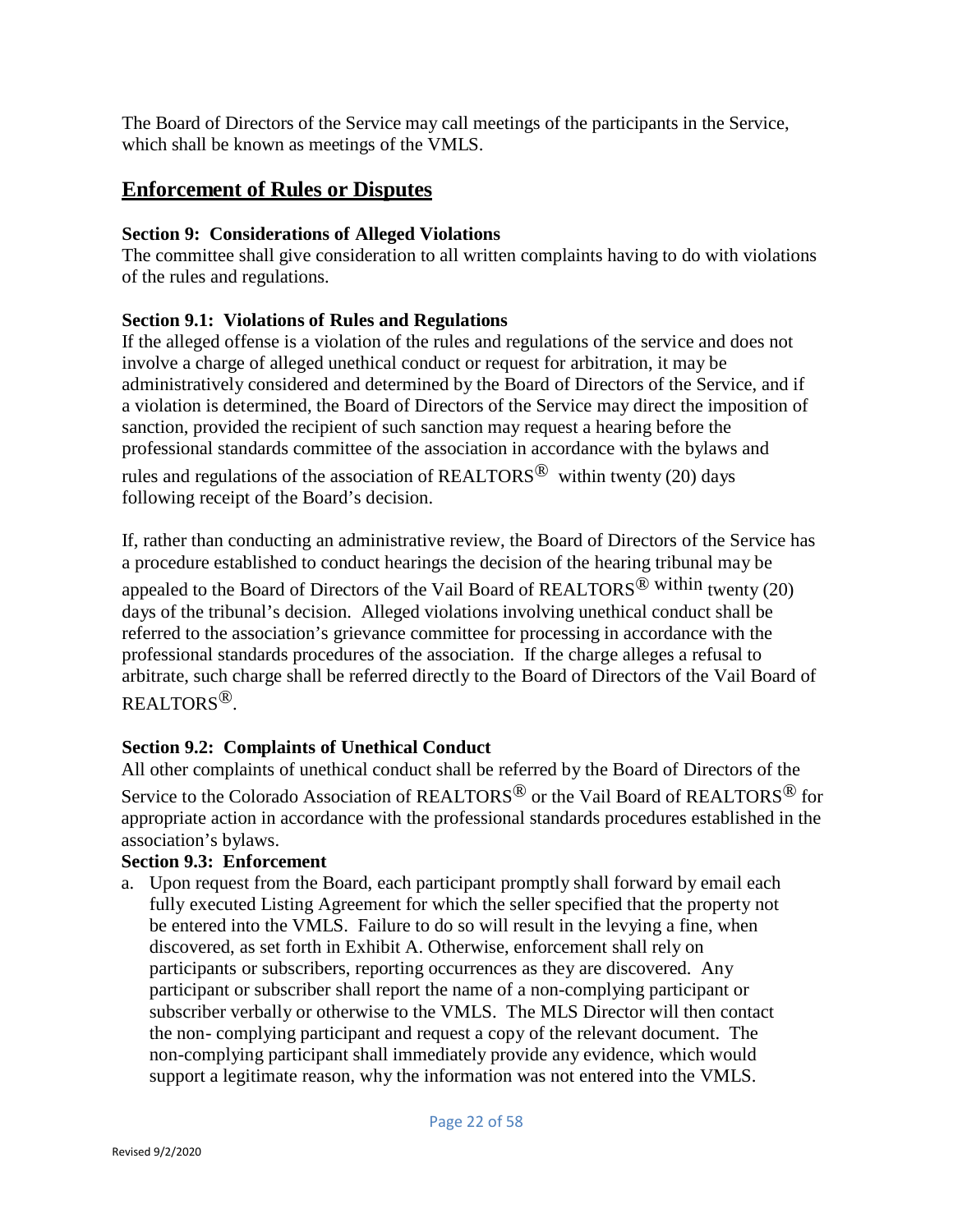The Board of Directors of the Service may call meetings of the participants in the Service, which shall be known as meetings of the VMLS.

## Enforcement of Rules or Disputes

**Section 9: Considerations of Alleged Violations**

The committee shall give consideration to all written complaints having to do with violations of the rules and regulations.

**Section 9.1: Violations of Rules and Regulations**

If the alleged offense is a violation of the rules and regulations of the service and does not involve a charge of alleged unethical conduct or request for arbitration, it may be administratively considered and determined by the Board of Directors of the Service, and if a violation is determined, the Board of Directors of the Service may direct the imposition of sanction, provided the recipient of such sanction may request a hearing before the professional standards committee of the association in accordance with the bylaws and rules and regulations of the association of REALTORS® within twenty (20) days following receipt of the Board's decision.

If, rather than conducting an administrative review, the Board of Directors of the Service has a procedure established to conduct hearings the decision of the hearing tribunal may be appealed to the Board of Directors of the Vail Board of REALTORS® within twenty (20) days of the tribunal's decision. Alleged violations involving unethical conduct shall be referred to the association's grievance committee for processing in accordance with the professional standards procedures of the association. If the charge alleges a refusal to arbitrate, such charge shall be referred directly to the Board of Directors of the Vail Board of REALTORS®.

**Section 9.2: Complaints of Unethical Conduct**

All other complaints of unethical conduct shall be referred by the Board of Directors of the Service to the Colorado Association of REALTORS® or the Vail Board of REALTORS® for appropriate action in accordance with the professional standards procedures established in the association's bylaws.

**Section 9.3: Enforcement**

a. Upon request from the Board, each participant promptly shall forward by email each fully executed Listing Agreement for which the seller specified that the property not be entered into the VMLS. Failure to do so will result in the levying a fine, when discovered, as set forth in Exhibit A. Otherwise, enforcement shall rely on participants or subscribers, reporting occurrences as they are discovered. Any participant or subscriber shall report the name of a non-complying participant or subscriber verbally or otherwise to the VMLS. The MLS Director will then contact the non- complying participant and request a copy of the relevant document. The non-complying participant shall immediately provide any evidence, which would support a legitimate reason, why the information was not entered into the VMLS.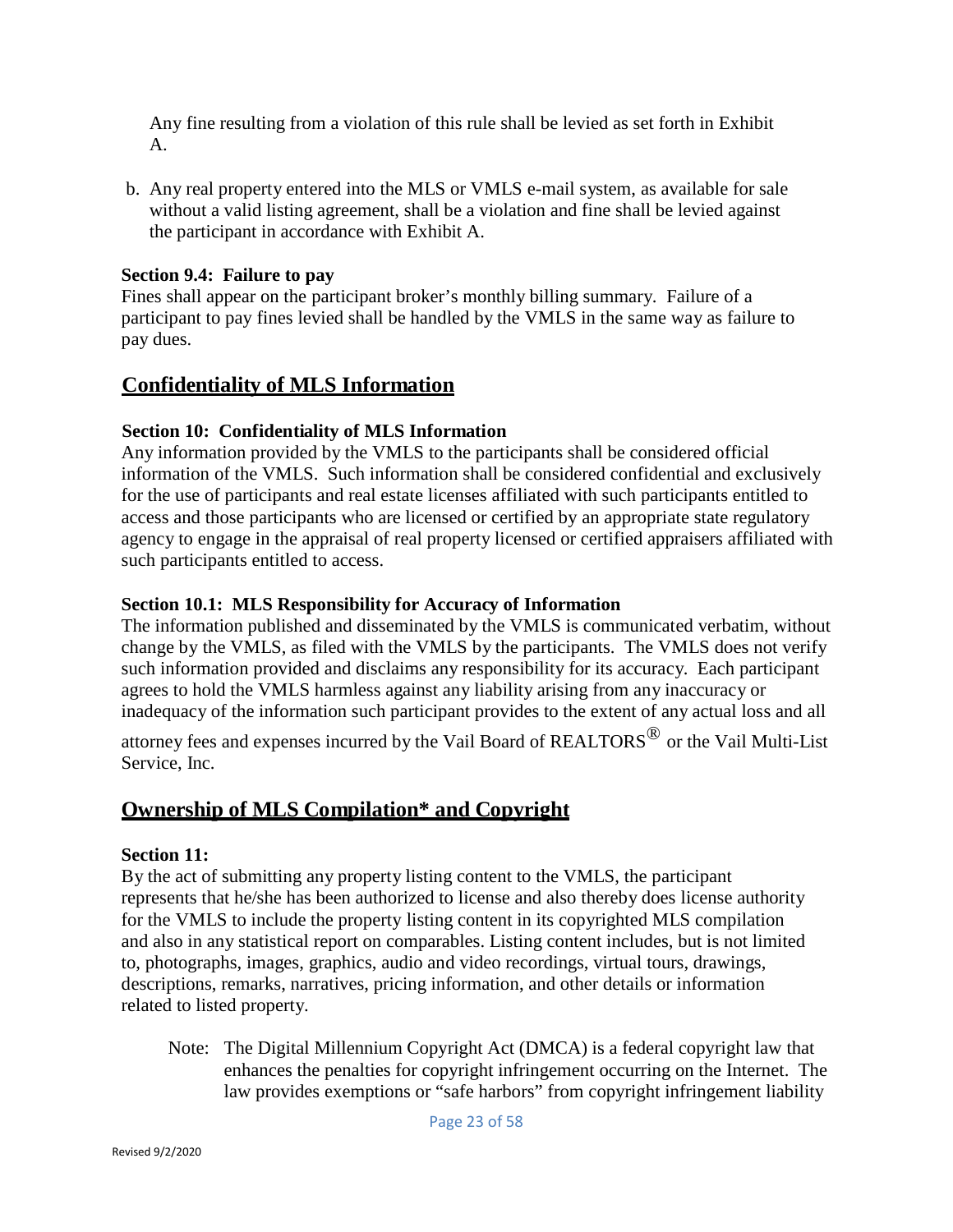Any fine resulting from a violation of this rule shall be levied as set forth in Exhibit A.

b. Any real property entered into the MLS or VMLS e-mail system, as available for sale without a valid listing agreement, shall be a violation and fine shall be levied against the participant in accordance with Exhibit A.

**Section 9.4: Failure to pay**

Fines shall appear on the participant broker's monthly billing summary. Failure of a participant to pay fines levied shall be handled by the VMLS in the same way as failure to pay dues.

## Confidentiality of MLS Information

**Section 10: Confidentiality of MLS Information**

Any information provided by the VMLS to the participants shall be considered official information of the VMLS. Such information shall be considered confidential and exclusively for the use of participants and real estate licenses affiliated with such participants entitled to access and those participants who are licensed or certified by an appropriate state regulatory agency to engage in the appraisal of real property licensed or certified appraisers affiliated with such participants entitled to access.

**Section 10.1: MLS Responsibility for Accuracy of Information**

The information published and disseminated by the VMLS is communicated verbatim, without change by the VMLS, as filed with the VMLS by the participants. The VMLS does not verify such information provided and disclaims any responsibility for its accuracy. Each participant agrees to hold the VMLS harmless against any liability arising from any inaccuracy or inadequacy of the information such participant provides to the extent of any actual loss and all attorney fees and expenses incurred by the Vail Board of REALTORS® or the Vail Multi-List Service, Inc.

## Ownership of MLS Compilation* and Copyright

**Section 11:**

By the act of submitting any property listing content to the VMLS, the participant represents that he/she has been authorized to license and also thereby does license authority for the VMLS to include the property listing content in its copyrighted MLS compilation and also in any statistical report on comparables. Listing content includes, but is not limited to, photographs, images, graphics, audio and video recordings, virtual tours, drawings, descriptions, remarks, narratives, pricing information, and other details or information related to listed property.

Note: The Digital Millennium Copyright Act (DMCA) is a federal copyright law that enhances the penalties for copyright infringement occurring on the Internet. The law provides exemptions or "safe harbors" from copyright infringement liability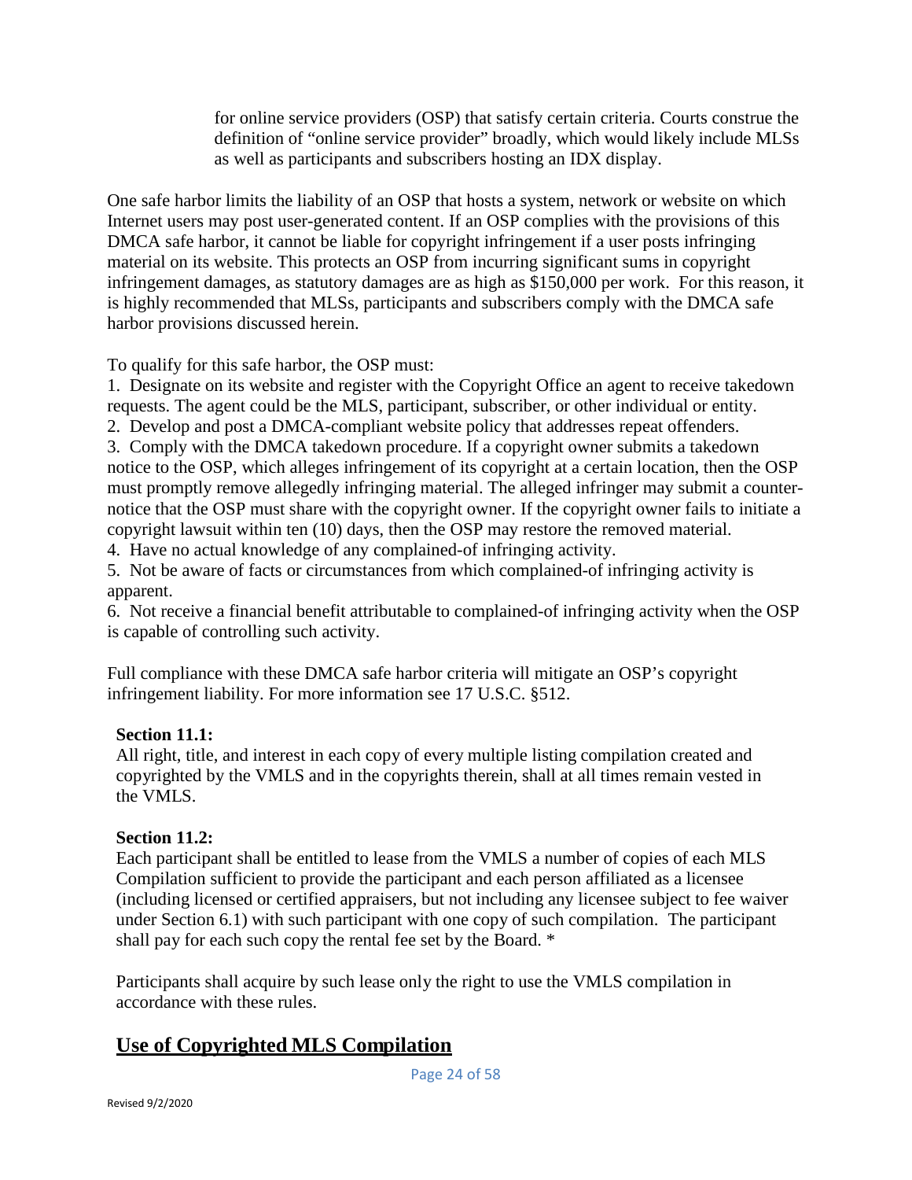for online service providers (OSP) that satisfy certain criteria. Courts construe the definition of "online service provider" broadly, which would likely include MLSs as well as participants and subscribers hosting an IDX display.

One safe harbor limits the liability of an OSP that hosts a system, network or website on which Internet users may post user-generated content. If an OSP complies with the provisions of this DMCA safe harbor, it cannot be liable for copyright infringement if a user posts infringing material on its website. This protects an OSP from incurring significant sums in copyright infringement damages, as statutory damages are as high as $150,000 per work. For this reason, it is highly recommended that MLSs, participants and subscribers comply with the DMCA safe harbor provisions discussed herein.

To qualify for this safe harbor, the OSP must:

1. Designate on its website and register with the Copyright Office an agent to receive takedown requests. The agent could be the MLS, participant, subscriber, or other individual or entity.
2. Develop and post a DMCA-compliant website policy that addresses repeat offenders.
3. Comply with the DMCA takedown procedure. If a copyright owner submits a takedown notice to the OSP, which alleges infringement of its copyright at a certain location, then the OSP must promptly remove allegedly infringing material. The alleged infringer may submit a counter-notice that the OSP must share with the copyright owner. If the copyright owner fails to initiate a copyright lawsuit within ten (10) days, then the OSP may restore the removed material.
4. Have no actual knowledge of any complained-of infringing activity.
5. Not be aware of facts or circumstances from which complained-of infringing activity is apparent.
6. Not receive a financial benefit attributable to complained-of infringing activity when the OSP is capable of controlling such activity.

Full compliance with these DMCA safe harbor criteria will mitigate an OSP's copyright infringement liability. For more information see 17 U.S.C. §512.

**Section 11.1:**
All right, title, and interest in each copy of every multiple listing compilation created and copyrighted by the VMLS and in the copyrights therein, shall at all times remain vested in the VMLS.

**Section 11.2:**
Each participant shall be entitled to lease from the VMLS a number of copies of each MLS Compilation sufficient to provide the participant and each person affiliated as a licensee (including licensed or certified appraisers, but not including any licensee subject to fee waiver under Section 6.1) with such participant with one copy of such compilation. The participant shall pay for each such copy the rental fee set by the Board. *

Participants shall acquire by such lease only the right to use the VMLS compilation in accordance with these rules.

## Use of Copyrighted MLS Compilation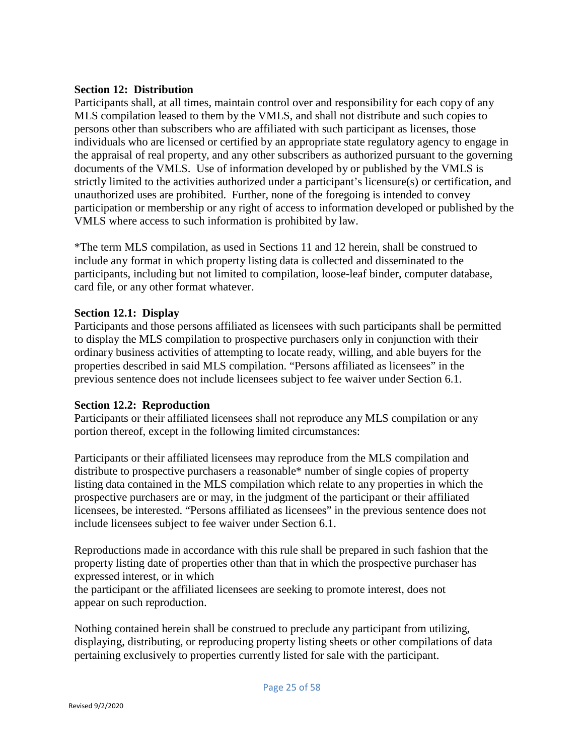**Section 12: Distribution**

Participants shall, at all times, maintain control over and responsibility for each copy of any MLS compilation leased to them by the VMLS, and shall not distribute and such copies to persons other than subscribers who are affiliated with such participant as licenses, those individuals who are licensed or certified by an appropriate state regulatory agency to engage in the appraisal of real property, and any other subscribers as authorized pursuant to the governing documents of the VMLS. Use of information developed by or published by the VMLS is strictly limited to the activities authorized under a participant's licensure(s) or certification, and unauthorized uses are prohibited. Further, none of the foregoing is intended to convey participation or membership or any right of access to information developed or published by the VMLS where access to such information is prohibited by law.

*The term MLS compilation, as used in Sections 11 and 12 herein, shall be construed to include any format in which property listing data is collected and disseminated to the participants, including but not limited to compilation, loose-leaf binder, computer database, card file, or any other format whatever.

**Section 12.1: Display**

Participants and those persons affiliated as licensees with such participants shall be permitted to display the MLS compilation to prospective purchasers only in conjunction with their ordinary business activities of attempting to locate ready, willing, and able buyers for the properties described in said MLS compilation. "Persons affiliated as licensees" in the previous sentence does not include licensees subject to fee waiver under Section 6.1.

**Section 12.2: Reproduction**

Participants or their affiliated licensees shall not reproduce any MLS compilation or any portion thereof, except in the following limited circumstances:

Participants or their affiliated licensees may reproduce from the MLS compilation and distribute to prospective purchasers a reasonable* number of single copies of property listing data contained in the MLS compilation which relate to any properties in which the prospective purchasers are or may, in the judgment of the participant or their affiliated licensees, be interested. "Persons affiliated as licensees" in the previous sentence does not include licensees subject to fee waiver under Section 6.1.

Reproductions made in accordance with this rule shall be prepared in such fashion that the property listing date of properties other than that in which the prospective purchaser has expressed interest, or in which the participant or the affiliated licensees are seeking to promote interest, does not appear on such reproduction.

Nothing contained herein shall be construed to preclude any participant from utilizing, displaying, distributing, or reproducing property listing sheets or other compilations of data pertaining exclusively to properties currently listed for sale with the participant.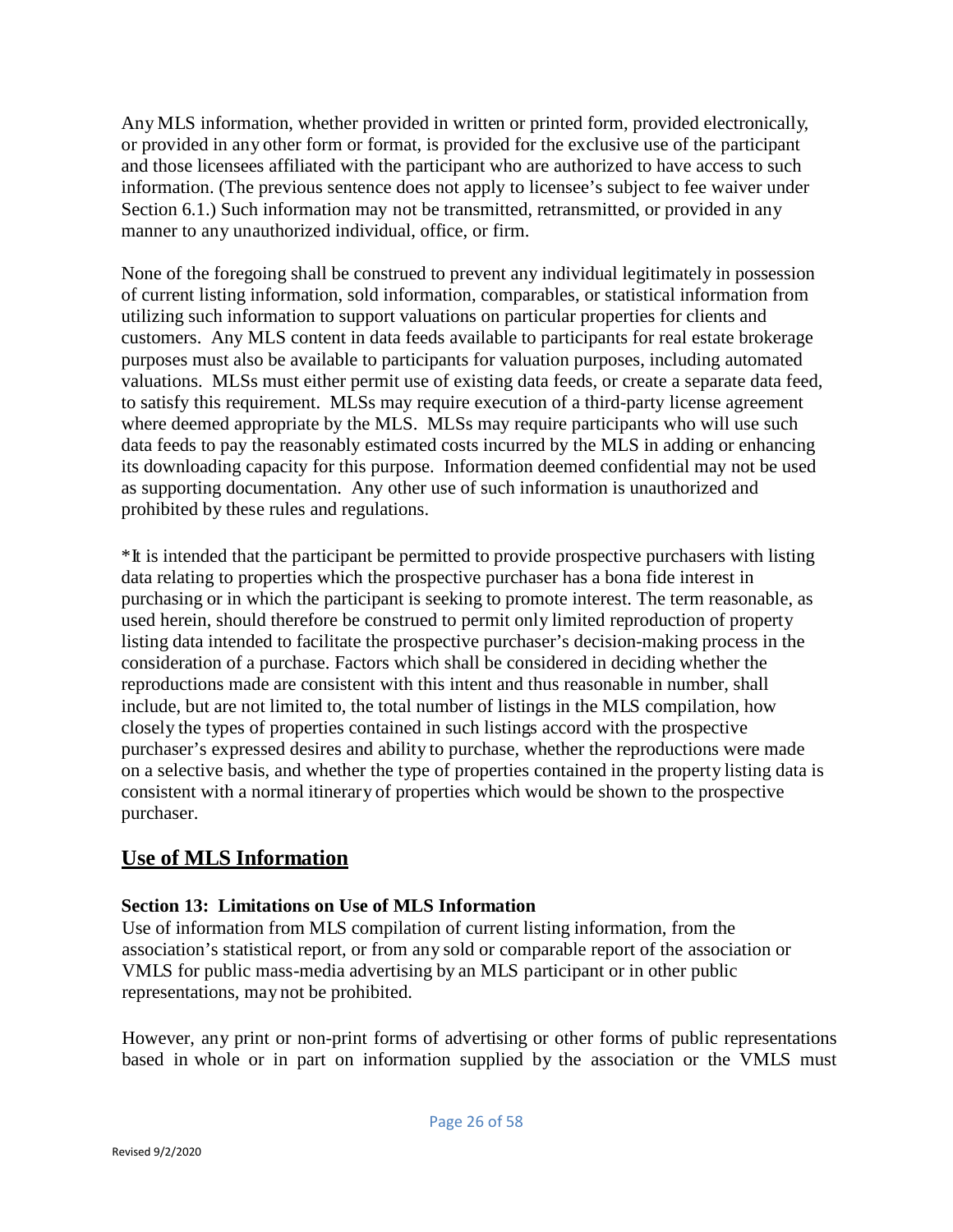Any MLS information, whether provided in written or printed form, provided electronically, or provided in any other form or format, is provided for the exclusive use of the participant and those licensees affiliated with the participant who are authorized to have access to such information. (The previous sentence does not apply to licensee's subject to fee waiver under Section 6.1.) Such information may not be transmitted, retransmitted, or provided in any manner to any unauthorized individual, office, or firm.

None of the foregoing shall be construed to prevent any individual legitimately in possession of current listing information, sold information, comparables, or statistical information from utilizing such information to support valuations on particular properties for clients and customers. Any MLS content in data feeds available to participants for real estate brokerage purposes must also be available to participants for valuation purposes, including automated valuations. MLSs must either permit use of existing data feeds, or create a separate data feed, to satisfy this requirement. MLSs may require execution of a third-party license agreement where deemed appropriate by the MLS. MLSs may require participants who will use such data feeds to pay the reasonably estimated costs incurred by the MLS in adding or enhancing its downloading capacity for this purpose. Information deemed confidential may not be used as supporting documentation. Any other use of such information is unauthorized and prohibited by these rules and regulations.

*It is intended that the participant be permitted to provide prospective purchasers with listing data relating to properties which the prospective purchaser has a bona fide interest in purchasing or in which the participant is seeking to promote interest. The term reasonable, as used herein, should therefore be construed to permit only limited reproduction of property listing data intended to facilitate the prospective purchaser's decision-making process in the consideration of a purchase. Factors which shall be considered in deciding whether the reproductions made are consistent with this intent and thus reasonable in number, shall include, but are not limited to, the total number of listings in the MLS compilation, how closely the types of properties contained in such listings accord with the prospective purchaser's expressed desires and ability to purchase, whether the reproductions were made on a selective basis, and whether the type of properties contained in the property listing data is consistent with a normal itinerary of properties which would be shown to the prospective purchaser.

## Use of MLS Information

### Section 13: Limitations on Use of MLS Information

Use of information from MLS compilation of current listing information, from the association's statistical report, or from any sold or comparable report of the association or VMLS for public mass-media advertising by an MLS participant or in other public representations, may not be prohibited.

However, any print or non-print forms of advertising or other forms of public representations based in whole or in part on information supplied by the association or the VMLS must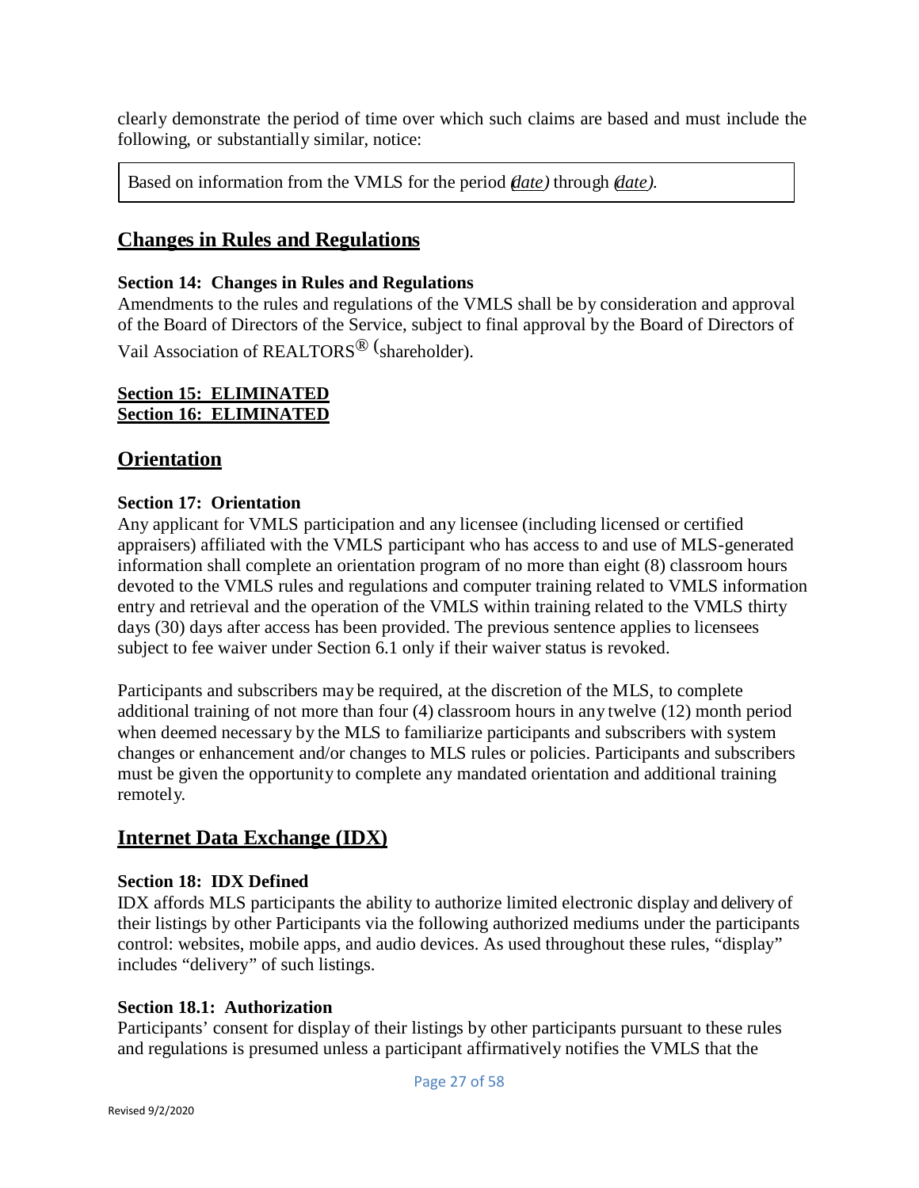clearly demonstrate the period of time over which such claims are based and must include the following, or substantially similar, notice:

| Based on information from the VMLS for the period *(date)* through *(date)*. |
|---|

## Changes in Rules and Regulations

### Section 14: Changes in Rules and Regulations

Amendments to the rules and regulations of the VMLS shall be by consideration and approval of the Board of Directors of the Service, subject to final approval by the Board of Directors of Vail Association of REALTORS® (shareholder).

**Section 15: ELIMINATED**
**Section 16: ELIMINATED**

## Orientation

### Section 17: Orientation

Any applicant for VMLS participation and any licensee (including licensed or certified appraisers) affiliated with the VMLS participant who has access to and use of MLS-generated information shall complete an orientation program of no more than eight (8) classroom hours devoted to the VMLS rules and regulations and computer training related to VMLS information entry and retrieval and the operation of the VMLS within training related to the VMLS thirty days (30) days after access has been provided. The previous sentence applies to licensees subject to fee waiver under Section 6.1 only if their waiver status is revoked.

Participants and subscribers may be required, at the discretion of the MLS, to complete additional training of not more than four (4) classroom hours in any twelve (12) month period when deemed necessary by the MLS to familiarize participants and subscribers with system changes or enhancement and/or changes to MLS rules or policies. Participants and subscribers must be given the opportunity to complete any mandated orientation and additional training remotely.

## Internet Data Exchange (IDX)

### Section 18: IDX Defined

IDX affords MLS participants the ability to authorize limited electronic display and delivery of their listings by other Participants via the following authorized mediums under the participants control: websites, mobile apps, and audio devices. As used throughout these rules, "display" includes "delivery" of such listings.

### Section 18.1: Authorization

Participants' consent for display of their listings by other participants pursuant to these rules and regulations is presumed unless a participant affirmatively notifies the VMLS that the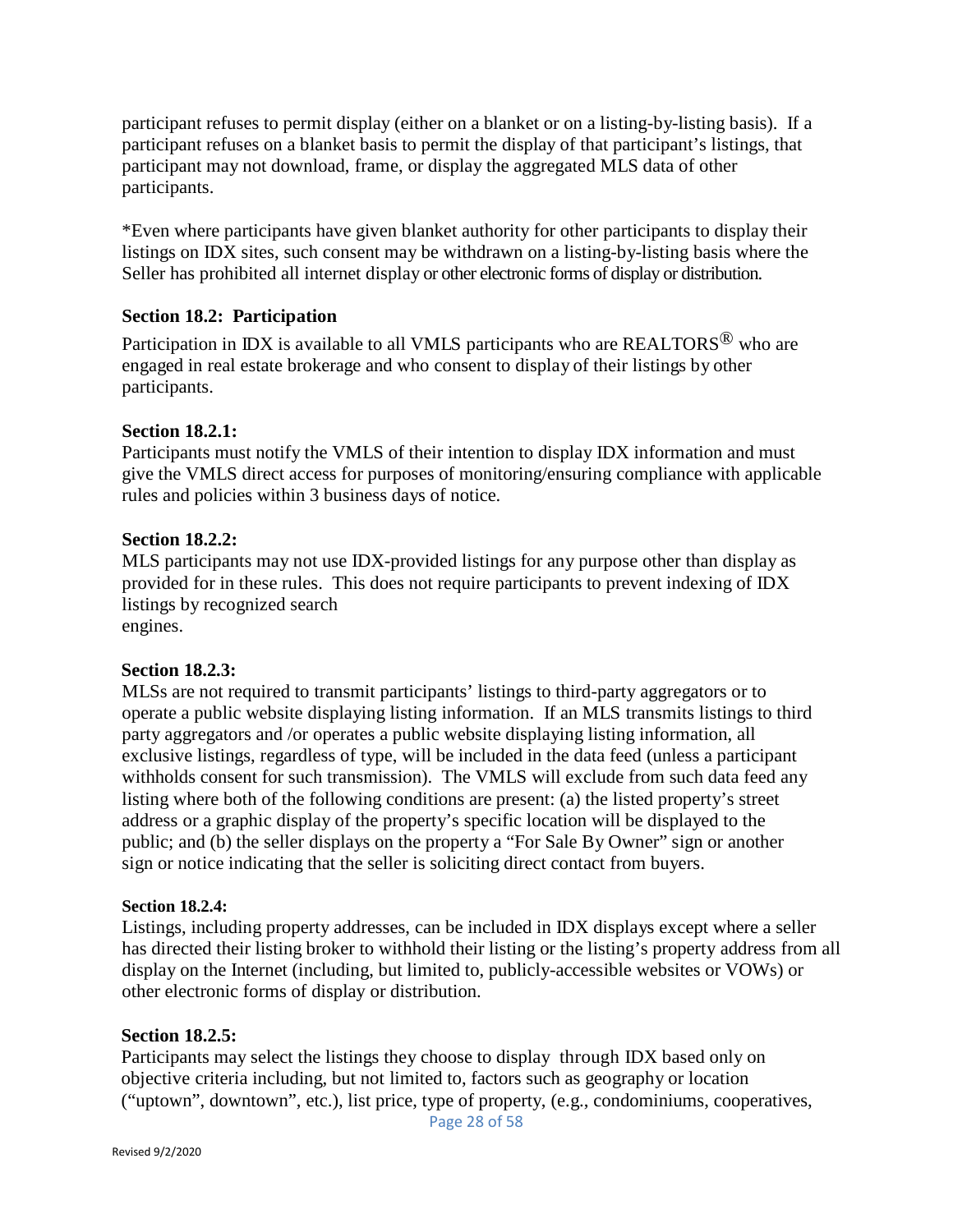participant refuses to permit display (either on a blanket or on a listing-by-listing basis). If a participant refuses on a blanket basis to permit the display of that participant's listings, that participant may not download, frame, or display the aggregated MLS data of other participants.

*Even where participants have given blanket authority for other participants to display their listings on IDX sites, such consent may be withdrawn on a listing-by-listing basis where the Seller has prohibited all internet display or other electronic forms of display or distribution.

### Section 18.2: Participation

Participation in IDX is available to all VMLS participants who are REALTORS® who are engaged in real estate brokerage and who consent to display of their listings by other participants.

**Section 18.2.1:**
Participants must notify the VMLS of their intention to display IDX information and must give the VMLS direct access for purposes of monitoring/ensuring compliance with applicable rules and policies within 3 business days of notice.

**Section 18.2.2:**
MLS participants may not use IDX-provided listings for any purpose other than display as provided for in these rules. This does not require participants to prevent indexing of IDX listings by recognized search engines.

**Section 18.2.3:**
MLSs are not required to transmit participants' listings to third-party aggregators or to operate a public website displaying listing information. If an MLS transmits listings to third party aggregators and /or operates a public website displaying listing information, all exclusive listings, regardless of type, will be included in the data feed (unless a participant withholds consent for such transmission). The VMLS will exclude from such data feed any listing where both of the following conditions are present: (a) the listed property's street address or a graphic display of the property's specific location will be displayed to the public; and (b) the seller displays on the property a "For Sale By Owner" sign or another sign or notice indicating that the seller is soliciting direct contact from buyers.

**Section 18.2.4:**
Listings, including property addresses, can be included in IDX displays except where a seller has directed their listing broker to withhold their listing or the listing's property address from all display on the Internet (including, but limited to, publicly-accessible websites or VOWs) or other electronic forms of display or distribution.

**Section 18.2.5:**
Participants may select the listings they choose to display through IDX based only on objective criteria including, but not limited to, factors such as geography or location ("uptown", downtown", etc.), list price, type of property, (e.g., condominiums, cooperatives,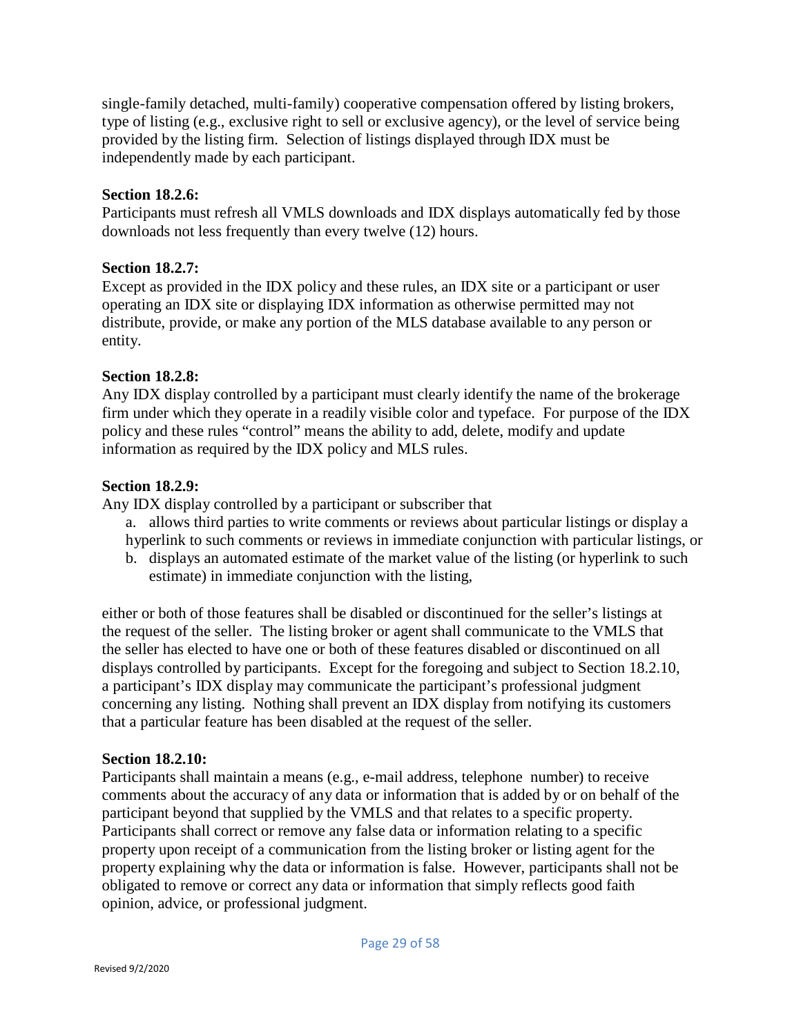single-family detached, multi-family) cooperative compensation offered by listing brokers, type of listing (e.g., exclusive right to sell or exclusive agency), or the level of service being provided by the listing firm. Selection of listings displayed through IDX must be independently made by each participant.

**Section 18.2.6:**
Participants must refresh all VMLS downloads and IDX displays automatically fed by those downloads not less frequently than every twelve (12) hours.

**Section 18.2.7:**
Except as provided in the IDX policy and these rules, an IDX site or a participant or user operating an IDX site or displaying IDX information as otherwise permitted may not distribute, provide, or make any portion of the MLS database available to any person or entity.

**Section 18.2.8:**
Any IDX display controlled by a participant must clearly identify the name of the brokerage firm under which they operate in a readily visible color and typeface. For purpose of the IDX policy and these rules "control" means the ability to add, delete, modify and update information as required by the IDX policy and MLS rules.

**Section 18.2.9:**
Any IDX display controlled by a participant or subscriber that

a. allows third parties to write comments or reviews about particular listings or display a hyperlink to such comments or reviews in immediate conjunction with particular listings, or
b. displays an automated estimate of the market value of the listing (or hyperlink to such estimate) in immediate conjunction with the listing,

either or both of those features shall be disabled or discontinued for the seller's listings at the request of the seller. The listing broker or agent shall communicate to the VMLS that the seller has elected to have one or both of these features disabled or discontinued on all displays controlled by participants. Except for the foregoing and subject to Section 18.2.10, a participant's IDX display may communicate the participant's professional judgment concerning any listing. Nothing shall prevent an IDX display from notifying its customers that a particular feature has been disabled at the request of the seller.

**Section 18.2.10:**
Participants shall maintain a means (e.g., e-mail address, telephone number) to receive comments about the accuracy of any data or information that is added by or on behalf of the participant beyond that supplied by the VMLS and that relates to a specific property. Participants shall correct or remove any false data or information relating to a specific property upon receipt of a communication from the listing broker or listing agent for the property explaining why the data or information is false. However, participants shall not be obligated to remove or correct any data or information that simply reflects good faith opinion, advice, or professional judgment.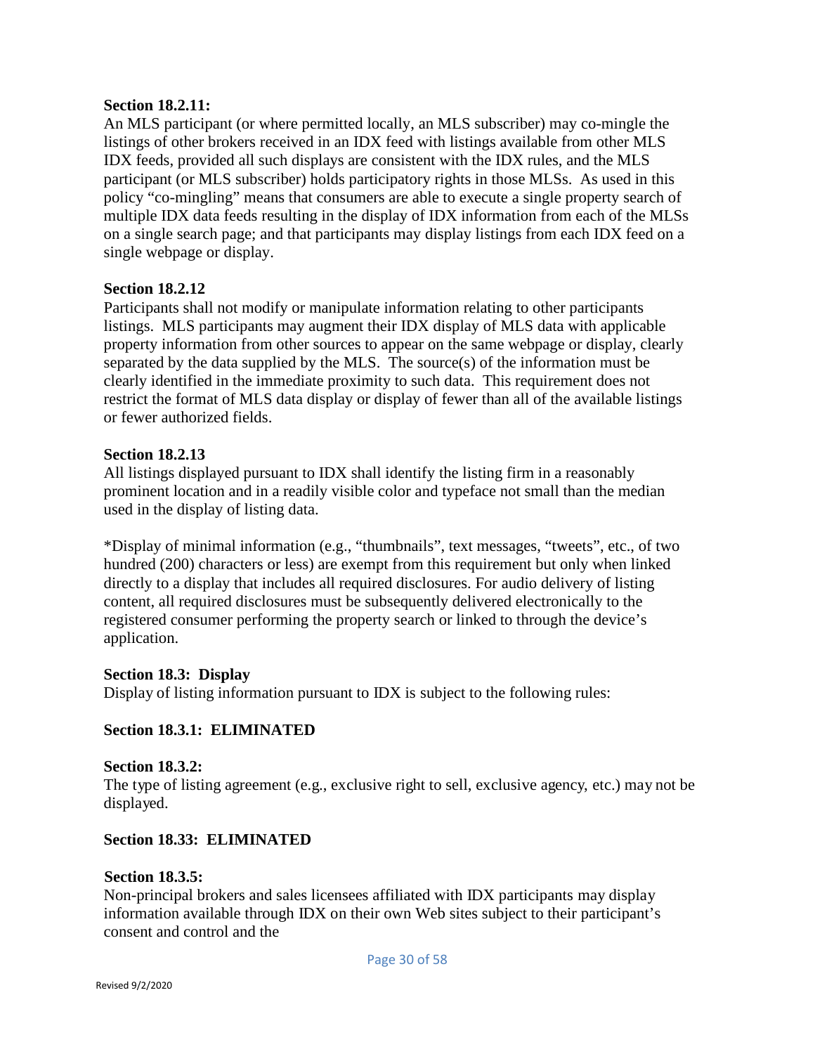**Section 18.2.11:**

An MLS participant (or where permitted locally, an MLS subscriber) may co-mingle the listings of other brokers received in an IDX feed with listings available from other MLS IDX feeds, provided all such displays are consistent with the IDX rules, and the MLS participant (or MLS subscriber) holds participatory rights in those MLSs. As used in this policy "co-mingling" means that consumers are able to execute a single property search of multiple IDX data feeds resulting in the display of IDX information from each of the MLSs on a single search page; and that participants may display listings from each IDX feed on a single webpage or display.

**Section 18.2.12**

Participants shall not modify or manipulate information relating to other participants listings. MLS participants may augment their IDX display of MLS data with applicable property information from other sources to appear on the same webpage or display, clearly separated by the data supplied by the MLS. The source(s) of the information must be clearly identified in the immediate proximity to such data. This requirement does not restrict the format of MLS data display or display of fewer than all of the available listings or fewer authorized fields.

**Section 18.2.13**

All listings displayed pursuant to IDX shall identify the listing firm in a reasonably prominent location and in a readily visible color and typeface not small than the median used in the display of listing data.

*Display of minimal information (e.g., "thumbnails", text messages, "tweets", etc., of two hundred (200) characters or less) are exempt from this requirement but only when linked directly to a display that includes all required disclosures. For audio delivery of listing content, all required disclosures must be subsequently delivered electronically to the registered consumer performing the property search or linked to through the device's application.

**Section 18.3: Display**

Display of listing information pursuant to IDX is subject to the following rules:

**Section 18.3.1: ELIMINATED**

**Section 18.3.2:**

The type of listing agreement (e.g., exclusive right to sell, exclusive agency, etc.) may not be displayed.

**Section 18.33: ELIMINATED**

**Section 18.3.5:**

Non-principal brokers and sales licensees affiliated with IDX participants may display information available through IDX on their own Web sites subject to their participant's consent and control and the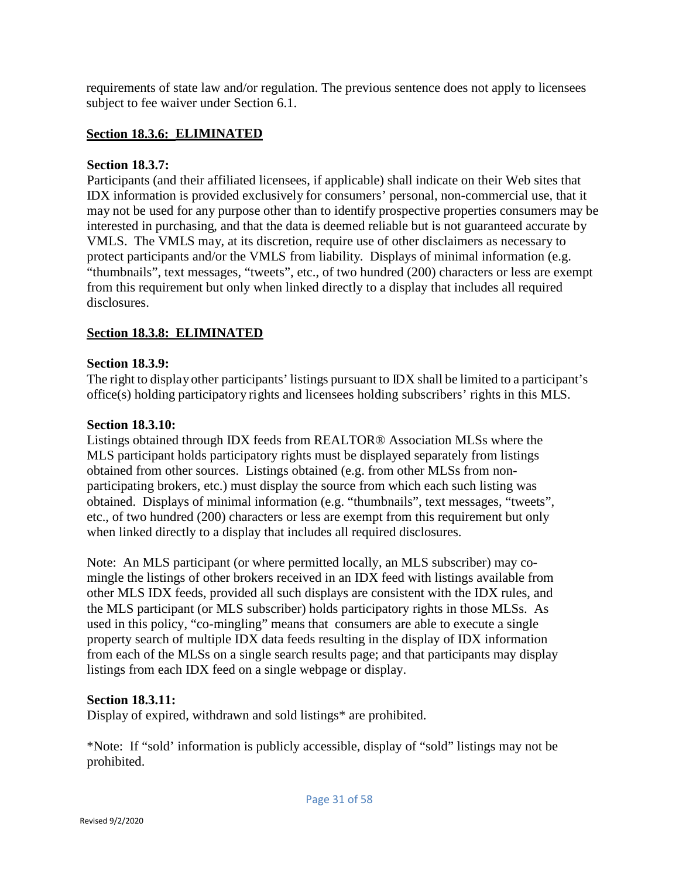requirements of state law and/or regulation. The previous sentence does not apply to licensees subject to fee waiver under Section 6.1.

**Section 18.3.6: ELIMINATED**

**Section 18.3.7:**
Participants (and their affiliated licensees, if applicable) shall indicate on their Web sites that IDX information is provided exclusively for consumers' personal, non-commercial use, that it may not be used for any purpose other than to identify prospective properties consumers may be interested in purchasing, and that the data is deemed reliable but is not guaranteed accurate by VMLS. The VMLS may, at its discretion, require use of other disclaimers as necessary to protect participants and/or the VMLS from liability. Displays of minimal information (e.g. "thumbnails", text messages, "tweets", etc., of two hundred (200) characters or less are exempt from this requirement but only when linked directly to a display that includes all required disclosures.

**Section 18.3.8: ELIMINATED**

**Section 18.3.9:**
The right to display other participants' listings pursuant to IDX shall be limited to a participant's office(s) holding participatory rights and licensees holding subscribers' rights in this MLS.

**Section 18.3.10:**
Listings obtained through IDX feeds from REALTOR® Association MLSs where the MLS participant holds participatory rights must be displayed separately from listings obtained from other sources. Listings obtained (e.g. from other MLSs from non-participating brokers, etc.) must display the source from which each such listing was obtained. Displays of minimal information (e.g. "thumbnails", text messages, "tweets", etc., of two hundred (200) characters or less are exempt from this requirement but only when linked directly to a display that includes all required disclosures.

Note: An MLS participant (or where permitted locally, an MLS subscriber) may co-mingle the listings of other brokers received in an IDX feed with listings available from other MLS IDX feeds, provided all such displays are consistent with the IDX rules, and the MLS participant (or MLS subscriber) holds participatory rights in those MLSs. As used in this policy, "co-mingling" means that consumers are able to execute a single property search of multiple IDX data feeds resulting in the display of IDX information from each of the MLSs on a single search results page; and that participants may display listings from each IDX feed on a single webpage or display.

**Section 18.3.11:**
Display of expired, withdrawn and sold listings* are prohibited.

*Note: If "sold' information is publicly accessible, display of "sold" listings may not be prohibited.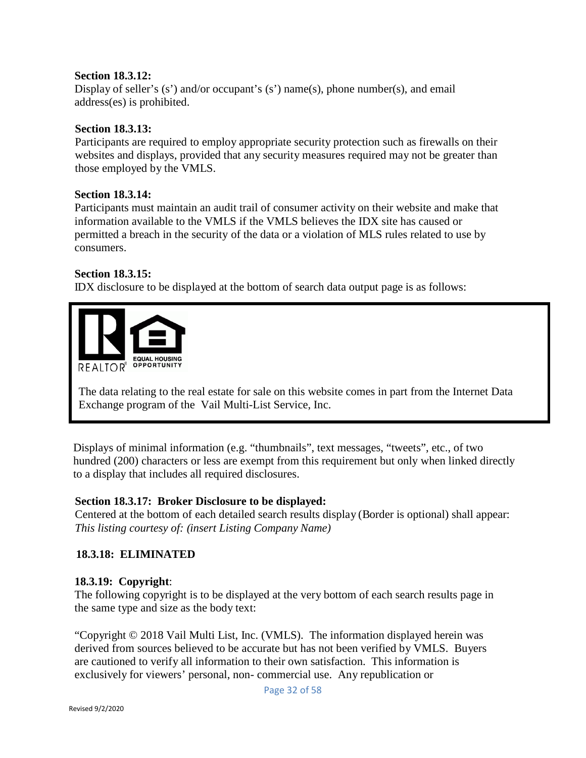**Section 18.3.12:**
Display of seller's (s') and/or occupant's (s') name(s), phone number(s), and email address(es) is prohibited.

**Section 18.3.13:**
Participants are required to employ appropriate security protection such as firewalls on their websites and displays, provided that any security measures required may not be greater than those employed by the VMLS.

**Section 18.3.14:**
Participants must maintain an audit trail of consumer activity on their website and make that information available to the VMLS if the VMLS believes the IDX site has caused or permitted a breach in the security of the data or a violation of MLS rules related to use by consumers.

**Section 18.3.15:**
IDX disclosure to be displayed at the bottom of search data output page is as follows:

REALTOR® EQUAL HOUSING OPPORTUNITY

The data relating to the real estate for sale on this website comes in part from the Internet Data Exchange program of the Vail Multi-List Service, Inc.

Displays of minimal information (e.g. "thumbnails", text messages, "tweets", etc., of two hundred (200) characters or less are exempt from this requirement but only when linked directly to a display that includes all required disclosures.

**Section 18.3.17: Broker Disclosure to be displayed:**
Centered at the bottom of each detailed search results display (Border is optional) shall appear:
*This listing courtesy of: (insert Listing Company Name)*

**18.3.18: ELIMINATED**

**18.3.19: Copyright**:
The following copyright is to be displayed at the very bottom of each search results page in the same type and size as the body text:

"Copyright © 2018 Vail Multi List, Inc. (VMLS). The information displayed herein was derived from sources believed to be accurate but has not been verified by VMLS. Buyers are cautioned to verify all information to their own satisfaction. This information is exclusively for viewers' personal, non- commercial use. Any republication or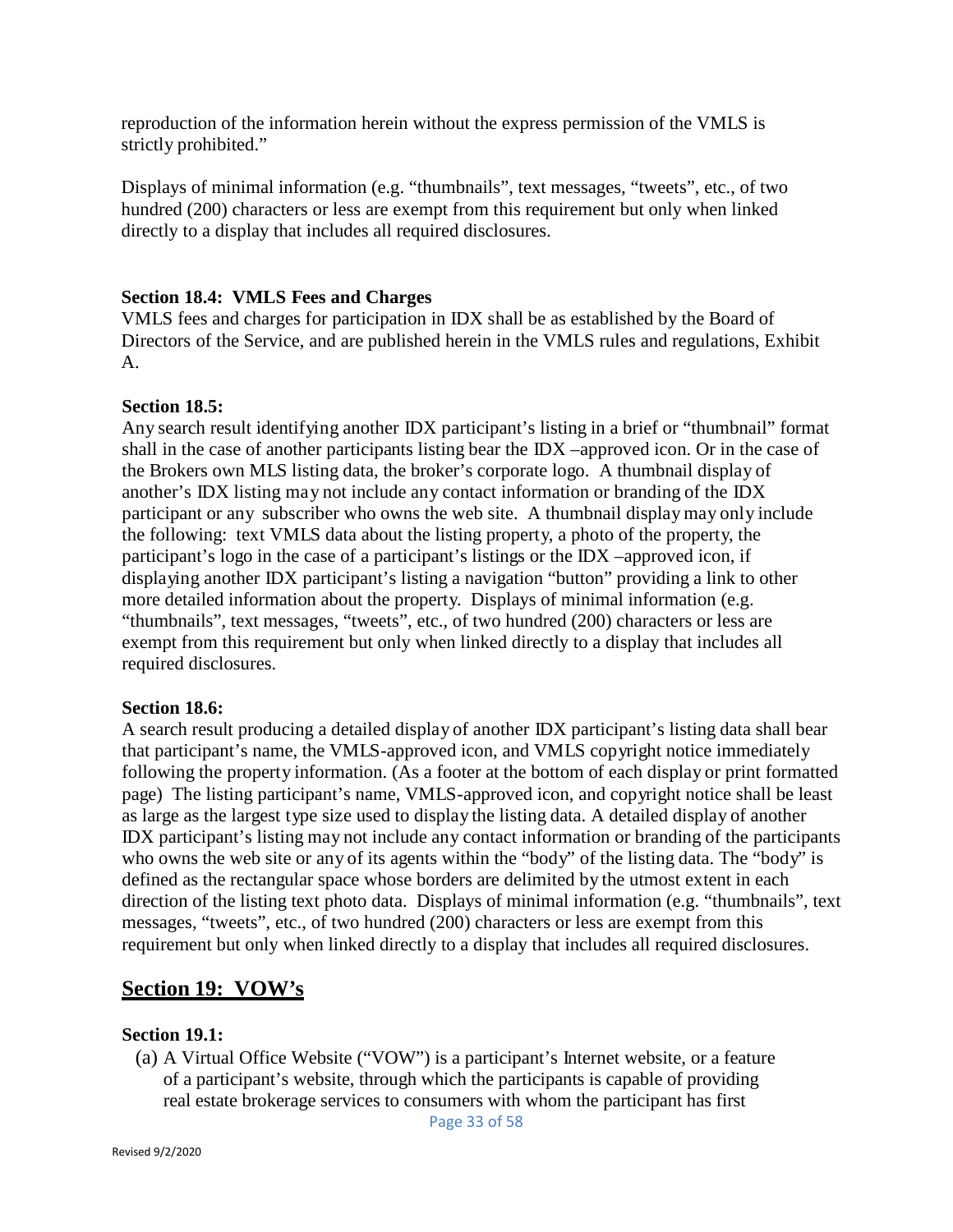reproduction of the information herein without the express permission of the VMLS is strictly prohibited."

Displays of minimal information (e.g. "thumbnails", text messages, "tweets", etc., of two hundred (200) characters or less are exempt from this requirement but only when linked directly to a display that includes all required disclosures.

**Section 18.4: VMLS Fees and Charges**
VMLS fees and charges for participation in IDX shall be as established by the Board of Directors of the Service, and are published herein in the VMLS rules and regulations, Exhibit A.

**Section 18.5:**
Any search result identifying another IDX participant's listing in a brief or "thumbnail" format shall in the case of another participants listing bear the IDX –approved icon. Or in the case of the Brokers own MLS listing data, the broker's corporate logo. A thumbnail display of another's IDX listing may not include any contact information or branding of the IDX participant or any subscriber who owns the web site. A thumbnail display may only include the following: text VMLS data about the listing property, a photo of the property, the participant's logo in the case of a participant's listings or the IDX –approved icon, if displaying another IDX participant's listing a navigation "button" providing a link to other more detailed information about the property. Displays of minimal information (e.g. "thumbnails", text messages, "tweets", etc., of two hundred (200) characters or less are exempt from this requirement but only when linked directly to a display that includes all required disclosures.

**Section 18.6:**
A search result producing a detailed display of another IDX participant's listing data shall bear that participant's name, the VMLS-approved icon, and VMLS copyright notice immediately following the property information. (As a footer at the bottom of each display or print formatted page) The listing participant's name, VMLS-approved icon, and copyright notice shall be least as large as the largest type size used to display the listing data. A detailed display of another IDX participant's listing may not include any contact information or branding of the participants who owns the web site or any of its agents within the "body" of the listing data. The "body" is defined as the rectangular space whose borders are delimited by the utmost extent in each direction of the listing text photo data. Displays of minimal information (e.g. "thumbnails", text messages, "tweets", etc., of two hundred (200) characters or less are exempt from this requirement but only when linked directly to a display that includes all required disclosures.

## Section 19: VOW's

**Section 19.1:**

(a) A Virtual Office Website ("VOW") is a participant's Internet website, or a feature of a participant's website, through which the participants is capable of providing real estate brokerage services to consumers with whom the participant has first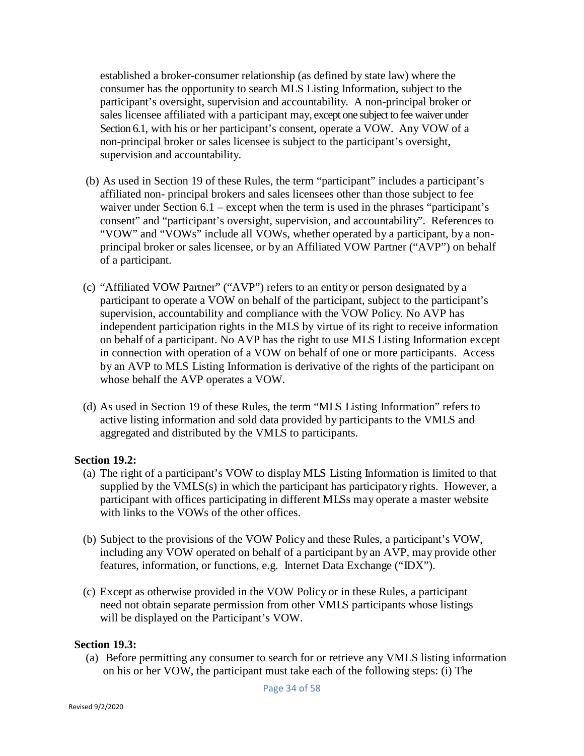established a broker-consumer relationship (as defined by state law) where the consumer has the opportunity to search MLS Listing Information, subject to the participant's oversight, supervision and accountability. A non-principal broker or sales licensee affiliated with a participant may, except one subject to fee waiver under Section 6.1, with his or her participant's consent, operate a VOW. Any VOW of a non-principal broker or sales licensee is subject to the participant's oversight, supervision and accountability.

(b) As used in Section 19 of these Rules, the term "participant" includes a participant's affiliated non- principal brokers and sales licensees other than those subject to fee waiver under Section 6.1 – except when the term is used in the phrases "participant's consent" and "participant's oversight, supervision, and accountability". References to "VOW" and "VOWs" include all VOWs, whether operated by a participant, by a non-principal broker or sales licensee, or by an Affiliated VOW Partner ("AVP") on behalf of a participant.

(c) "Affiliated VOW Partner" ("AVP") refers to an entity or person designated by a participant to operate a VOW on behalf of the participant, subject to the participant's supervision, accountability and compliance with the VOW Policy. No AVP has independent participation rights in the MLS by virtue of its right to receive information on behalf of a participant. No AVP has the right to use MLS Listing Information except in connection with operation of a VOW on behalf of one or more participants. Access by an AVP to MLS Listing Information is derivative of the rights of the participant on whose behalf the AVP operates a VOW.

(d) As used in Section 19 of these Rules, the term "MLS Listing Information" refers to active listing information and sold data provided by participants to the VMLS and aggregated and distributed by the VMLS to participants.

**Section 19.2:**

(a) The right of a participant's VOW to display MLS Listing Information is limited to that supplied by the VMLS(s) in which the participant has participatory rights. However, a participant with offices participating in different MLSs may operate a master website with links to the VOWs of the other offices.

(b) Subject to the provisions of the VOW Policy and these Rules, a participant's VOW, including any VOW operated on behalf of a participant by an AVP, may provide other features, information, or functions, e.g. Internet Data Exchange ("IDX").

(c) Except as otherwise provided in the VOW Policy or in these Rules, a participant need not obtain separate permission from other VMLS participants whose listings will be displayed on the Participant's VOW.

**Section 19.3:**

(a) Before permitting any consumer to search for or retrieve any VMLS listing information on his or her VOW, the participant must take each of the following steps: (i) The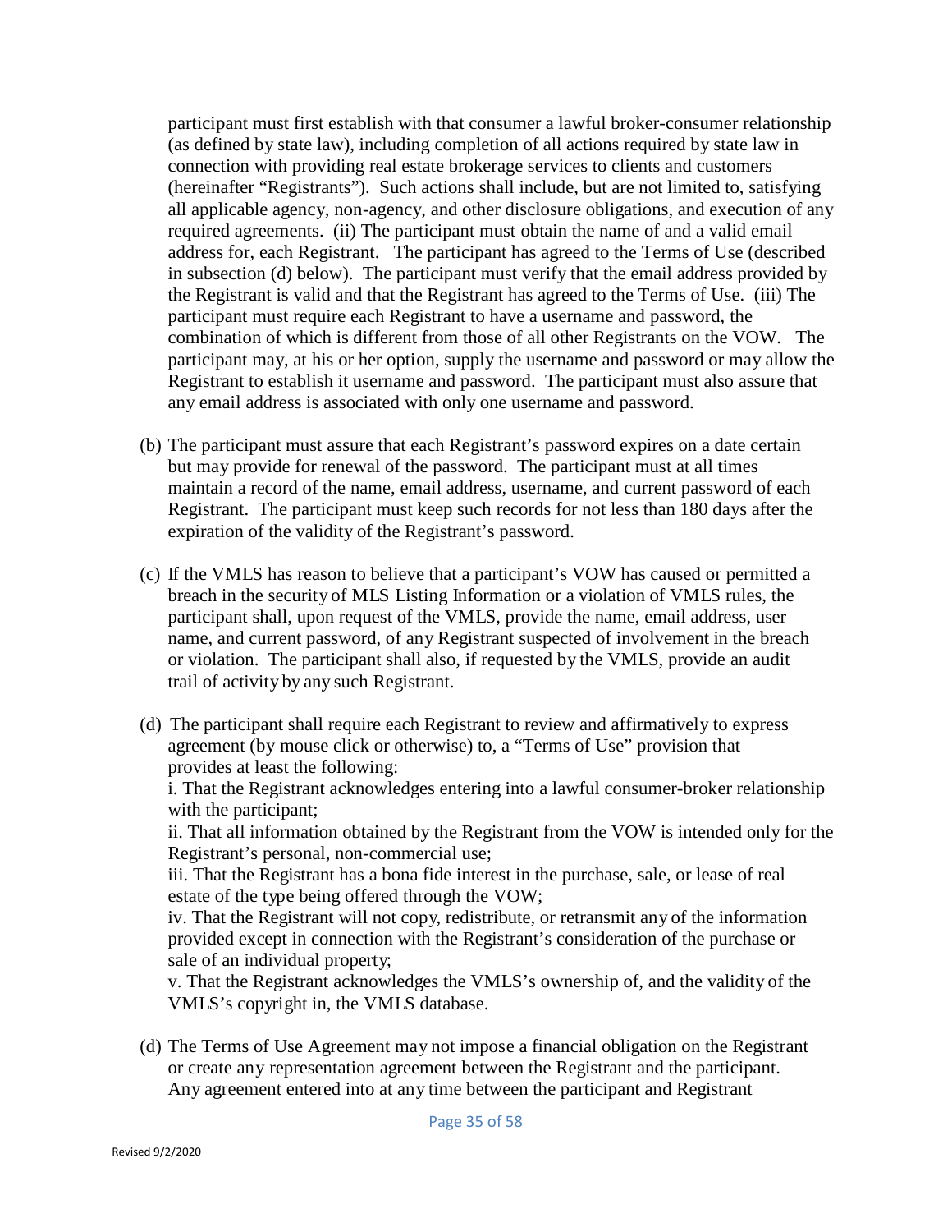participant must first establish with that consumer a lawful broker-consumer relationship (as defined by state law), including completion of all actions required by state law in connection with providing real estate brokerage services to clients and customers (hereinafter "Registrants"). Such actions shall include, but are not limited to, satisfying all applicable agency, non-agency, and other disclosure obligations, and execution of any required agreements. (ii) The participant must obtain the name of and a valid email address for, each Registrant. The participant has agreed to the Terms of Use (described in subsection (d) below). The participant must verify that the email address provided by the Registrant is valid and that the Registrant has agreed to the Terms of Use. (iii) The participant must require each Registrant to have a username and password, the combination of which is different from those of all other Registrants on the VOW. The participant may, at his or her option, supply the username and password or may allow the Registrant to establish it username and password. The participant must also assure that any email address is associated with only one username and password.

(b) The participant must assure that each Registrant's password expires on a date certain but may provide for renewal of the password. The participant must at all times maintain a record of the name, email address, username, and current password of each Registrant. The participant must keep such records for not less than 180 days after the expiration of the validity of the Registrant's password.

(c) If the VMLS has reason to believe that a participant's VOW has caused or permitted a breach in the security of MLS Listing Information or a violation of VMLS rules, the participant shall, upon request of the VMLS, provide the name, email address, user name, and current password, of any Registrant suspected of involvement in the breach or violation. The participant shall also, if requested by the VMLS, provide an audit trail of activity by any such Registrant.

(d) The participant shall require each Registrant to review and affirmatively to express agreement (by mouse click or otherwise) to, a "Terms of Use" provision that provides at least the following:
i. That the Registrant acknowledges entering into a lawful consumer-broker relationship with the participant;
ii. That all information obtained by the Registrant from the VOW is intended only for the Registrant's personal, non-commercial use;
iii. That the Registrant has a bona fide interest in the purchase, sale, or lease of real estate of the type being offered through the VOW;
iv. That the Registrant will not copy, redistribute, or retransmit any of the information provided except in connection with the Registrant's consideration of the purchase or sale of an individual property;
v. That the Registrant acknowledges the VMLS's ownership of, and the validity of the VMLS's copyright in, the VMLS database.

(d) The Terms of Use Agreement may not impose a financial obligation on the Registrant or create any representation agreement between the Registrant and the participant. Any agreement entered into at any time between the participant and Registrant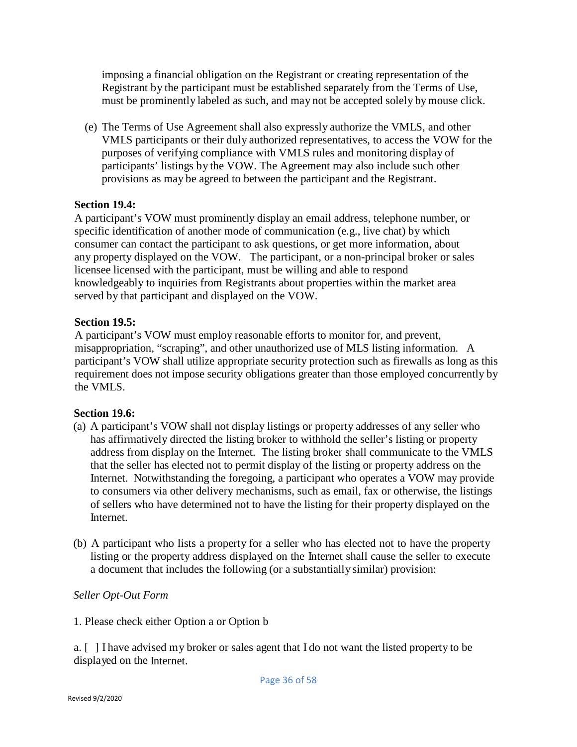imposing a financial obligation on the Registrant or creating representation of the Registrant by the participant must be established separately from the Terms of Use, must be prominently labeled as such, and may not be accepted solely by mouse click.

(e) The Terms of Use Agreement shall also expressly authorize the VMLS, and other VMLS participants or their duly authorized representatives, to access the VOW for the purposes of verifying compliance with VMLS rules and monitoring display of participants' listings by the VOW. The Agreement may also include such other provisions as may be agreed to between the participant and the Registrant.

**Section 19.4:**

A participant's VOW must prominently display an email address, telephone number, or specific identification of another mode of communication (e.g., live chat) by which consumer can contact the participant to ask questions, or get more information, about any property displayed on the VOW. The participant, or a non-principal broker or sales licensee licensed with the participant, must be willing and able to respond knowledgeably to inquiries from Registrants about properties within the market area served by that participant and displayed on the VOW.

**Section 19.5:**

A participant's VOW must employ reasonable efforts to monitor for, and prevent, misappropriation, "scraping", and other unauthorized use of MLS listing information. A participant's VOW shall utilize appropriate security protection such as firewalls as long as this requirement does not impose security obligations greater than those employed concurrently by the VMLS.

**Section 19.6:**

(a) A participant's VOW shall not display listings or property addresses of any seller who has affirmatively directed the listing broker to withhold the seller's listing or property address from display on the Internet. The listing broker shall communicate to the VMLS that the seller has elected not to permit display of the listing or property address on the Internet. Notwithstanding the foregoing, a participant who operates a VOW may provide to consumers via other delivery mechanisms, such as email, fax or otherwise, the listings of sellers who have determined not to have the listing for their property displayed on the Internet.

(b) A participant who lists a property for a seller who has elected not to have the property listing or the property address displayed on the Internet shall cause the seller to execute a document that includes the following (or a substantially similar) provision:

*Seller Opt-Out Form*

1. Please check either Option a or Option b

a. [ ] I have advised my broker or sales agent that I do not want the listed property to be displayed on the Internet.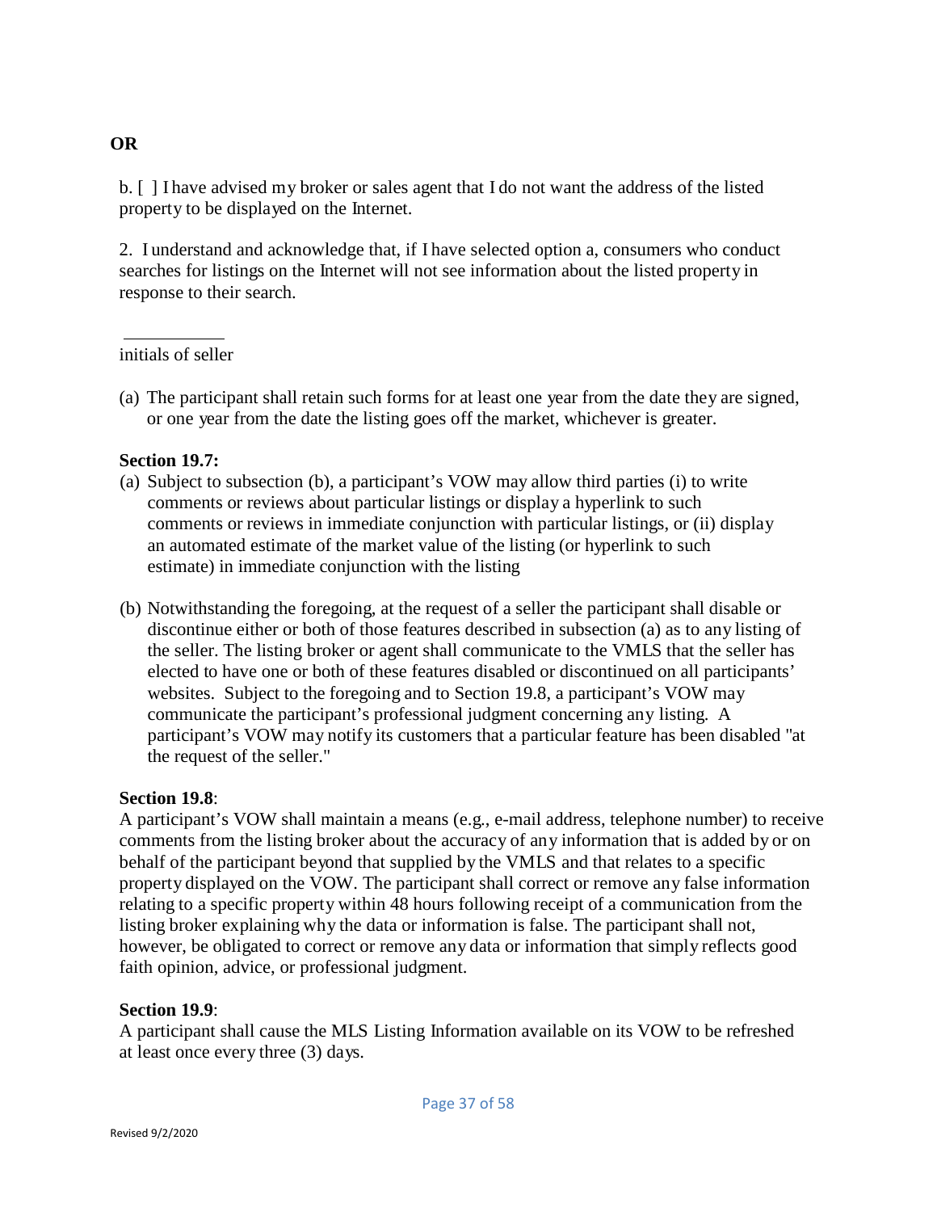**OR**

b. [ ] I have advised my broker or sales agent that I do not want the address of the listed property to be displayed on the Internet.

2. I understand and acknowledge that, if I have selected option a, consumers who conduct searches for listings on the Internet will not see information about the listed property in response to their search.

\_\_\_\_\_\_\_\_\_\_\_\_

initials of seller

(a) The participant shall retain such forms for at least one year from the date they are signed, or one year from the date the listing goes off the market, whichever is greater.

**Section 19.7:**

(a) Subject to subsection (b), a participant's VOW may allow third parties (i) to write comments or reviews about particular listings or display a hyperlink to such comments or reviews in immediate conjunction with particular listings, or (ii) display an automated estimate of the market value of the listing (or hyperlink to such estimate) in immediate conjunction with the listing

(b) Notwithstanding the foregoing, at the request of a seller the participant shall disable or discontinue either or both of those features described in subsection (a) as to any listing of the seller. The listing broker or agent shall communicate to the VMLS that the seller has elected to have one or both of these features disabled or discontinued on all participants' websites. Subject to the foregoing and to Section 19.8, a participant's VOW may communicate the participant's professional judgment concerning any listing. A participant's VOW may notify its customers that a particular feature has been disabled "at the request of the seller."

**Section 19.8**:

A participant's VOW shall maintain a means (e.g., e-mail address, telephone number) to receive comments from the listing broker about the accuracy of any information that is added by or on behalf of the participant beyond that supplied by the VMLS and that relates to a specific property displayed on the VOW. The participant shall correct or remove any false information relating to a specific property within 48 hours following receipt of a communication from the listing broker explaining why the data or information is false. The participant shall not, however, be obligated to correct or remove any data or information that simply reflects good faith opinion, advice, or professional judgment.

**Section 19.9**:

A participant shall cause the MLS Listing Information available on its VOW to be refreshed at least once every three (3) days.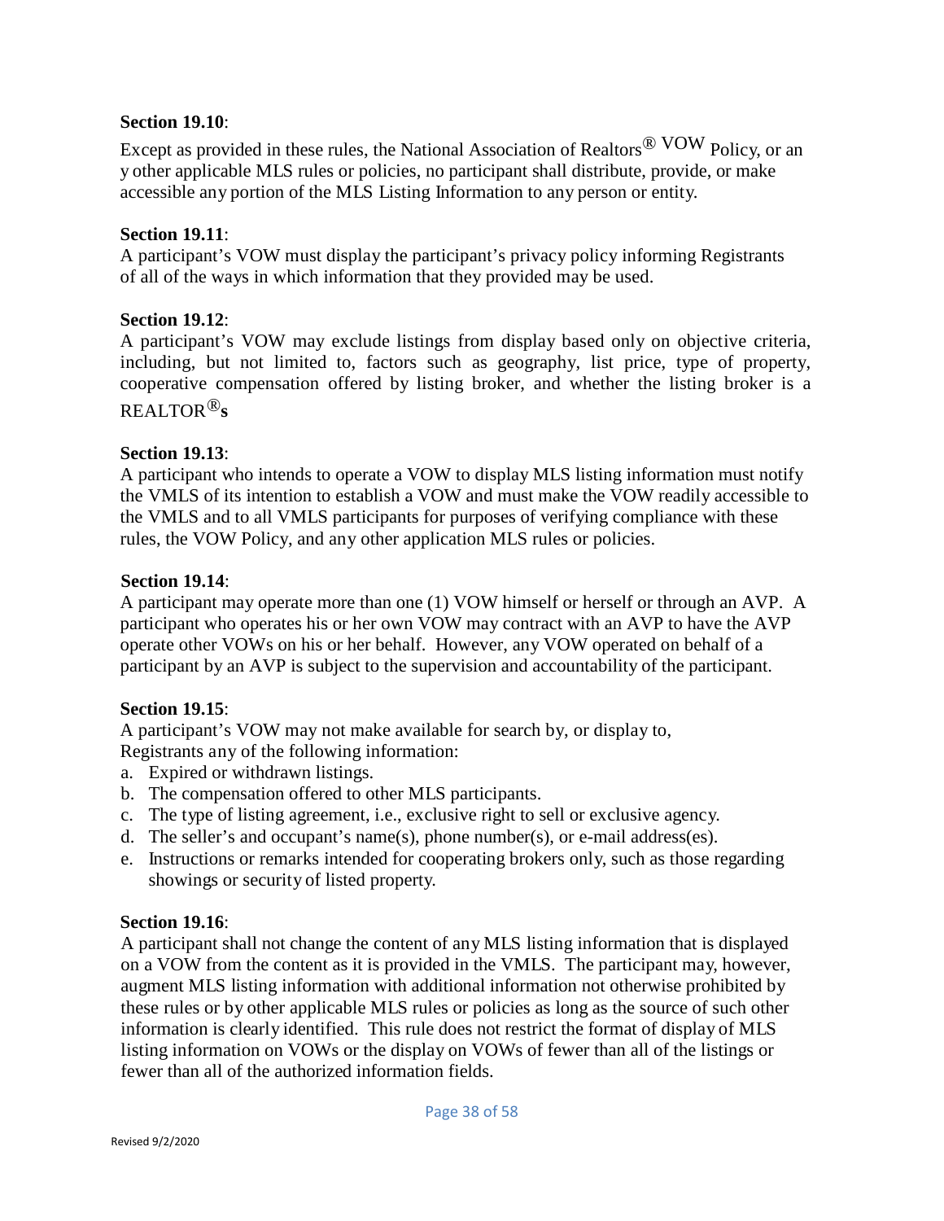**Section 19.10**:

Except as provided in these rules, the National Association of Realtors® VOW Policy, or an y other applicable MLS rules or policies, no participant shall distribute, provide, or make accessible any portion of the MLS Listing Information to any person or entity.

**Section 19.11**:

A participant's VOW must display the participant's privacy policy informing Registrants of all of the ways in which information that they provided may be used.

**Section 19.12**:

A participant's VOW may exclude listings from display based only on objective criteria, including, but not limited to, factors such as geography, list price, type of property, cooperative compensation offered by listing broker, and whether the listing broker is a REALTOR®**s**

**Section 19.13**:

A participant who intends to operate a VOW to display MLS listing information must notify the VMLS of its intention to establish a VOW and must make the VOW readily accessible to the VMLS and to all VMLS participants for purposes of verifying compliance with these rules, the VOW Policy, and any other application MLS rules or policies.

**Section 19.14**:

A participant may operate more than one (1) VOW himself or herself or through an AVP. A participant who operates his or her own VOW may contract with an AVP to have the AVP operate other VOWs on his or her behalf. However, any VOW operated on behalf of a participant by an AVP is subject to the supervision and accountability of the participant.

**Section 19.15**:

A participant's VOW may not make available for search by, or display to, Registrants any of the following information:

a. Expired or withdrawn listings.
b. The compensation offered to other MLS participants.
c. The type of listing agreement, i.e., exclusive right to sell or exclusive agency.
d. The seller's and occupant's name(s), phone number(s), or e-mail address(es).
e. Instructions or remarks intended for cooperating brokers only, such as those regarding showings or security of listed property.

**Section 19.16**:

A participant shall not change the content of any MLS listing information that is displayed on a VOW from the content as it is provided in the VMLS. The participant may, however, augment MLS listing information with additional information not otherwise prohibited by these rules or by other applicable MLS rules or policies as long as the source of such other information is clearly identified. This rule does not restrict the format of display of MLS listing information on VOWs or the display on VOWs of fewer than all of the listings or fewer than all of the authorized information fields.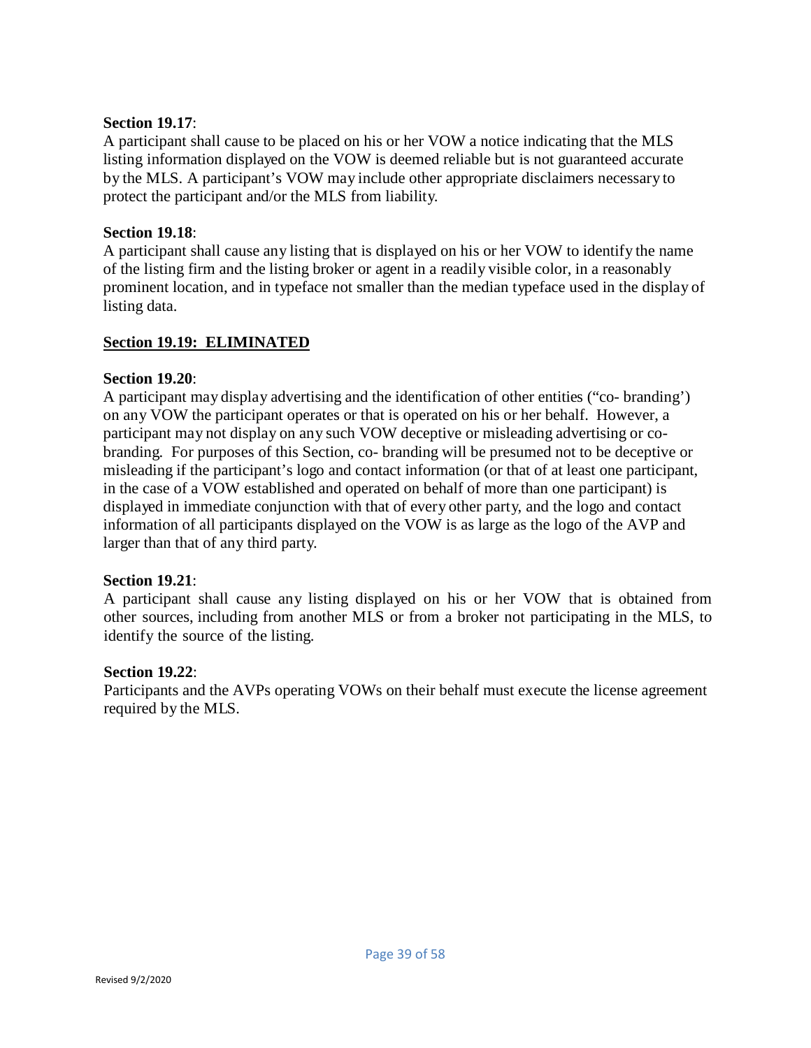**Section 19.17**:
A participant shall cause to be placed on his or her VOW a notice indicating that the MLS listing information displayed on the VOW is deemed reliable but is not guaranteed accurate by the MLS. A participant's VOW may include other appropriate disclaimers necessary to protect the participant and/or the MLS from liability.

**Section 19.18**:
A participant shall cause any listing that is displayed on his or her VOW to identify the name of the listing firm and the listing broker or agent in a readily visible color, in a reasonably prominent location, and in typeface not smaller than the median typeface used in the display of listing data.

**Section 19.19: ELIMINATED**

**Section 19.20**:
A participant may display advertising and the identification of other entities ("co- branding') on any VOW the participant operates or that is operated on his or her behalf. However, a participant may not display on any such VOW deceptive or misleading advertising or co-branding. For purposes of this Section, co- branding will be presumed not to be deceptive or misleading if the participant's logo and contact information (or that of at least one participant, in the case of a VOW established and operated on behalf of more than one participant) is displayed in immediate conjunction with that of every other party, and the logo and contact information of all participants displayed on the VOW is as large as the logo of the AVP and larger than that of any third party.

**Section 19.21**:
A participant shall cause any listing displayed on his or her VOW that is obtained from other sources, including from another MLS or from a broker not participating in the MLS, to identify the source of the listing.

**Section 19.22**:
Participants and the AVPs operating VOWs on their behalf must execute the license agreement required by the MLS.

Revised 9/2/2020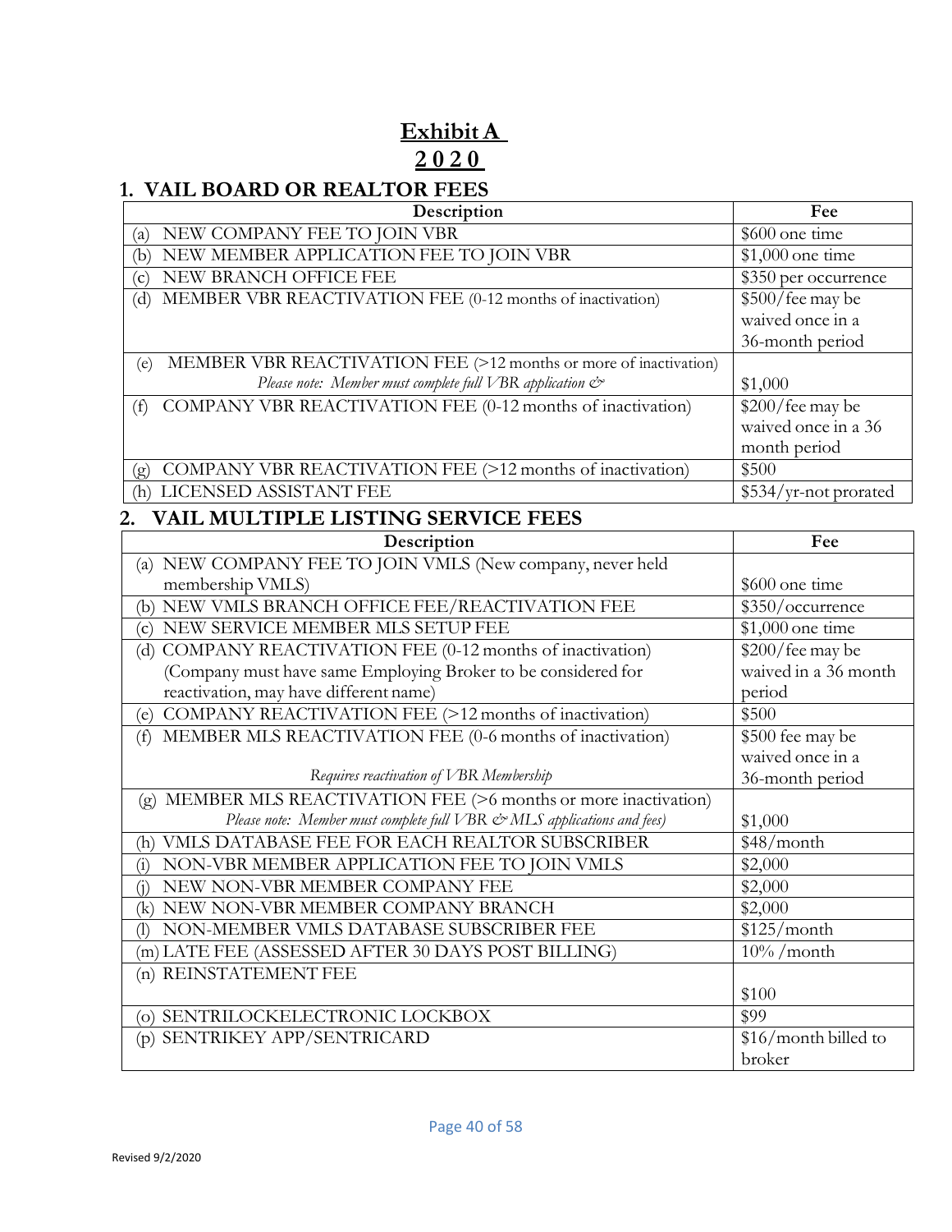# Exhibit A

## 2020

## 1. VAIL BOARD OR REALTOR FEES

| Description | Fee |
|---|---|
| (a) NEW COMPANY FEE TO JOIN VBR | $600 one time |
| (b) NEW MEMBER APPLICATION FEE TO JOIN VBR | $1,000 one time |
| (c) NEW BRANCH OFFICE FEE | $350 per occurrence |
| (d) MEMBER VBR REACTIVATION FEE (0-12 months of inactivation) | $500/fee may be waived once in a 36-month period |
| (e) MEMBER VBR REACTIVATION FEE (>12 months or more of inactivation) *Please note: Member must complete full VBR application &* | $1,000 |
| (f) COMPANY VBR REACTIVATION FEE (0-12 months of inactivation) | $200/fee may be waived once in a 36 month period |
| (g) COMPANY VBR REACTIVATION FEE (>12 months of inactivation) | $500 |
| (h) LICENSED ASSISTANT FEE | $534/yr-not prorated |

## 2. VAIL MULTIPLE LISTING SERVICE FEES

| Description | Fee |
|---|---|
| (a) NEW COMPANY FEE TO JOIN VMLS (New company, never held membership VMLS) | $600 one time |
| (b) NEW VMLS BRANCH OFFICE FEE/REACTIVATION FEE | $350/occurrence |
| (c) NEW SERVICE MEMBER MLS SETUP FEE | $1,000 one time |
| (d) COMPANY REACTIVATION FEE (0-12 months of inactivation) (Company must have same Employing Broker to be considered for reactivation, may have different name) | $200/fee may be waived in a 36 month period |
| (e) COMPANY REACTIVATION FEE (>12 months of inactivation) | $500 |
| (f) MEMBER MLS REACTIVATION FEE (0-6 months of inactivation) *Requires reactivation of VBR Membership* | $500 fee may be waived once in a 36-month period |
| (g) MEMBER MLS REACTIVATION FEE (>6 months or more inactivation) *Please note: Member must complete full VBR & MLS applications and fees)* | $1,000 |
| (h) VMLS DATABASE FEE FOR EACH REALTOR SUBSCRIBER | $48/month |
| (i) NON-VBR MEMBER APPLICATION FEE TO JOIN VMLS | $2,000 |
| (j) NEW NON-VBR MEMBER COMPANY FEE | $2,000 |
| (k) NEW NON-VBR MEMBER COMPANY BRANCH | $2,000 |
| (l) NON-MEMBER VMLS DATABASE SUBSCRIBER FEE | $125/month |
| (m) LATE FEE (ASSESSED AFTER 30 DAYS POST BILLING) | 10% /month |
| (n) REINSTATEMENT FEE | $100 |
| (o) SENTRILOCKELECTRONIC LOCKBOX | $99 |
| (p) SENTRIKEY APP/SENTRICARD | $16/month billed to broker |

Revised 9/2/2020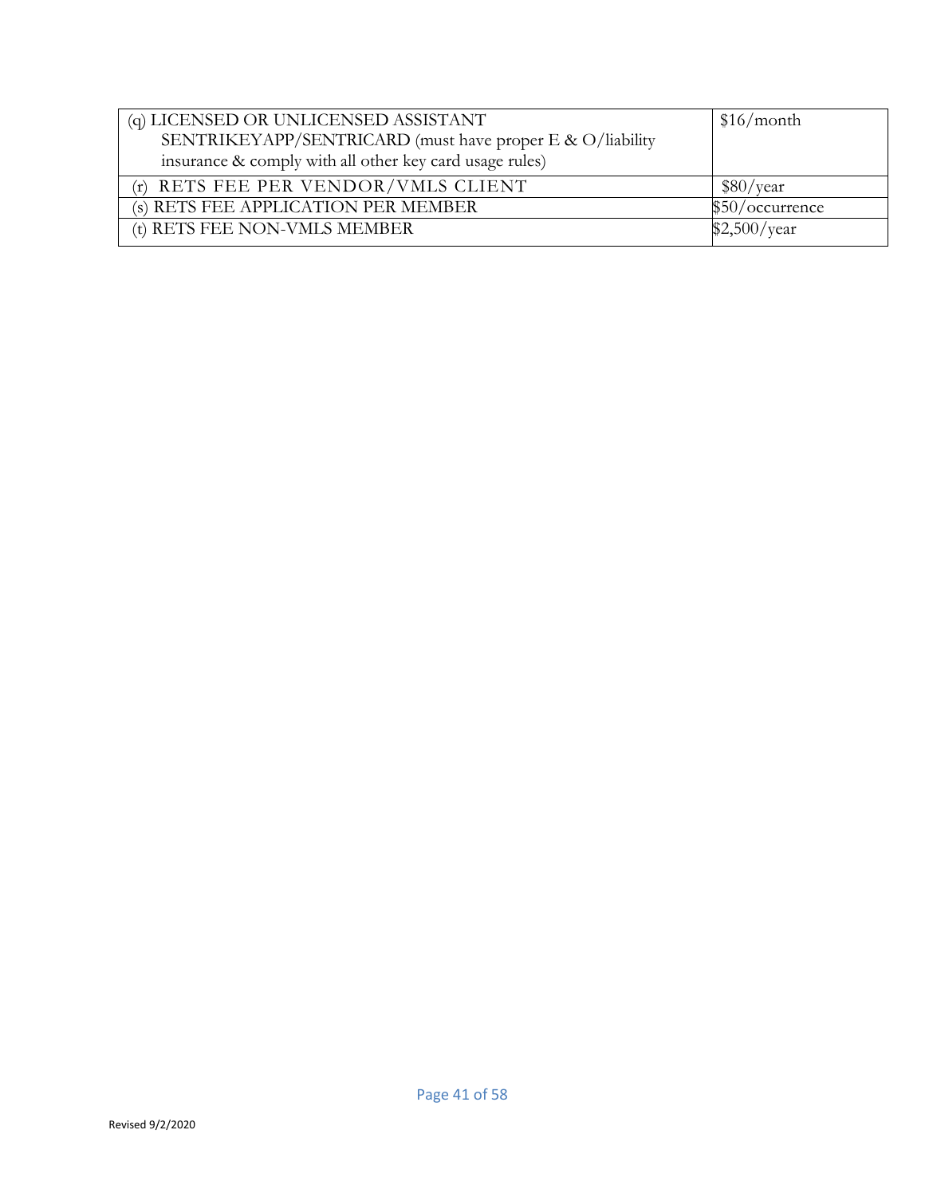| (q) LICENSED OR UNLICENSED ASSISTANT SENTRIKEYAPP/SENTRICARD (must have proper E & O/liability insurance & comply with all other key card usage rules) | $16/month |
|---|---|
| (r) RETS FEE PER VENDOR/VMLS CLIENT | $80/year |
| (s) RETS FEE APPLICATION PER MEMBER | $50/occurrence |
| (t) RETS FEE NON-VMLS MEMBER | $2,500/year |

Revised 9/2/2020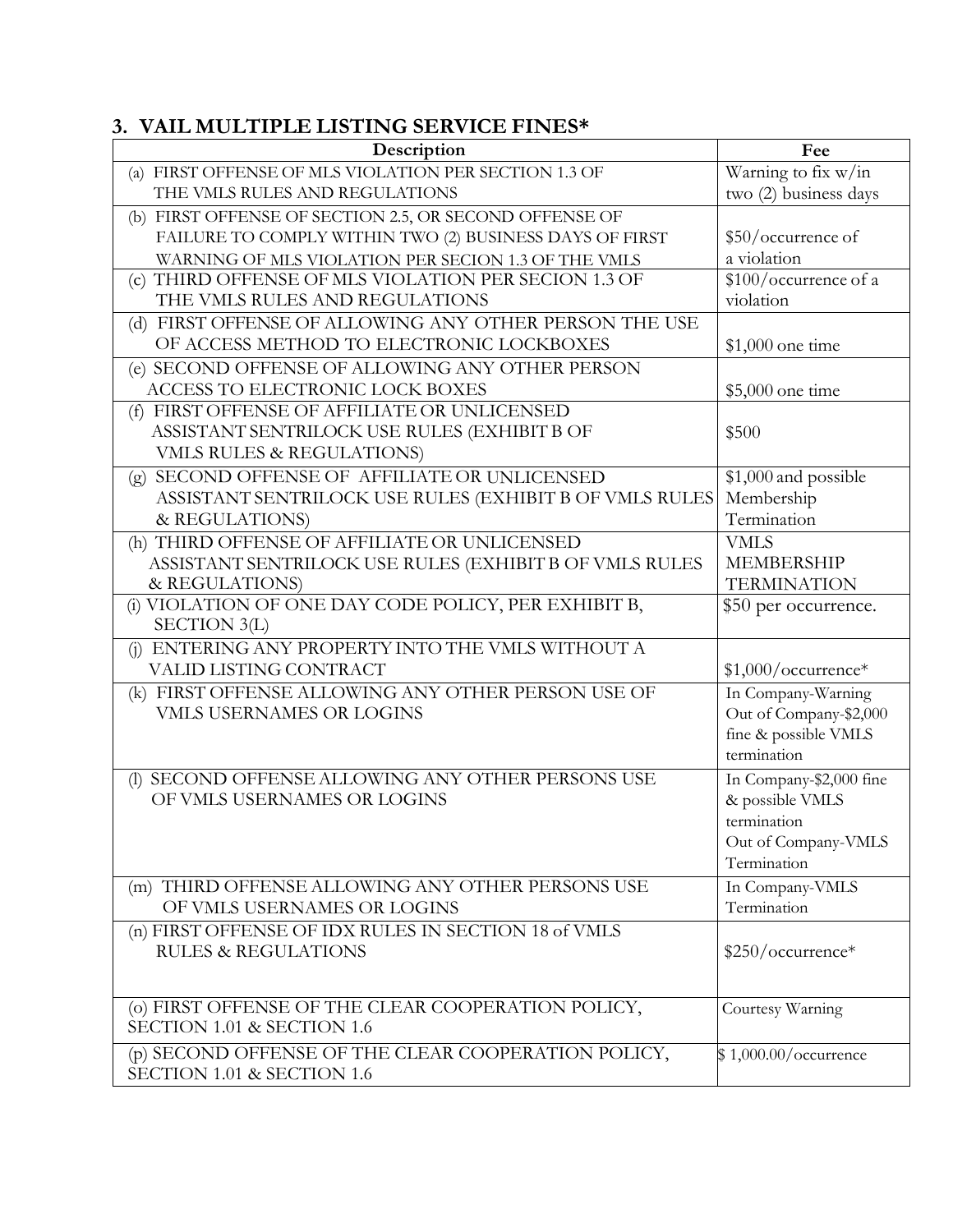## 3. VAIL MULTIPLE LISTING SERVICE FINES*

| Description | Fee |
|---|---|
| (a) FIRST OFFENSE OF MLS VIOLATION PER SECTION 1.3 OF THE VMLS RULES AND REGULATIONS | Warning to fix w/in two (2) business days |
| (b) FIRST OFFENSE OF SECTION 2.5, OR SECOND OFFENSE OF FAILURE TO COMPLY WITHIN TWO (2) BUSINESS DAYS OF FIRST WARNING OF MLS VIOLATION PER SECION 1.3 OF THE VMLS | $50/occurrence of a violation |
| (c) THIRD OFFENSE OF MLS VIOLATION PER SECION 1.3 OF THE VMLS RULES AND REGULATIONS | $100/occurrence of a violation |
| (d) FIRST OFFENSE OF ALLOWING ANY OTHER PERSON THE USE OF ACCESS METHOD TO ELECTRONIC LOCKBOXES | $1,000 one time |
| (e) SECOND OFFENSE OF ALLOWING ANY OTHER PERSON ACCESS TO ELECTRONIC LOCK BOXES | $5,000 one time |
| (f) FIRST OFFENSE OF AFFILIATE OR UNLICENSED ASSISTANT SENTRILOCK USE RULES (EXHIBIT B OF VMLS RULES & REGULATIONS) | $500 |
| (g) SECOND OFFENSE OF AFFILIATE OR UNLICENSED ASSISTANT SENTRILOCK USE RULES (EXHIBIT B OF VMLS RULES & REGULATIONS) | $1,000 and possible Membership Termination |
| (h) THIRD OFFENSE OF AFFILIATE OR UNLICENSED ASSISTANT SENTRILOCK USE RULES (EXHIBIT B OF VMLS RULES & REGULATIONS) | VMLS MEMBERSHIP TERMINATION |
| (i) VIOLATION OF ONE DAY CODE POLICY, PER EXHIBIT B, SECTION 3(L) | $50 per occurrence. |
| (j) ENTERING ANY PROPERTY INTO THE VMLS WITHOUT A VALID LISTING CONTRACT | $1,000/occurrence* |
| (k) FIRST OFFENSE ALLOWING ANY OTHER PERSON USE OF VMLS USERNAMES OR LOGINS | In Company-Warning<br>Out of Company-$2,000 fine & possible VMLS termination |
| (l) SECOND OFFENSE ALLOWING ANY OTHER PERSONS USE OF VMLS USERNAMES OR LOGINS | In Company-$2,000 fine & possible VMLS termination<br>Out of Company-VMLS Termination |
| (m) THIRD OFFENSE ALLOWING ANY OTHER PERSONS USE OF VMLS USERNAMES OR LOGINS | In Company-VMLS Termination |
| (n) FIRST OFFENSE OF IDX RULES IN SECTION 18 of VMLS RULES & REGULATIONS | $250/occurrence* |
| (o) FIRST OFFENSE OF THE CLEAR COOPERATION POLICY, SECTION 1.01 & SECTION 1.6 | Courtesy Warning |
| (p) SECOND OFFENSE OF THE CLEAR COOPERATION POLICY, SECTION 1.01 & SECTION 1.6 | $ 1,000.00/occurrence |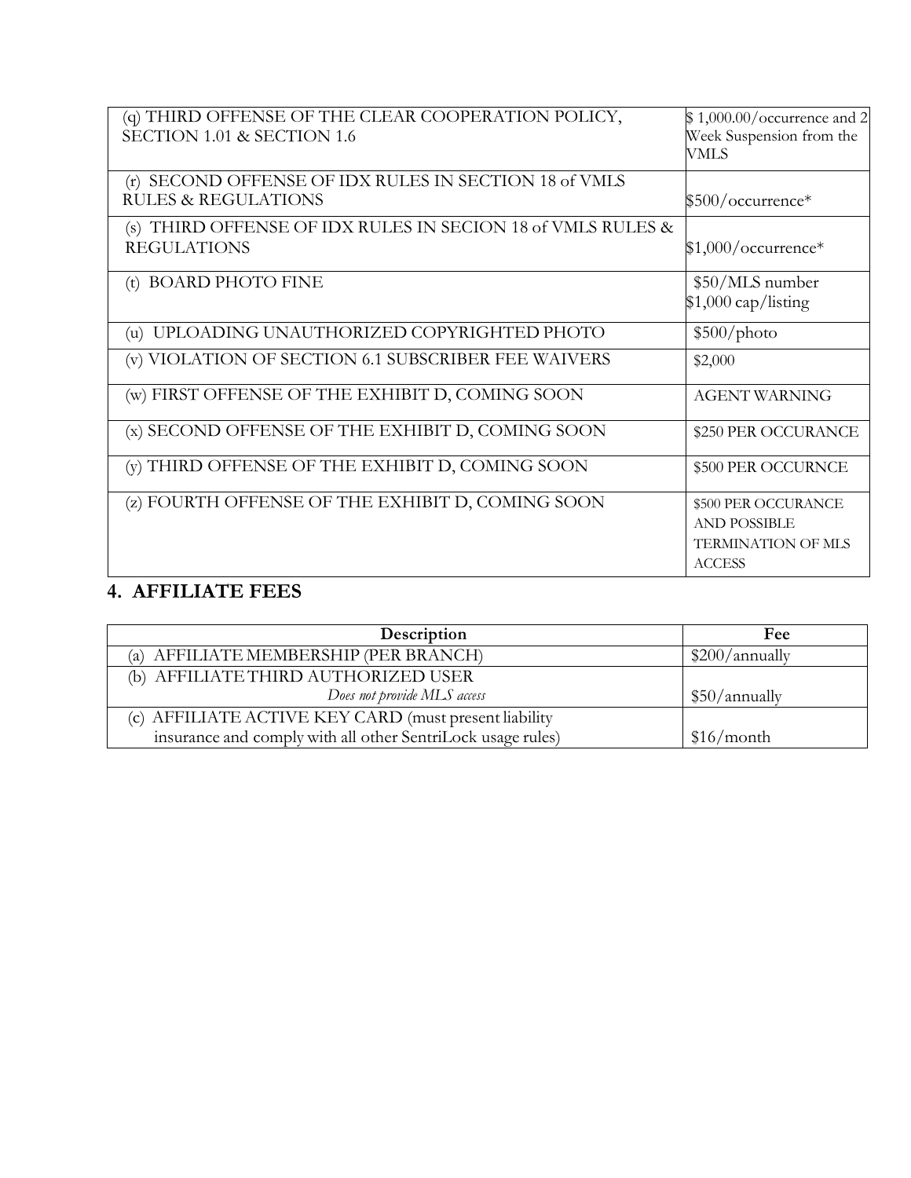| | |
|---|---|
| (q) THIRD OFFENSE OF THE CLEAR COOPERATION POLICY, SECTION 1.01 & SECTION 1.6 | $ 1,000.00/occurrence and 2 Week Suspension from the VMLS |
| (r) SECOND OFFENSE OF IDX RULES IN SECTION 18 of VMLS RULES & REGULATIONS | $500/occurrence* |
| (s) THIRD OFFENSE OF IDX RULES IN SECION 18 of VMLS RULES & REGULATIONS | $1,000/occurrence* |
| (t) BOARD PHOTO FINE | $50/MLS number $1,000 cap/listing |
| (u) UPLOADING UNAUTHORIZED COPYRIGHTED PHOTO | $500/photo |
| (v) VIOLATION OF SECTION 6.1 SUBSCRIBER FEE WAIVERS | $2,000 |
| (w) FIRST OFFENSE OF THE EXHIBIT D, COMING SOON | AGENT WARNING |
| (x) SECOND OFFENSE OF THE EXHIBIT D, COMING SOON | $250 PER OCCURANCE |
| (y) THIRD OFFENSE OF THE EXHIBIT D, COMING SOON | $500 PER OCCURNCE |
| (z) FOURTH OFFENSE OF THE EXHIBIT D, COMING SOON | $500 PER OCCURANCE AND POSSIBLE TERMINATION OF MLS ACCESS |

## 4. AFFILIATE FEES

| Description | Fee |
|---|---|
| (a) AFFILIATE MEMBERSHIP (PER BRANCH) | $200/annually |
| (b) AFFILIATE THIRD AUTHORIZED USER *Does not provide MLS access* | $50/annually |
| (c) AFFILIATE ACTIVE KEY CARD (must present liability insurance and comply with all other SentriLock usage rules) | $16/month |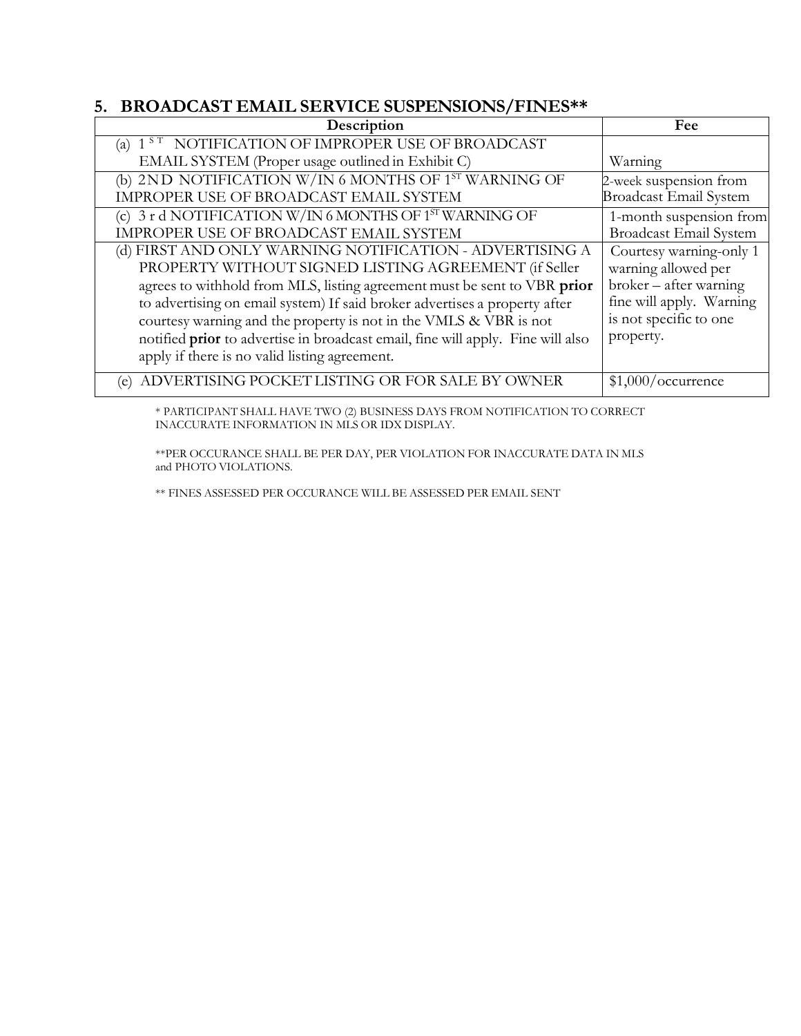## 5. BROADCAST EMAIL SERVICE SUSPENSIONS/FINES**

| Description | Fee |
|---|---|
| (a) 1ST NOTIFICATION OF IMPROPER USE OF BROADCAST EMAIL SYSTEM (Proper usage outlined in Exhibit C) | Warning |
| (b) 2ND NOTIFICATION W/IN 6 MONTHS OF 1ST WARNING OF IMPROPER USE OF BROADCAST EMAIL SYSTEM | 2-week suspension from Broadcast Email System |
| (c) 3rd NOTIFICATION W/IN 6 MONTHS OF 1ST WARNING OF IMPROPER USE OF BROADCAST EMAIL SYSTEM | 1-month suspension from Broadcast Email System |
| (d) FIRST AND ONLY WARNING NOTIFICATION - ADVERTISING A PROPERTY WITHOUT SIGNED LISTING AGREEMENT (if Seller agrees to withhold from MLS, listing agreement must be sent to VBR **prior** to advertising on email system) If said broker advertises a property after courtesy warning and the property is not in the VMLS & VBR is not notified **prior** to advertise in broadcast email, fine will apply. Fine will also apply if there is no valid listing agreement. | Courtesy warning-only 1 warning allowed per broker – after warning fine will apply. Warning is not specific to one property. |
| (e) ADVERTISING POCKET LISTING OR FOR SALE BY OWNER | $1,000/occurrence |

* PARTICIPANT SHALL HAVE TWO (2) BUSINESS DAYS FROM NOTIFICATION TO CORRECT INACCURATE INFORMATION IN MLS OR IDX DISPLAY.

**PER OCCURANCE SHALL BE PER DAY, PER VIOLATION FOR INACCURATE DATA IN MLS and PHOTO VIOLATIONS.

** FINES ASSESSED PER OCCURANCE WILL BE ASSESSED PER EMAIL SENT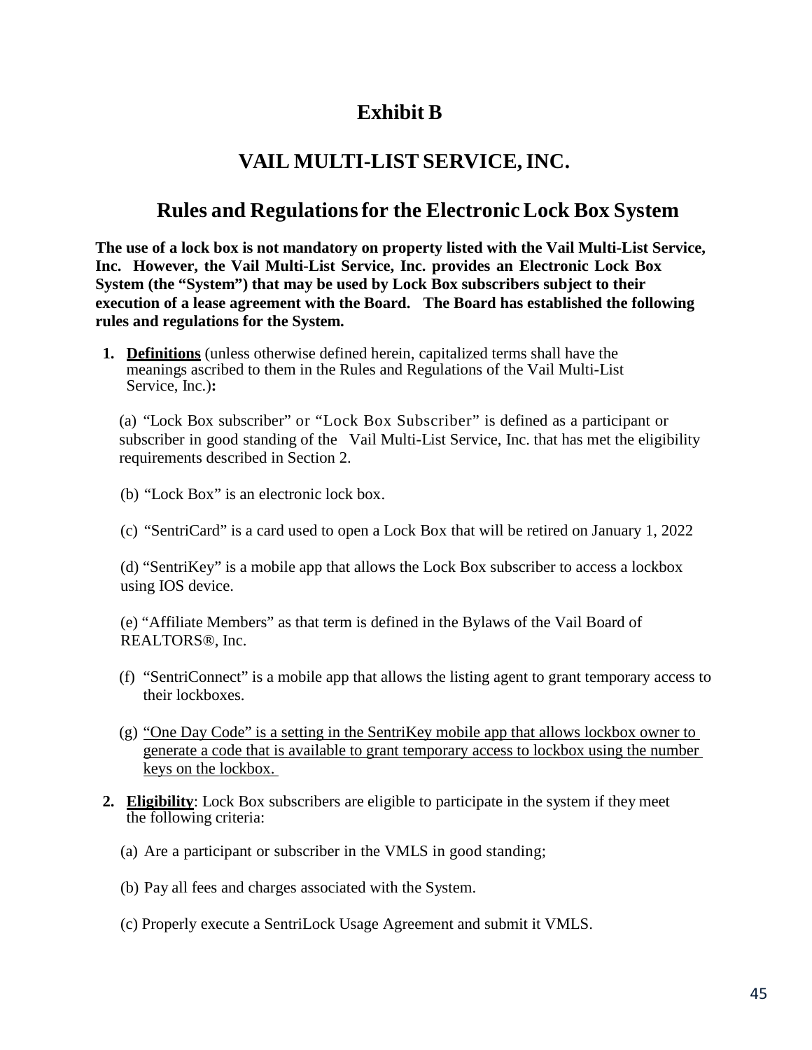# Exhibit B

## VAIL MULTI-LIST SERVICE, INC.

## Rules and Regulations for the Electronic Lock Box System

**The use of a lock box is not mandatory on property listed with the Vail Multi-List Service, Inc. However, the Vail Multi-List Service, Inc. provides an Electronic Lock Box System (the "System") that may be used by Lock Box subscribers subject to their execution of a lease agreement with the Board. The Board has established the following rules and regulations for the System.**

1. **<u>Definitions</u>** (unless otherwise defined herein, capitalized terms shall have the meanings ascribed to them in the Rules and Regulations of the Vail Multi-List Service, Inc.)**:**

   (a) "Lock Box subscriber" or "Lock Box Subscriber" is defined as a participant or subscriber in good standing of the Vail Multi-List Service, Inc. that has met the eligibility requirements described in Section 2.

   (b) "Lock Box" is an electronic lock box.

   (c) "SentriCard" is a card used to open a Lock Box that will be retired on January 1, 2022

   (d) "SentriKey" is a mobile app that allows the Lock Box subscriber to access a lockbox using IOS device.

   (e) "Affiliate Members" as that term is defined in the Bylaws of the Vail Board of REALTORS®, Inc.

   (f) "SentriConnect" is a mobile app that allows the listing agent to grant temporary access to their lockboxes.

   (g) <u>"One Day Code" is a setting in the SentriKey mobile app that allows lockbox owner to generate a code that is available to grant temporary access to lockbox using the number keys on the lockbox.</u>

2. **<u>Eligibility</u>**: Lock Box subscribers are eligible to participate in the system if they meet the following criteria:

   (a) Are a participant or subscriber in the VMLS in good standing;

   (b) Pay all fees and charges associated with the System.

   (c) Properly execute a SentriLock Usage Agreement and submit it VMLS.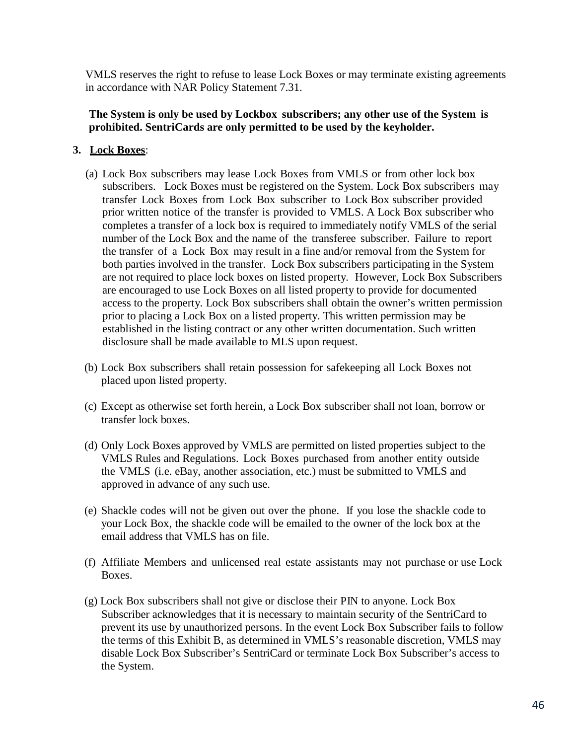VMLS reserves the right to refuse to lease Lock Boxes or may terminate existing agreements in accordance with NAR Policy Statement 7.31.

**The System is only be used by Lockbox subscribers; any other use of the System is prohibited. SentriCards are only permitted to be used by the keyholder.**

3. **Lock Boxes**:

   (a) Lock Box subscribers may lease Lock Boxes from VMLS or from other lock box subscribers. Lock Boxes must be registered on the System. Lock Box subscribers may transfer Lock Boxes from Lock Box subscriber to Lock Box subscriber provided prior written notice of the transfer is provided to VMLS. A Lock Box subscriber who completes a transfer of a lock box is required to immediately notify VMLS of the serial number of the Lock Box and the name of the transferee subscriber. Failure to report the transfer of a Lock Box may result in a fine and/or removal from the System for both parties involved in the transfer. Lock Box subscribers participating in the System are not required to place lock boxes on listed property. However, Lock Box Subscribers are encouraged to use Lock Boxes on all listed property to provide for documented access to the property. Lock Box subscribers shall obtain the owner's written permission prior to placing a Lock Box on a listed property. This written permission may be established in the listing contract or any other written documentation. Such written disclosure shall be made available to MLS upon request.

   (b) Lock Box subscribers shall retain possession for safekeeping all Lock Boxes not placed upon listed property.

   (c) Except as otherwise set forth herein, a Lock Box subscriber shall not loan, borrow or transfer lock boxes.

   (d) Only Lock Boxes approved by VMLS are permitted on listed properties subject to the VMLS Rules and Regulations. Lock Boxes purchased from another entity outside the VMLS (i.e. eBay, another association, etc.) must be submitted to VMLS and approved in advance of any such use.

   (e) Shackle codes will not be given out over the phone. If you lose the shackle code to your Lock Box, the shackle code will be emailed to the owner of the lock box at the email address that VMLS has on file.

   (f) Affiliate Members and unlicensed real estate assistants may not purchase or use Lock Boxes.

   (g) Lock Box subscribers shall not give or disclose their PIN to anyone. Lock Box Subscriber acknowledges that it is necessary to maintain security of the SentriCard to prevent its use by unauthorized persons. In the event Lock Box Subscriber fails to follow the terms of this Exhibit B, as determined in VMLS's reasonable discretion, VMLS may disable Lock Box Subscriber's SentriCard or terminate Lock Box Subscriber's access to the System.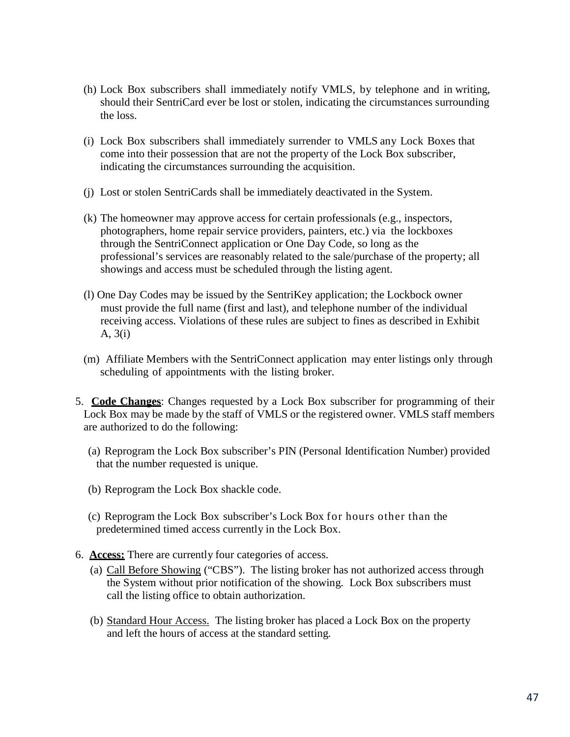(h) Lock Box subscribers shall immediately notify VMLS, by telephone and in writing, should their SentriCard ever be lost or stolen, indicating the circumstances surrounding the loss.

(i) Lock Box subscribers shall immediately surrender to VMLS any Lock Boxes that come into their possession that are not the property of the Lock Box subscriber, indicating the circumstances surrounding the acquisition.

(j) Lost or stolen SentriCards shall be immediately deactivated in the System.

(k) The homeowner may approve access for certain professionals (e.g., inspectors, photographers, home repair service providers, painters, etc.) via the lockboxes through the SentriConnect application or One Day Code, so long as the professional's services are reasonably related to the sale/purchase of the property; all showings and access must be scheduled through the listing agent.

(l) One Day Codes may be issued by the SentriKey application; the Lockbock owner must provide the full name (first and last), and telephone number of the individual receiving access. Violations of these rules are subject to fines as described in Exhibit A, 3(i)

(m) Affiliate Members with the SentriConnect application may enter listings only through scheduling of appointments with the listing broker.

5. **Code Changes**: Changes requested by a Lock Box subscriber for programming of their Lock Box may be made by the staff of VMLS or the registered owner. VMLS staff members are authorized to do the following:

   (a) Reprogram the Lock Box subscriber's PIN (Personal Identification Number) provided that the number requested is unique.

   (b) Reprogram the Lock Box shackle code.

   (c) Reprogram the Lock Box subscriber's Lock Box for hours other than the predetermined timed access currently in the Lock Box.

6. **Access:** There are currently four categories of access.

   (a) Call Before Showing ("CBS"). The listing broker has not authorized access through the System without prior notification of the showing. Lock Box subscribers must call the listing office to obtain authorization.

   (b) Standard Hour Access. The listing broker has placed a Lock Box on the property and left the hours of access at the standard setting.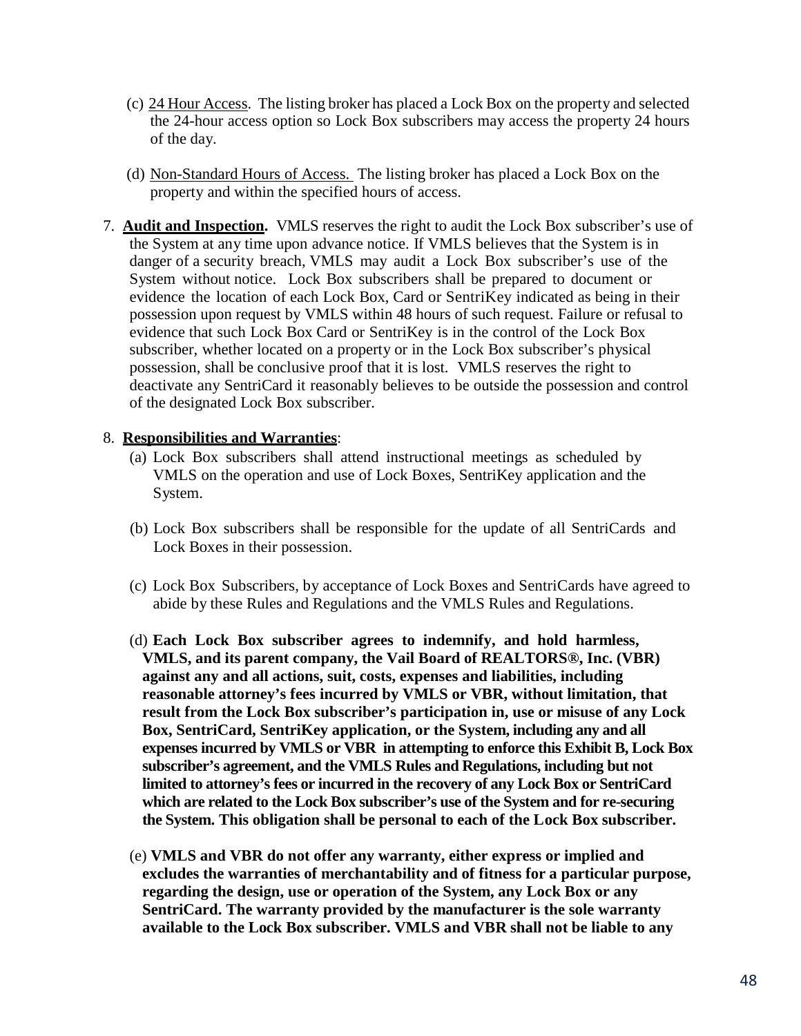(c) <u>24 Hour Access</u>. The listing broker has placed a Lock Box on the property and selected the 24-hour access option so Lock Box subscribers may access the property 24 hours of the day.

(d) <u>Non-Standard Hours of Access.</u> The listing broker has placed a Lock Box on the property and within the specified hours of access.

7. **<u>Audit and Inspection</u>.** VMLS reserves the right to audit the Lock Box subscriber's use of the System at any time upon advance notice. If VMLS believes that the System is in danger of a security breach, VMLS may audit a Lock Box subscriber's use of the System without notice. Lock Box subscribers shall be prepared to document or evidence the location of each Lock Box, Card or SentriKey indicated as being in their possession upon request by VMLS within 48 hours of such request. Failure or refusal to evidence that such Lock Box Card or SentriKey is in the control of the Lock Box subscriber, whether located on a property or in the Lock Box subscriber's physical possession, shall be conclusive proof that it is lost. VMLS reserves the right to deactivate any SentriCard it reasonably believes to be outside the possession and control of the designated Lock Box subscriber.

8. **<u>Responsibilities and Warranties</u>**:

(a) Lock Box subscribers shall attend instructional meetings as scheduled by VMLS on the operation and use of Lock Boxes, SentriKey application and the System.

(b) Lock Box subscribers shall be responsible for the update of all SentriCards and Lock Boxes in their possession.

(c) Lock Box Subscribers, by acceptance of Lock Boxes and SentriCards have agreed to abide by these Rules and Regulations and the VMLS Rules and Regulations.

(d) **Each Lock Box subscriber agrees to indemnify, and hold harmless, VMLS, and its parent company, the Vail Board of REALTORS®, Inc. (VBR) against any and all actions, suit, costs, expenses and liabilities, including reasonable attorney's fees incurred by VMLS or VBR, without limitation, that result from the Lock Box subscriber's participation in, use or misuse of any Lock Box, SentriCard, SentriKey application, or the System, including any and all expenses incurred by VMLS or VBR in attempting to enforce this Exhibit B, Lock Box subscriber's agreement, and the VMLS Rules and Regulations, including but not limited to attorney's fees or incurred in the recovery of any Lock Box or SentriCard which are related to the Lock Box subscriber's use of the System and for re-securing the System. This obligation shall be personal to each of the Lock Box subscriber.**

(e) **VMLS and VBR do not offer any warranty, either express or implied and excludes the warranties of merchantability and of fitness for a particular purpose, regarding the design, use or operation of the System, any Lock Box or any SentriCard. The warranty provided by the manufacturer is the sole warranty available to the Lock Box subscriber. VMLS and VBR shall not be liable to any**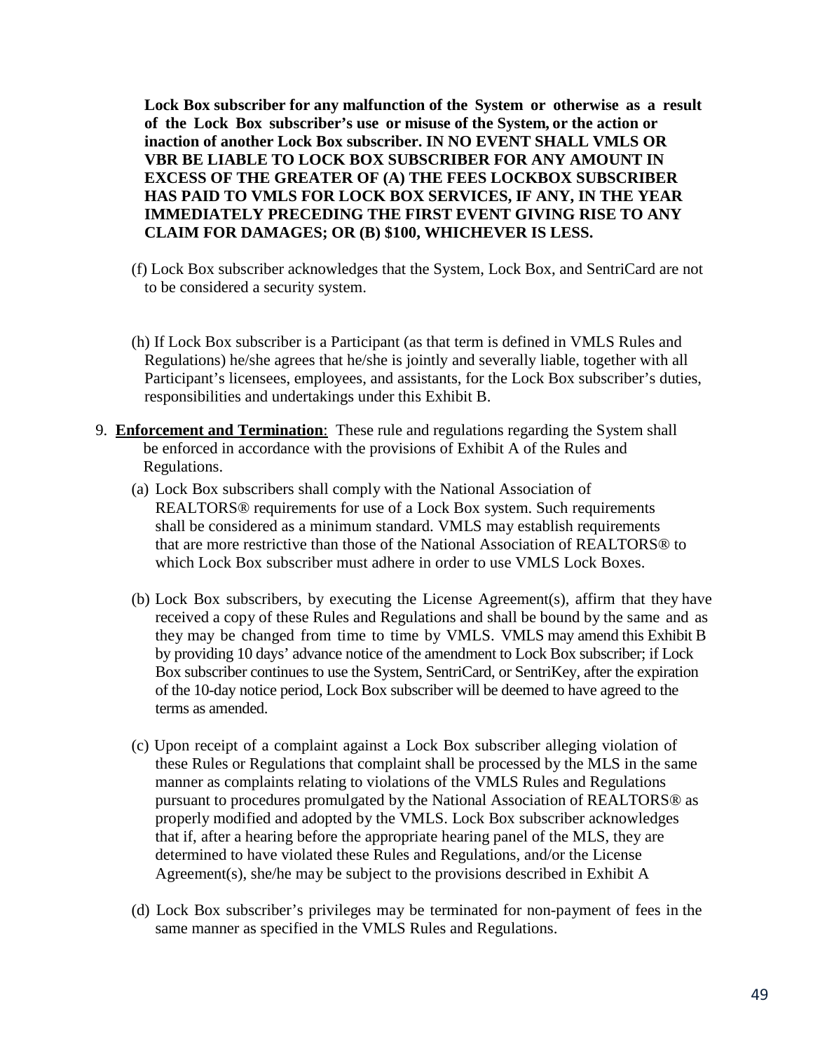**Lock Box subscriber for any malfunction of the System or otherwise as a result of the Lock Box subscriber's use or misuse of the System, or the action or inaction of another Lock Box subscriber. IN NO EVENT SHALL VMLS OR VBR BE LIABLE TO LOCK BOX SUBSCRIBER FOR ANY AMOUNT IN EXCESS OF THE GREATER OF (A) THE FEES LOCKBOX SUBSCRIBER HAS PAID TO VMLS FOR LOCK BOX SERVICES, IF ANY, IN THE YEAR IMMEDIATELY PRECEDING THE FIRST EVENT GIVING RISE TO ANY CLAIM FOR DAMAGES; OR (B) $100, WHICHEVER IS LESS.**

(f) Lock Box subscriber acknowledges that the System, Lock Box, and SentriCard are not to be considered a security system.

(h) If Lock Box subscriber is a Participant (as that term is defined in VMLS Rules and Regulations) he/she agrees that he/she is jointly and severally liable, together with all Participant's licensees, employees, and assistants, for the Lock Box subscriber's duties, responsibilities and undertakings under this Exhibit B.

9. **Enforcement and Termination**: These rule and regulations regarding the System shall be enforced in accordance with the provisions of Exhibit A of the Rules and Regulations.

   (a) Lock Box subscribers shall comply with the National Association of REALTORS® requirements for use of a Lock Box system. Such requirements shall be considered as a minimum standard. VMLS may establish requirements that are more restrictive than those of the National Association of REALTORS® to which Lock Box subscriber must adhere in order to use VMLS Lock Boxes.

   (b) Lock Box subscribers, by executing the License Agreement(s), affirm that they have received a copy of these Rules and Regulations and shall be bound by the same and as they may be changed from time to time by VMLS. VMLS may amend this Exhibit B by providing 10 days' advance notice of the amendment to Lock Box subscriber; if Lock Box subscriber continues to use the System, SentriCard, or SentriKey, after the expiration of the 10-day notice period, Lock Box subscriber will be deemed to have agreed to the terms as amended.

   (c) Upon receipt of a complaint against a Lock Box subscriber alleging violation of these Rules or Regulations that complaint shall be processed by the MLS in the same manner as complaints relating to violations of the VMLS Rules and Regulations pursuant to procedures promulgated by the National Association of REALTORS® as properly modified and adopted by the VMLS. Lock Box subscriber acknowledges that if, after a hearing before the appropriate hearing panel of the MLS, they are determined to have violated these Rules and Regulations, and/or the License Agreement(s), she/he may be subject to the provisions described in Exhibit A

   (d) Lock Box subscriber's privileges may be terminated for non-payment of fees in the same manner as specified in the VMLS Rules and Regulations.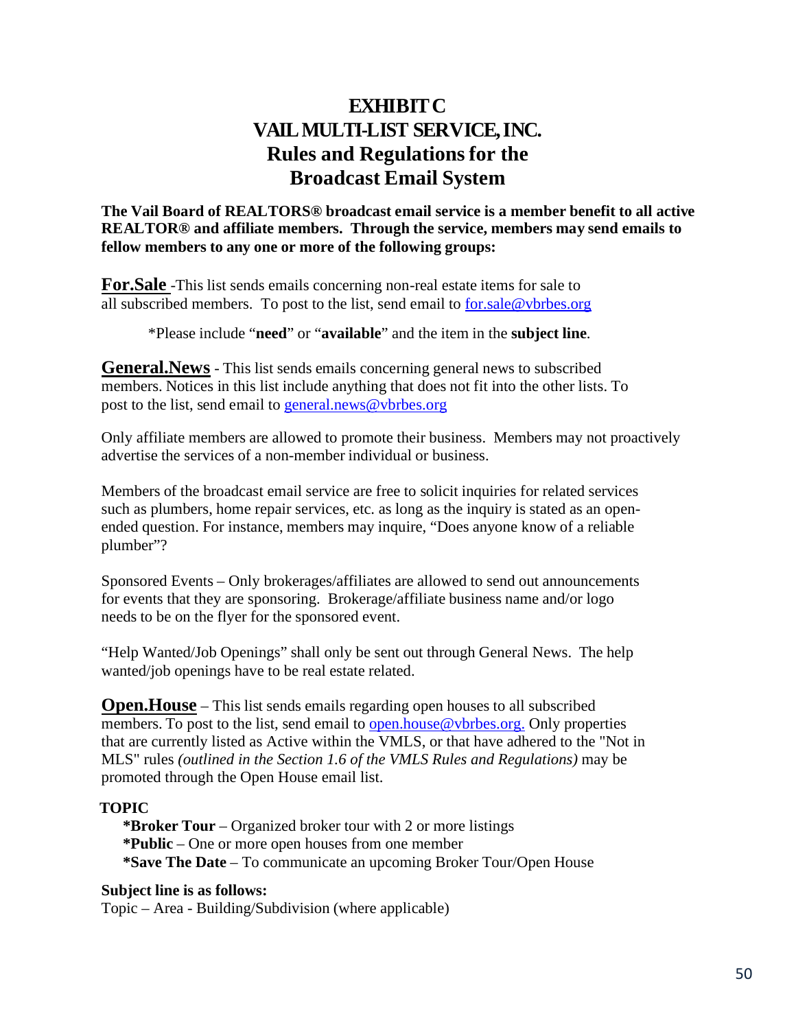# EXHIBIT C
# VAIL MULTI-LIST SERVICE, INC.
# Rules and Regulations for the Broadcast Email System

**The Vail Board of REALTORS® broadcast email service is a member benefit to all active REALTOR® and affiliate members. Through the service, members may send emails to fellow members to any one or more of the following groups:**

**For.Sale** -This list sends emails concerning non-real estate items for sale to all subscribed members. To post to the list, send email to for.sale@vbrbes.org

*Please include "**need**" or "**available**" and the item in the **subject line**.

**General.News** - This list sends emails concerning general news to subscribed members. Notices in this list include anything that does not fit into the other lists. To post to the list, send email to general.news@vbrbes.org

Only affiliate members are allowed to promote their business. Members may not proactively advertise the services of a non-member individual or business.

Members of the broadcast email service are free to solicit inquiries for related services such as plumbers, home repair services, etc. as long as the inquiry is stated as an open-ended question. For instance, members may inquire, "Does anyone know of a reliable plumber"?

Sponsored Events – Only brokerages/affiliates are allowed to send out announcements for events that they are sponsoring. Brokerage/affiliate business name and/or logo needs to be on the flyer for the sponsored event.

"Help Wanted/Job Openings" shall only be sent out through General News. The help wanted/job openings have to be real estate related.

**Open.House** – This list sends emails regarding open houses to all subscribed members. To post to the list, send email to open.house@vbrbes.org. Only properties that are currently listed as Active within the VMLS, or that have adhered to the "Not in MLS" rules *(outlined in the Section 1.6 of the VMLS Rules and Regulations)* may be promoted through the Open House email list.

**TOPIC**

- ***Broker Tour** – Organized broker tour with 2 or more listings
- ***Public** – One or more open houses from one member
- ***Save The Date** – To communicate an upcoming Broker Tour/Open House

**Subject line is as follows:**

Topic – Area - Building/Subdivision (where applicable)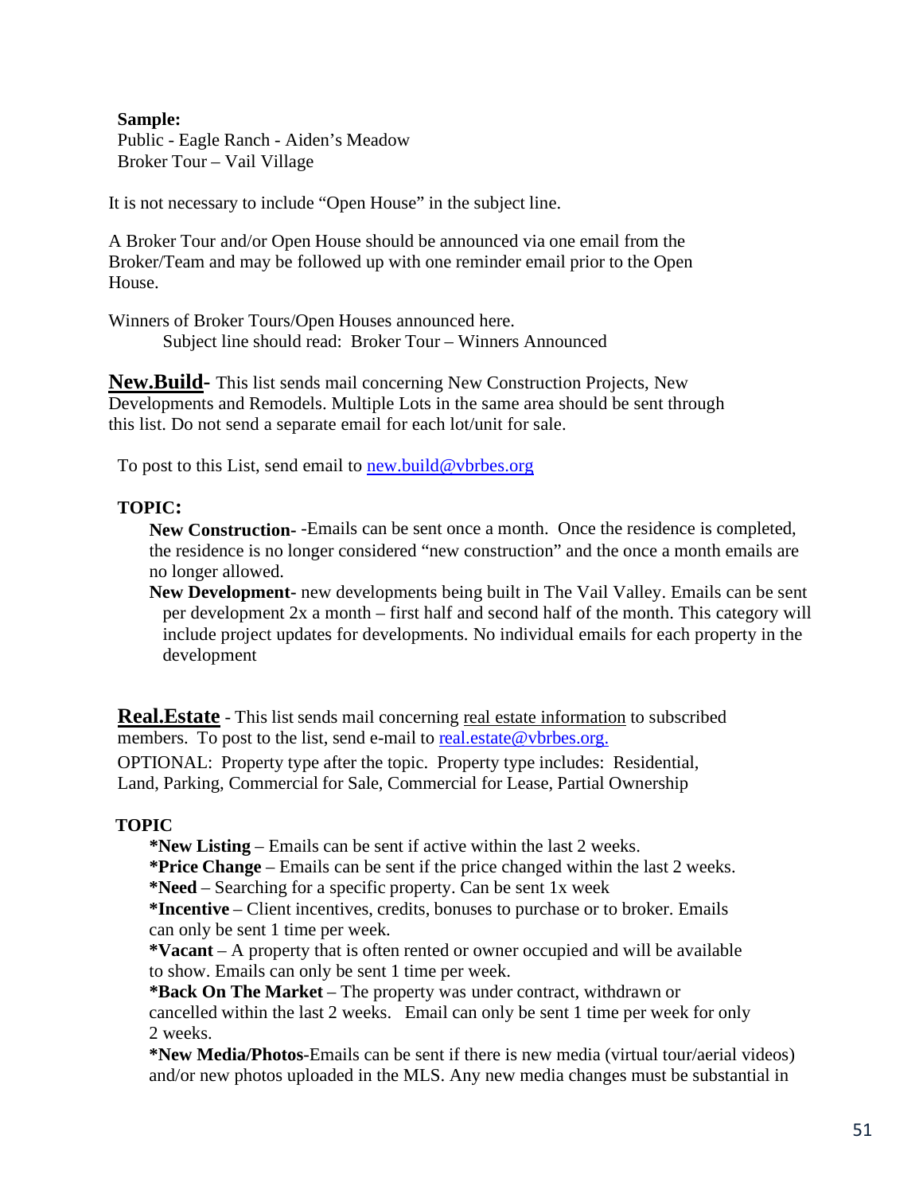**Sample:**
Public - Eagle Ranch - Aiden's Meadow
Broker Tour – Vail Village

It is not necessary to include "Open House" in the subject line.

A Broker Tour and/or Open House should be announced via one email from the Broker/Team and may be followed up with one reminder email prior to the Open House.

Winners of Broker Tours/Open Houses announced here.
Subject line should read: Broker Tour – Winners Announced

**New.Build**- This list sends mail concerning New Construction Projects, New Developments and Remodels. Multiple Lots in the same area should be sent through this list. Do not send a separate email for each lot/unit for sale.

To post to this List, send email to new.build@vbrbes.org

**TOPIC:**

**New Construction-** -Emails can be sent once a month. Once the residence is completed, the residence is no longer considered "new construction" and the once a month emails are no longer allowed.

**New Development-** new developments being built in The Vail Valley. Emails can be sent per development 2x a month – first half and second half of the month. This category will include project updates for developments. No individual emails for each property in the development

**Real.Estate** - This list sends mail concerning real estate information to subscribed members. To post to the list, send e-mail to real.estate@vbrbes.org.

OPTIONAL: Property type after the topic. Property type includes: Residential, Land, Parking, Commercial for Sale, Commercial for Lease, Partial Ownership

**TOPIC**

**\*New Listing** – Emails can be sent if active within the last 2 weeks.
**\*Price Change** – Emails can be sent if the price changed within the last 2 weeks.
**\*Need** – Searching for a specific property. Can be sent 1x week
**\*Incentive** – Client incentives, credits, bonuses to purchase or to broker. Emails can only be sent 1 time per week.
**\*Vacant** – A property that is often rented or owner occupied and will be available to show. Emails can only be sent 1 time per week.
**\*Back On The Market** – The property was under contract, withdrawn or cancelled within the last 2 weeks. Email can only be sent 1 time per week for only 2 weeks.
**\*New Media/Photos**-Emails can be sent if there is new media (virtual tour/aerial videos) and/or new photos uploaded in the MLS. Any new media changes must be substantial in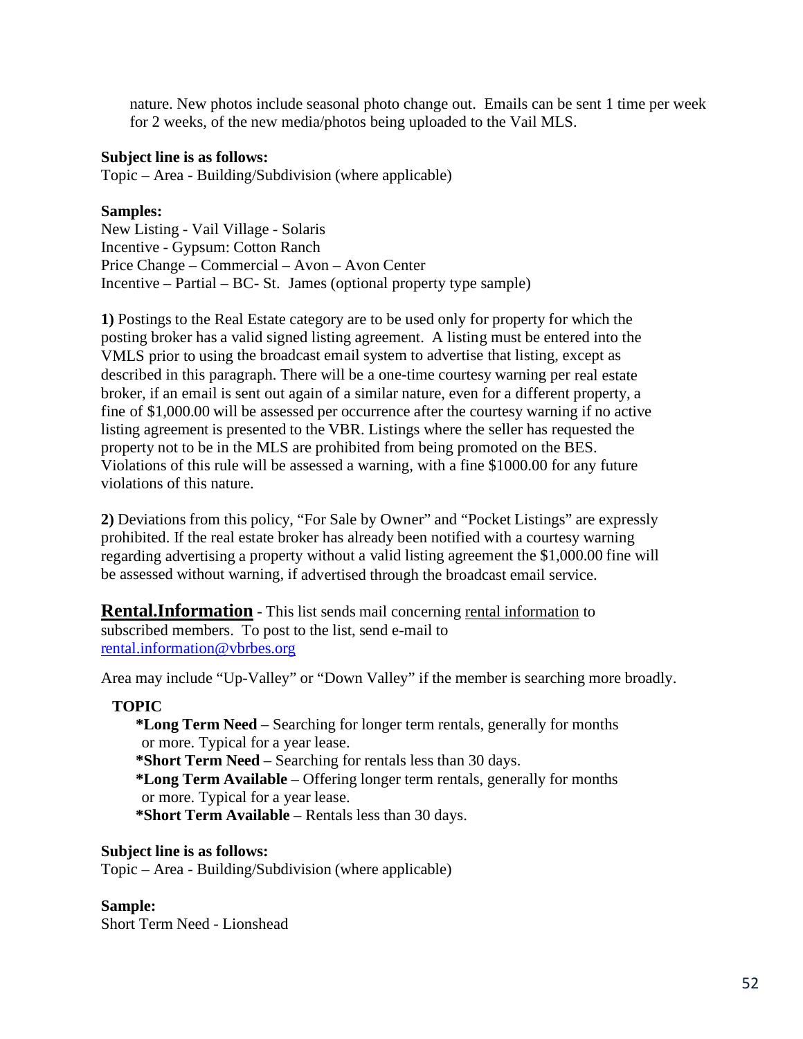nature. New photos include seasonal photo change out. Emails can be sent 1 time per week for 2 weeks, of the new media/photos being uploaded to the Vail MLS.

**Subject line is as follows:**
Topic – Area - Building/Subdivision (where applicable)

**Samples:**
New Listing - Vail Village - Solaris
Incentive - Gypsum: Cotton Ranch
Price Change – Commercial – Avon – Avon Center
Incentive – Partial – BC- St. James (optional property type sample)

**1)** Postings to the Real Estate category are to be used only for property for which the posting broker has a valid signed listing agreement. A listing must be entered into the VMLS prior to using the broadcast email system to advertise that listing, except as described in this paragraph. There will be a one-time courtesy warning per real estate broker, if an email is sent out again of a similar nature, even for a different property, a fine of $1,000.00 will be assessed per occurrence after the courtesy warning if no active listing agreement is presented to the VBR. Listings where the seller has requested the property not to be in the MLS are prohibited from being promoted on the BES. Violations of this rule will be assessed a warning, with a fine $1000.00 for any future violations of this nature.

**2)** Deviations from this policy, "For Sale by Owner" and "Pocket Listings" are expressly prohibited. If the real estate broker has already been notified with a courtesy warning regarding advertising a property without a valid listing agreement the $1,000.00 fine will be assessed without warning, if advertised through the broadcast email service.

**Rental.Information** - This list sends mail concerning rental information to subscribed members. To post to the list, send e-mail to rental.information@vbrbes.org

Area may include "Up-Valley" or "Down Valley" if the member is searching more broadly.

**TOPIC**

- ***Long Term Need** – Searching for longer term rentals, generally for months or more. Typical for a year lease.
- ***Short Term Need** – Searching for rentals less than 30 days.
- ***Long Term Available** – Offering longer term rentals, generally for months or more. Typical for a year lease.
- ***Short Term Available** – Rentals less than 30 days.

**Subject line is as follows:**
Topic – Area - Building/Subdivision (where applicable)

**Sample:**
Short Term Need - Lionshead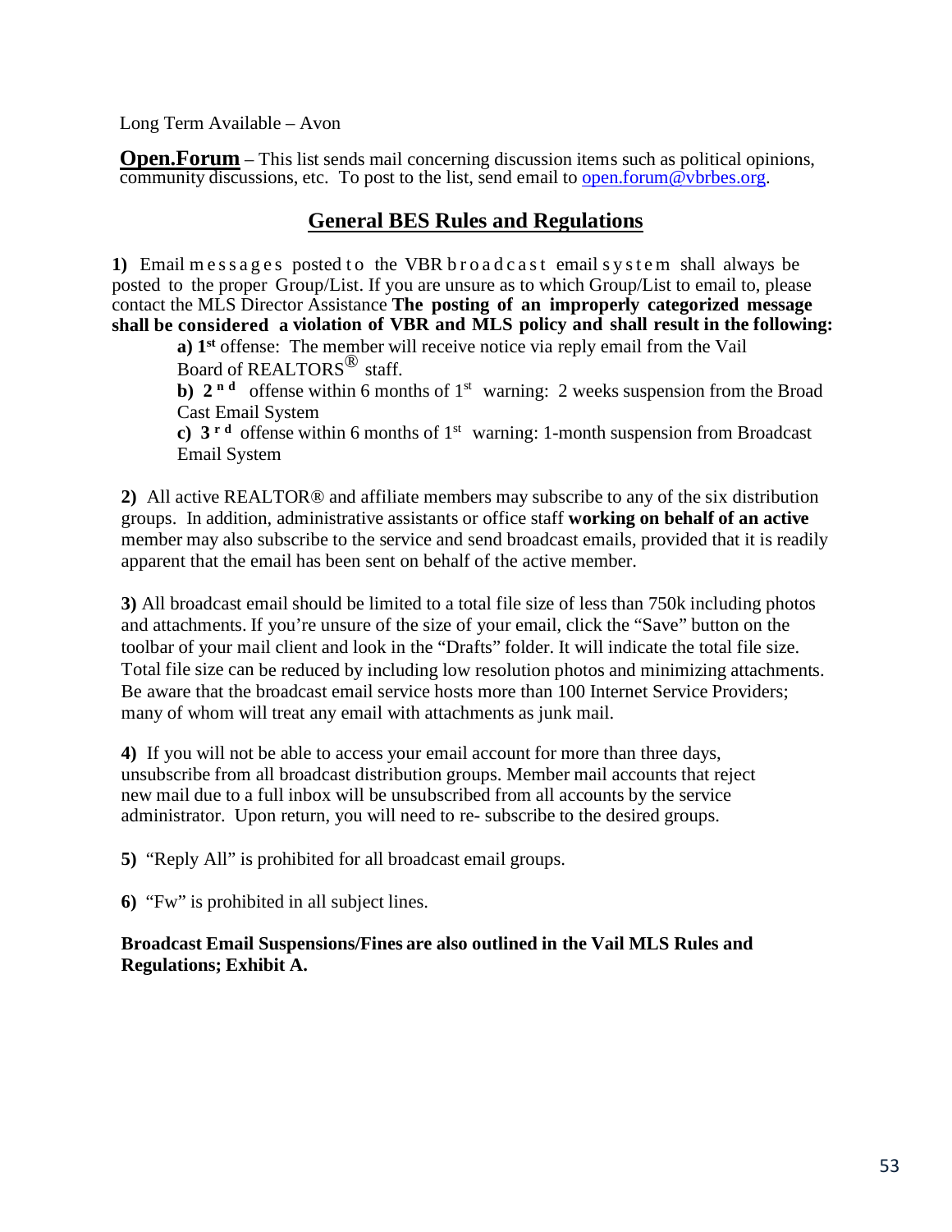Long Term Available – Avon

**Open.Forum** – This list sends mail concerning discussion items such as political opinions, community discussions, etc. To post to the list, send email to open.forum@vbrbes.org.

## General BES Rules and Regulations

**1)** Email messages posted to the VBR broadcast email system shall always be posted to the proper Group/List. If you are unsure as to which Group/List to email to, please contact the MLS Director Assistance **The posting of an improperly categorized message shall be considered a violation of VBR and MLS policy and shall result in the following:**

- **a) 1st** offense: The member will receive notice via reply email from the Vail Board of REALTORS® staff.
- **b) 2nd** offense within 6 months of 1st warning: 2 weeks suspension from the Broad Cast Email System
- **c) 3rd** offense within 6 months of 1st warning: 1-month suspension from Broadcast Email System

**2)** All active REALTOR® and affiliate members may subscribe to any of the six distribution groups. In addition, administrative assistants or office staff **working on behalf of an active** member may also subscribe to the service and send broadcast emails, provided that it is readily apparent that the email has been sent on behalf of the active member.

**3)** All broadcast email should be limited to a total file size of less than 750k including photos and attachments. If you're unsure of the size of your email, click the "Save" button on the toolbar of your mail client and look in the "Drafts" folder. It will indicate the total file size. Total file size can be reduced by including low resolution photos and minimizing attachments. Be aware that the broadcast email service hosts more than 100 Internet Service Providers; many of whom will treat any email with attachments as junk mail.

**4)** If you will not be able to access your email account for more than three days, unsubscribe from all broadcast distribution groups. Member mail accounts that reject new mail due to a full inbox will be unsubscribed from all accounts by the service administrator. Upon return, you will need to re- subscribe to the desired groups.

**5)** "Reply All" is prohibited for all broadcast email groups.

**6)** "Fw" is prohibited in all subject lines.

**Broadcast Email Suspensions/Fines are also outlined in the Vail MLS Rules and Regulations; Exhibit A.**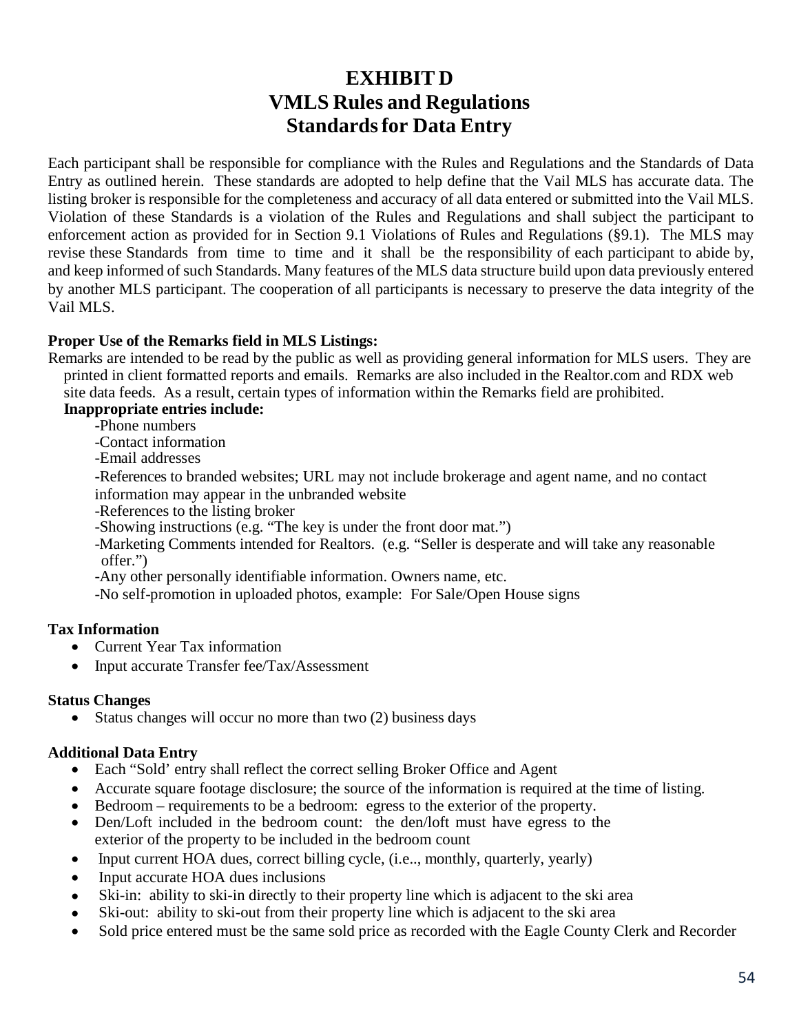# EXHIBIT D
## VMLS Rules and Regulations
## Standards for Data Entry

Each participant shall be responsible for compliance with the Rules and Regulations and the Standards of Data Entry as outlined herein. These standards are adopted to help define that the Vail MLS has accurate data. The listing broker is responsible for the completeness and accuracy of all data entered or submitted into the Vail MLS. Violation of these Standards is a violation of the Rules and Regulations and shall subject the participant to enforcement action as provided for in Section 9.1 Violations of Rules and Regulations (§9.1). The MLS may revise these Standards from time to time and it shall be the responsibility of each participant to abide by, and keep informed of such Standards. Many features of the MLS data structure build upon data previously entered by another MLS participant. The cooperation of all participants is necessary to preserve the data integrity of the Vail MLS.

**Proper Use of the Remarks field in MLS Listings:**

Remarks are intended to be read by the public as well as providing general information for MLS users. They are printed in client formatted reports and emails. Remarks are also included in the Realtor.com and RDX web site data feeds. As a result, certain types of information within the Remarks field are prohibited.

**Inappropriate entries include:**

-Phone numbers
-Contact information
-Email addresses
-References to branded websites; URL may not include brokerage and agent name, and no contact information may appear in the unbranded website
-References to the listing broker
-Showing instructions (e.g. "The key is under the front door mat.")
-Marketing Comments intended for Realtors. (e.g. "Seller is desperate and will take any reasonable offer.")
-Any other personally identifiable information. Owners name, etc.
-No self-promotion in uploaded photos, example: For Sale/Open House signs

**Tax Information**

- Current Year Tax information
- Input accurate Transfer fee/Tax/Assessment

**Status Changes**

- Status changes will occur no more than two (2) business days

**Additional Data Entry**

- Each "Sold' entry shall reflect the correct selling Broker Office and Agent
- Accurate square footage disclosure; the source of the information is required at the time of listing.
- Bedroom – requirements to be a bedroom: egress to the exterior of the property.
- Den/Loft included in the bedroom count: the den/loft must have egress to the exterior of the property to be included in the bedroom count
- Input current HOA dues, correct billing cycle, (i.e.., monthly, quarterly, yearly)
- Input accurate HOA dues inclusions
- Ski-in: ability to ski-in directly to their property line which is adjacent to the ski area
- Ski-out: ability to ski-out from their property line which is adjacent to the ski area
- Sold price entered must be the same sold price as recorded with the Eagle County Clerk and Recorder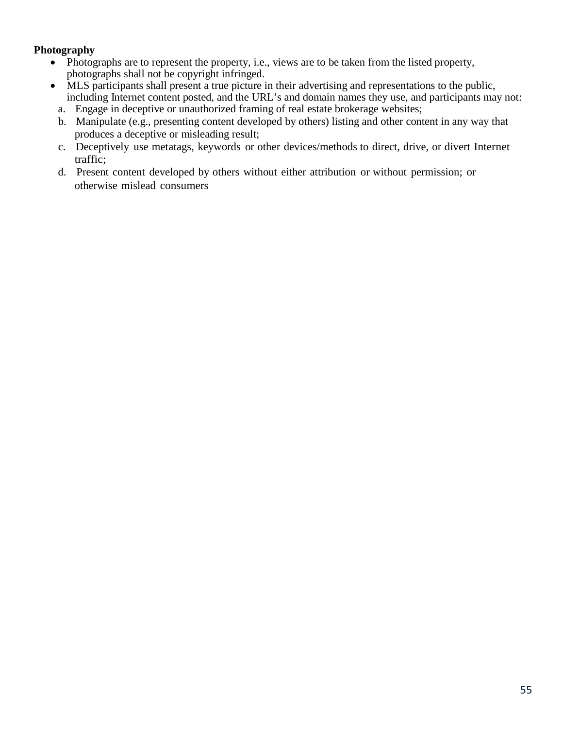**Photography**

- Photographs are to represent the property, i.e., views are to be taken from the listed property, photographs shall not be copyright infringed.
- MLS participants shall present a true picture in their advertising and representations to the public, including Internet content posted, and the URL's and domain names they use, and participants may not:
  a. Engage in deceptive or unauthorized framing of real estate brokerage websites;
  b. Manipulate (e.g., presenting content developed by others) listing and other content in any way that produces a deceptive or misleading result;
  c. Deceptively use metatags, keywords or other devices/methods to direct, drive, or divert Internet traffic;
  d. Present content developed by others without either attribution or without permission; or otherwise mislead consumers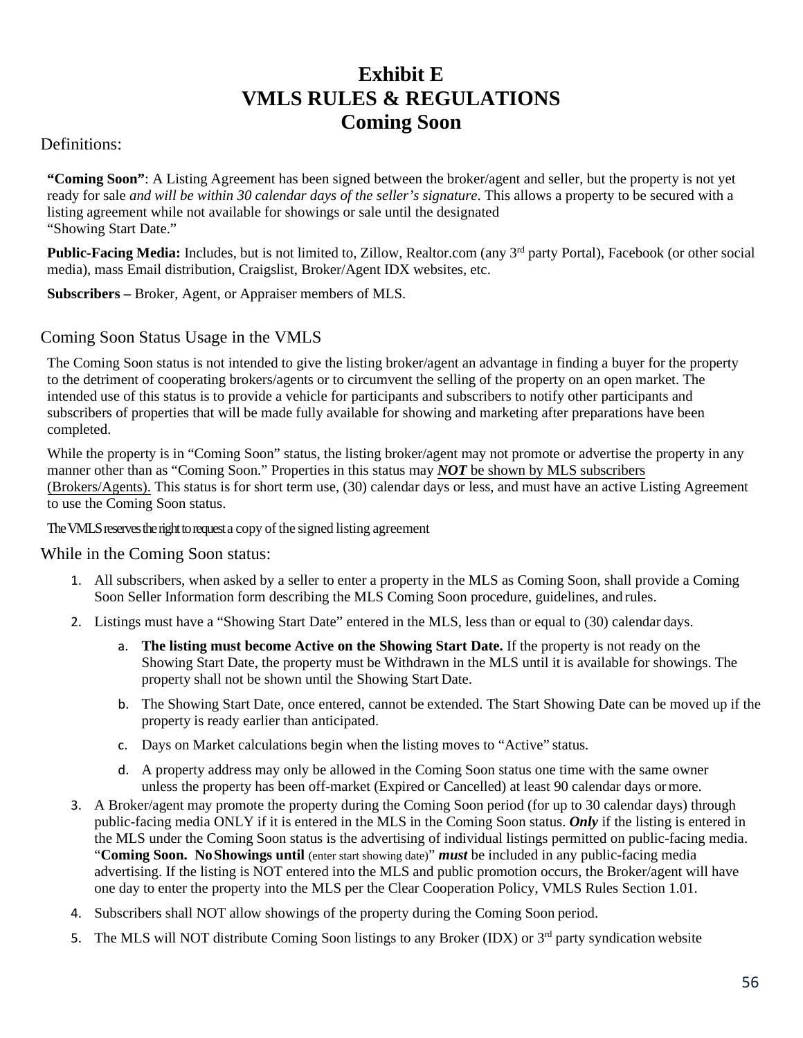# Exhibit E
# VMLS RULES & REGULATIONS
# Coming Soon

## Definitions:

**"Coming Soon"**: A Listing Agreement has been signed between the broker/agent and seller, but the property is not yet ready for sale *and will be within 30 calendar days of the seller's signature*. This allows a property to be secured with a listing agreement while not available for showings or sale until the designated "Showing Start Date."

**Public-Facing Media:** Includes, but is not limited to, Zillow, Realtor.com (any 3rd party Portal), Facebook (or other social media), mass Email distribution, Craigslist, Broker/Agent IDX websites, etc.

**Subscribers –** Broker, Agent, or Appraiser members of MLS.

## Coming Soon Status Usage in the VMLS

The Coming Soon status is not intended to give the listing broker/agent an advantage in finding a buyer for the property to the detriment of cooperating brokers/agents or to circumvent the selling of the property on an open market. The intended use of this status is to provide a vehicle for participants and subscribers to notify other participants and subscribers of properties that will be made fully available for showing and marketing after preparations have been completed.

While the property is in "Coming Soon" status, the listing broker/agent may not promote or advertise the property in any manner other than as "Coming Soon." Properties in this status may ***NOT*** be shown by MLS subscribers (Brokers/Agents). This status is for short term use, (30) calendar days or less, and must have an active Listing Agreement to use the Coming Soon status.

The VMLS reserves the right to request a copy of the signed listing agreement

## While in the Coming Soon status:

1. All subscribers, when asked by a seller to enter a property in the MLS as Coming Soon, shall provide a Coming Soon Seller Information form describing the MLS Coming Soon procedure, guidelines, and rules.
2. Listings must have a "Showing Start Date" entered in the MLS, less than or equal to (30) calendar days.
   a. **The listing must become Active on the Showing Start Date.** If the property is not ready on the Showing Start Date, the property must be Withdrawn in the MLS until it is available for showings. The property shall not be shown until the Showing Start Date.
   b. The Showing Start Date, once entered, cannot be extended. The Start Showing Date can be moved up if the property is ready earlier than anticipated.
   c. Days on Market calculations begin when the listing moves to "Active" status.
   d. A property address may only be allowed in the Coming Soon status one time with the same owner unless the property has been off-market (Expired or Cancelled) at least 90 calendar days or more.
3. A Broker/agent may promote the property during the Coming Soon period (for up to 30 calendar days) through public-facing media ONLY if it is entered in the MLS in the Coming Soon status. ***Only*** if the listing is entered in the MLS under the Coming Soon status is the advertising of individual listings permitted on public-facing media. "**Coming Soon. No Showings until** (enter start showing date)" ***must*** be included in any public-facing media advertising. If the listing is NOT entered into the MLS and public promotion occurs, the Broker/agent will have one day to enter the property into the MLS per the Clear Cooperation Policy, VMLS Rules Section 1.01.
4. Subscribers shall NOT allow showings of the property during the Coming Soon period.
5. The MLS will NOT distribute Coming Soon listings to any Broker (IDX) or 3rd party syndication website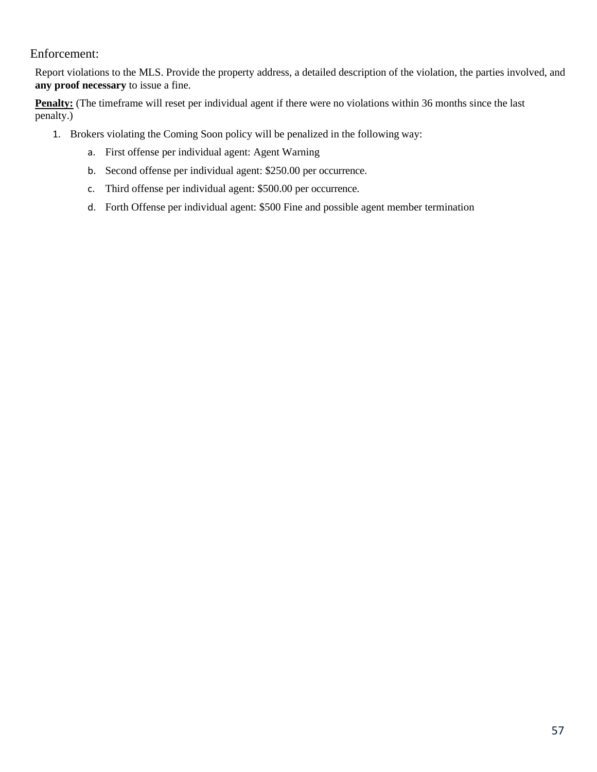## Enforcement:

Report violations to the MLS. Provide the property address, a detailed description of the violation, the parties involved, and **any proof necessary** to issue a fine.

**<u>Penalty:</u>** (The timeframe will reset per individual agent if there were no violations within 36 months since the last penalty.)

1. Brokers violating the Coming Soon policy will be penalized in the following way:
   a. First offense per individual agent: Agent Warning
   b. Second offense per individual agent: $250.00 per occurrence.
   c. Third offense per individual agent: $500.00 per occurrence.
   d. Forth Offense per individual agent: $500 Fine and possible agent member termination